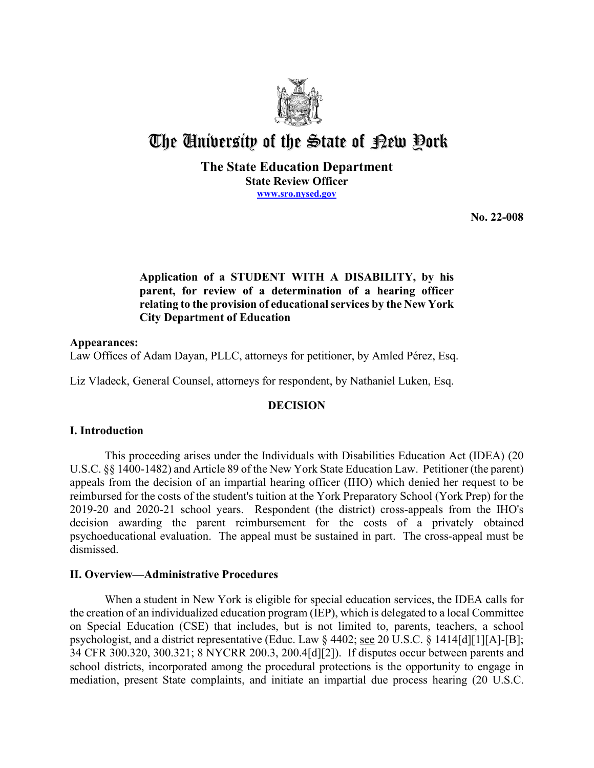# The University of the State of New York

**The State Education Department**
**State Review Officer**
**www.sro.nysed.gov**

**No. 22-008**

**Application of a STUDENT WITH A DISABILITY, by his parent, for review of a determination of a hearing officer relating to the provision of educational services by the New York City Department of Education**

**Appearances:**
Law Offices of Adam Dayan, PLLC, attorneys for petitioner, by Amled Pérez, Esq.

Liz Vladeck, General Counsel, attorneys for respondent, by Nathaniel Luken, Esq.

## DECISION

### I. Introduction

This proceeding arises under the Individuals with Disabilities Education Act (IDEA) (20 U.S.C. §§ 1400-1482) and Article 89 of the New York State Education Law. Petitioner (the parent) appeals from the decision of an impartial hearing officer (IHO) which denied her request to be reimbursed for the costs of the student's tuition at the York Preparatory School (York Prep) for the 2019-20 and 2020-21 school years. Respondent (the district) cross-appeals from the IHO's decision awarding the parent reimbursement for the costs of a privately obtained psychoeducational evaluation. The appeal must be sustained in part. The cross-appeal must be dismissed.

### II. Overview—Administrative Procedures

When a student in New York is eligible for special education services, the IDEA calls for the creation of an individualized education program (IEP), which is delegated to a local Committee on Special Education (CSE) that includes, but is not limited to, parents, teachers, a school psychologist, and a district representative (Educ. Law § 4402; see 20 U.S.C. § 1414[d][1][A]-[B]; 34 CFR 300.320, 300.321; 8 NYCRR 200.3, 200.4[d][2]). If disputes occur between parents and school districts, incorporated among the procedural protections is the opportunity to engage in mediation, present State complaints, and initiate an impartial due process hearing (20 U.S.C.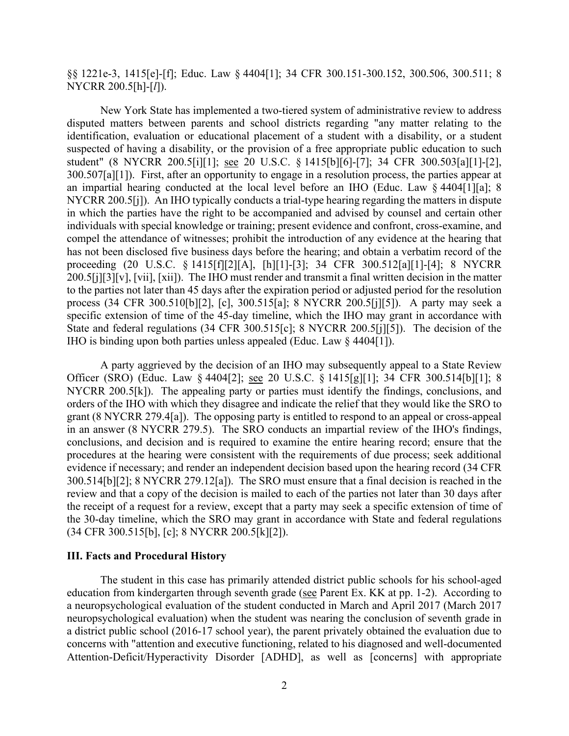§§ 1221e-3, 1415[e]-[f]; Educ. Law § 4404[1]; 34 CFR 300.151-300.152, 300.506, 300.511; 8 NYCRR 200.5[h]-[*l*]).

New York State has implemented a two-tiered system of administrative review to address disputed matters between parents and school districts regarding "any matter relating to the identification, evaluation or educational placement of a student with a disability, or a student suspected of having a disability, or the provision of a free appropriate public education to such student" (8 NYCRR 200.5[i][1]; see 20 U.S.C. § 1415[b][6]-[7]; 34 CFR 300.503[a][1]-[2], 300.507[a][1]). First, after an opportunity to engage in a resolution process, the parties appear at an impartial hearing conducted at the local level before an IHO (Educ. Law § 4404[1][a]; 8 NYCRR 200.5[j]). An IHO typically conducts a trial-type hearing regarding the matters in dispute in which the parties have the right to be accompanied and advised by counsel and certain other individuals with special knowledge or training; present evidence and confront, cross-examine, and compel the attendance of witnesses; prohibit the introduction of any evidence at the hearing that has not been disclosed five business days before the hearing; and obtain a verbatim record of the proceeding (20 U.S.C. § 1415[f][2][A], [h][1]-[3]; 34 CFR 300.512[a][1]-[4]; 8 NYCRR 200.5[j][3][v], [vii], [xii]). The IHO must render and transmit a final written decision in the matter to the parties not later than 45 days after the expiration period or adjusted period for the resolution process (34 CFR 300.510[b][2], [c], 300.515[a]; 8 NYCRR 200.5[j][5]). A party may seek a specific extension of time of the 45-day timeline, which the IHO may grant in accordance with State and federal regulations (34 CFR 300.515[c]; 8 NYCRR 200.5[j][5]). The decision of the IHO is binding upon both parties unless appealed (Educ. Law § 4404[1]).

A party aggrieved by the decision of an IHO may subsequently appeal to a State Review Officer (SRO) (Educ. Law § 4404[2]; see 20 U.S.C. § 1415[g][1]; 34 CFR 300.514[b][1]; 8 NYCRR 200.5[k]). The appealing party or parties must identify the findings, conclusions, and orders of the IHO with which they disagree and indicate the relief that they would like the SRO to grant (8 NYCRR 279.4[a]). The opposing party is entitled to respond to an appeal or cross-appeal in an answer (8 NYCRR 279.5). The SRO conducts an impartial review of the IHO's findings, conclusions, and decision and is required to examine the entire hearing record; ensure that the procedures at the hearing were consistent with the requirements of due process; seek additional evidence if necessary; and render an independent decision based upon the hearing record (34 CFR 300.514[b][2]; 8 NYCRR 279.12[a]). The SRO must ensure that a final decision is reached in the review and that a copy of the decision is mailed to each of the parties not later than 30 days after the receipt of a request for a review, except that a party may seek a specific extension of time of the 30-day timeline, which the SRO may grant in accordance with State and federal regulations (34 CFR 300.515[b], [c]; 8 NYCRR 200.5[k][2]).

## III. Facts and Procedural History

The student in this case has primarily attended district public schools for his school-aged education from kindergarten through seventh grade (see Parent Ex. KK at pp. 1-2). According to a neuropsychological evaluation of the student conducted in March and April 2017 (March 2017 neuropsychological evaluation) when the student was nearing the conclusion of seventh grade in a district public school (2016-17 school year), the parent privately obtained the evaluation due to concerns with "attention and executive functioning, related to his diagnosed and well-documented Attention-Deficit/Hyperactivity Disorder [ADHD], as well as [concerns] with appropriate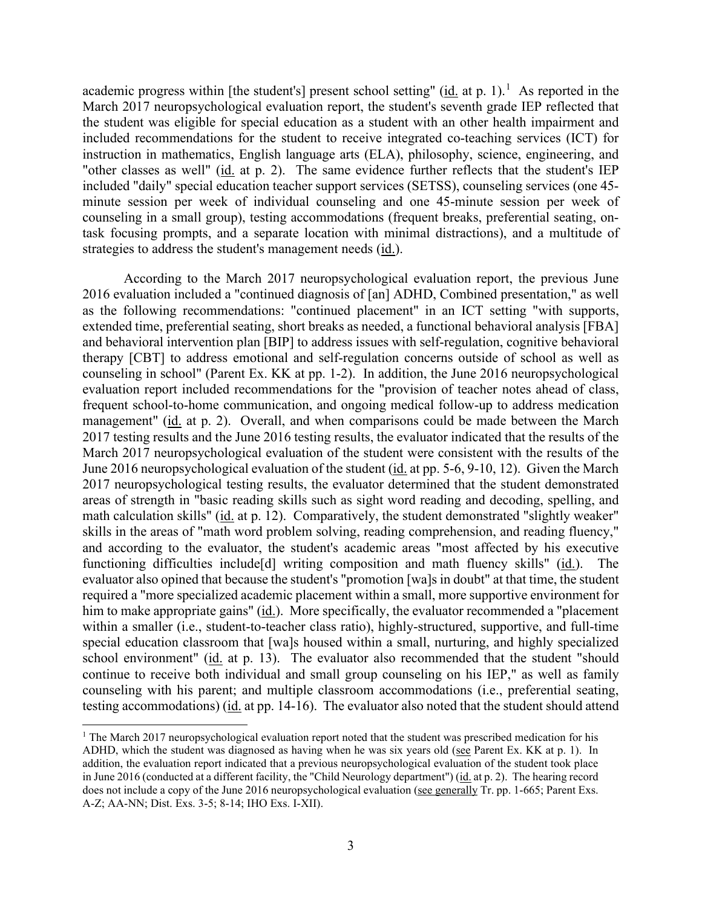academic progress within [the student's] present school setting" (id. at p. 1).[1] As reported in the March 2017 neuropsychological evaluation report, the student's seventh grade IEP reflected that the student was eligible for special education as a student with an other health impairment and included recommendations for the student to receive integrated co-teaching services (ICT) for instruction in mathematics, English language arts (ELA), philosophy, science, engineering, and "other classes as well" (id. at p. 2). The same evidence further reflects that the student's IEP included "daily" special education teacher support services (SETSS), counseling services (one 45-minute session per week of individual counseling and one 45-minute session per week of counseling in a small group), testing accommodations (frequent breaks, preferential seating, on-task focusing prompts, and a separate location with minimal distractions), and a multitude of strategies to address the student's management needs (id.).

According to the March 2017 neuropsychological evaluation report, the previous June 2016 evaluation included a "continued diagnosis of [an] ADHD, Combined presentation," as well as the following recommendations: "continued placement" in an ICT setting "with supports, extended time, preferential seating, short breaks as needed, a functional behavioral analysis [FBA] and behavioral intervention plan [BIP] to address issues with self-regulation, cognitive behavioral therapy [CBT] to address emotional and self-regulation concerns outside of school as well as counseling in school" (Parent Ex. KK at pp. 1-2). In addition, the June 2016 neuropsychological evaluation report included recommendations for the "provision of teacher notes ahead of class, frequent school-to-home communication, and ongoing medical follow-up to address medication management" (id. at p. 2). Overall, and when comparisons could be made between the March 2017 testing results and the June 2016 testing results, the evaluator indicated that the results of the March 2017 neuropsychological evaluation of the student were consistent with the results of the June 2016 neuropsychological evaluation of the student (id. at pp. 5-6, 9-10, 12). Given the March 2017 neuropsychological testing results, the evaluator determined that the student demonstrated areas of strength in "basic reading skills such as sight word reading and decoding, spelling, and math calculation skills" (id. at p. 12). Comparatively, the student demonstrated "slightly weaker" skills in the areas of "math word problem solving, reading comprehension, and reading fluency," and according to the evaluator, the student's academic areas "most affected by his executive functioning difficulties include[d] writing composition and math fluency skills" (id.). The evaluator also opined that because the student's "promotion [wa]s in doubt" at that time, the student required a "more specialized academic placement within a small, more supportive environment for him to make appropriate gains" (id.). More specifically, the evaluator recommended a "placement within a smaller (i.e., student-to-teacher class ratio), highly-structured, supportive, and full-time special education classroom that [wa]s housed within a small, nurturing, and highly specialized school environment" (id. at p. 13). The evaluator also recommended that the student "should continue to receive both individual and small group counseling on his IEP," as well as family counseling with his parent; and multiple classroom accommodations (i.e., preferential seating, testing accommodations) (id. at pp. 14-16). The evaluator also noted that the student should attend

[1] The March 2017 neuropsychological evaluation report noted that the student was prescribed medication for his ADHD, which the student was diagnosed as having when he was six years old (see Parent Ex. KK at p. 1). In addition, the evaluation report indicated that a previous neuropsychological evaluation of the student took place in June 2016 (conducted at a different facility, the "Child Neurology department") (id. at p. 2). The hearing record does not include a copy of the June 2016 neuropsychological evaluation (see generally Tr. pp. 1-665; Parent Exs. A-Z; AA-NN; Dist. Exs. 3-5; 8-14; IHO Exs. I-XII).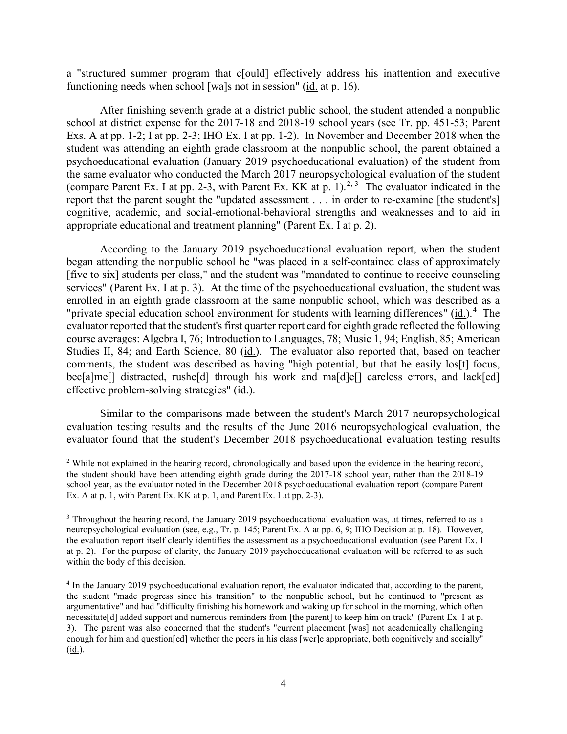a "structured summer program that c[ould] effectively address his inattention and executive functioning needs when school [wa]s not in session" (id. at p. 16).

After finishing seventh grade at a district public school, the student attended a nonpublic school at district expense for the 2017-18 and 2018-19 school years (see Tr. pp. 451-53; Parent Exs. A at pp. 1-2; I at pp. 2-3; IHO Ex. I at pp. 1-2). In November and December 2018 when the student was attending an eighth grade classroom at the nonpublic school, the parent obtained a psychoeducational evaluation (January 2019 psychoeducational evaluation) of the student from the same evaluator who conducted the March 2017 neuropsychological evaluation of the student (compare Parent Ex. I at pp. 2-3, with Parent Ex. KK at p. 1).[2, 3] The evaluator indicated in the report that the parent sought the "updated assessment . . . in order to re-examine [the student's] cognitive, academic, and social-emotional-behavioral strengths and weaknesses and to aid in appropriate educational and treatment planning" (Parent Ex. I at p. 2).

According to the January 2019 psychoeducational evaluation report, when the student began attending the nonpublic school he "was placed in a self-contained class of approximately [five to six] students per class," and the student was "mandated to continue to receive counseling services" (Parent Ex. I at p. 3). At the time of the psychoeducational evaluation, the student was enrolled in an eighth grade classroom at the same nonpublic school, which was described as a "private special education school environment for students with learning differences" (id.).[4] The evaluator reported that the student's first quarter report card for eighth grade reflected the following course averages: Algebra I, 76; Introduction to Languages, 78; Music 1, 94; English, 85; American Studies II, 84; and Earth Science, 80 (id.). The evaluator also reported that, based on teacher comments, the student was described as having "high potential, but that he easily los[t] focus, bec[a]me[] distracted, rushe[d] through his work and ma[d]e[] careless errors, and lack[ed] effective problem-solving strategies" (id.).

Similar to the comparisons made between the student's March 2017 neuropsychological evaluation testing results and the results of the June 2016 neuropsychological evaluation, the evaluator found that the student's December 2018 psychoeducational evaluation testing results

[2] While not explained in the hearing record, chronologically and based upon the evidence in the hearing record, the student should have been attending eighth grade during the 2017-18 school year, rather than the 2018-19 school year, as the evaluator noted in the December 2018 psychoeducational evaluation report (compare Parent Ex. A at p. 1, with Parent Ex. KK at p. 1, and Parent Ex. I at pp. 2-3).

[3] Throughout the hearing record, the January 2019 psychoeducational evaluation was, at times, referred to as a neuropsychological evaluation (see, e.g., Tr. p. 145; Parent Ex. A at pp. 6, 9; IHO Decision at p. 18). However, the evaluation report itself clearly identifies the assessment as a psychoeducational evaluation (see Parent Ex. I at p. 2). For the purpose of clarity, the January 2019 psychoeducational evaluation will be referred to as such within the body of this decision.

[4] In the January 2019 psychoeducational evaluation report, the evaluator indicated that, according to the parent, the student "made progress since his transition" to the nonpublic school, but he continued to "present as argumentative" and had "difficulty finishing his homework and waking up for school in the morning, which often necessitate[d] added support and numerous reminders from [the parent] to keep him on track" (Parent Ex. I at p. 3). The parent was also concerned that the student's "current placement [was] not academically challenging enough for him and question[ed] whether the peers in his class [wer]e appropriate, both cognitively and socially" (id.).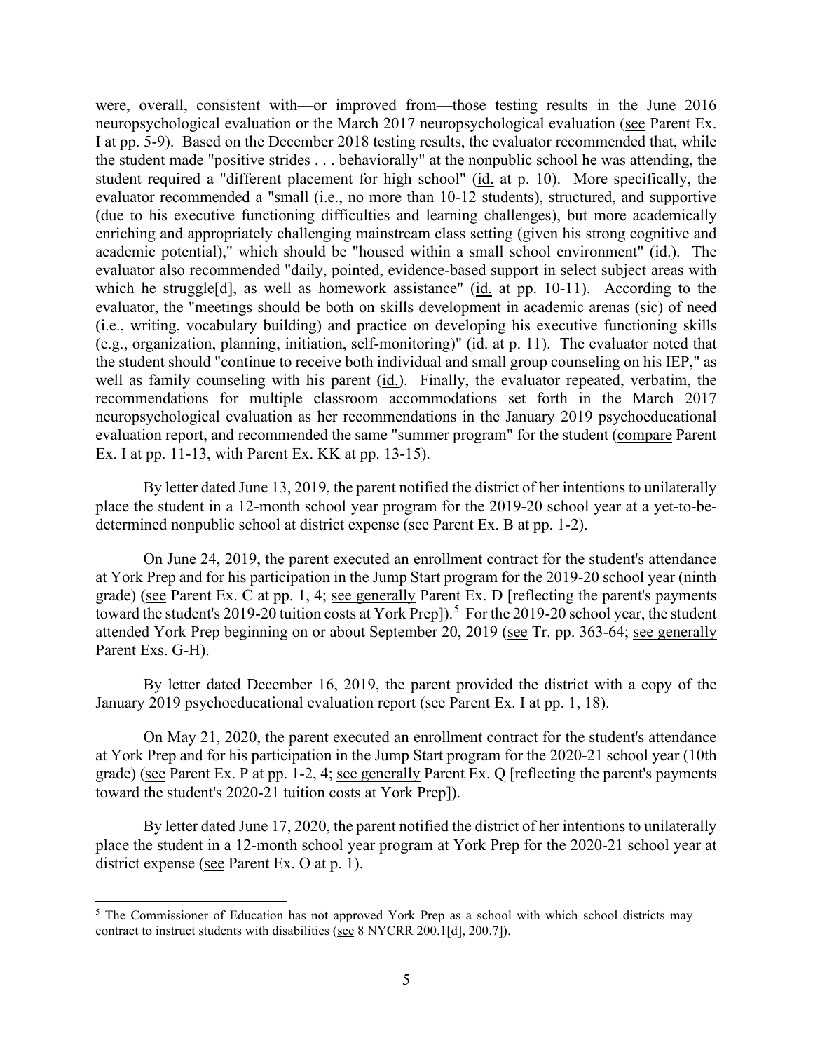were, overall, consistent with—or improved from—those testing results in the June 2016 neuropsychological evaluation or the March 2017 neuropsychological evaluation (see Parent Ex. I at pp. 5-9). Based on the December 2018 testing results, the evaluator recommended that, while the student made "positive strides . . . behaviorally" at the nonpublic school he was attending, the student required a "different placement for high school" (id. at p. 10). More specifically, the evaluator recommended a "small (i.e., no more than 10-12 students), structured, and supportive (due to his executive functioning difficulties and learning challenges), but more academically enriching and appropriately challenging mainstream class setting (given his strong cognitive and academic potential)," which should be "housed within a small school environment" (id.). The evaluator also recommended "daily, pointed, evidence-based support in select subject areas with which he struggle[d], as well as homework assistance" (id. at pp. 10-11). According to the evaluator, the "meetings should be both on skills development in academic arenas (sic) of need (i.e., writing, vocabulary building) and practice on developing his executive functioning skills (e.g., organization, planning, initiation, self-monitoring)" (id. at p. 11). The evaluator noted that the student should "continue to receive both individual and small group counseling on his IEP," as well as family counseling with his parent (id.). Finally, the evaluator repeated, verbatim, the recommendations for multiple classroom accommodations set forth in the March 2017 neuropsychological evaluation as her recommendations in the January 2019 psychoeducational evaluation report, and recommended the same "summer program" for the student (compare Parent Ex. I at pp. 11-13, with Parent Ex. KK at pp. 13-15).

By letter dated June 13, 2019, the parent notified the district of her intentions to unilaterally place the student in a 12-month school year program for the 2019-20 school year at a yet-to-be-determined nonpublic school at district expense (see Parent Ex. B at pp. 1-2).

On June 24, 2019, the parent executed an enrollment contract for the student's attendance at York Prep and for his participation in the Jump Start program for the 2019-20 school year (ninth grade) (see Parent Ex. C at pp. 1, 4; see generally Parent Ex. D [reflecting the parent's payments toward the student's 2019-20 tuition costs at York Prep]).[5] For the 2019-20 school year, the student attended York Prep beginning on or about September 20, 2019 (see Tr. pp. 363-64; see generally Parent Exs. G-H).

By letter dated December 16, 2019, the parent provided the district with a copy of the January 2019 psychoeducational evaluation report (see Parent Ex. I at pp. 1, 18).

On May 21, 2020, the parent executed an enrollment contract for the student's attendance at York Prep and for his participation in the Jump Start program for the 2020-21 school year (10th grade) (see Parent Ex. P at pp. 1-2, 4; see generally Parent Ex. Q [reflecting the parent's payments toward the student's 2020-21 tuition costs at York Prep]).

By letter dated June 17, 2020, the parent notified the district of her intentions to unilaterally place the student in a 12-month school year program at York Prep for the 2020-21 school year at district expense (see Parent Ex. O at p. 1).

[5] The Commissioner of Education has not approved York Prep as a school with which school districts may contract to instruct students with disabilities (see 8 NYCRR 200.1[d], 200.7]).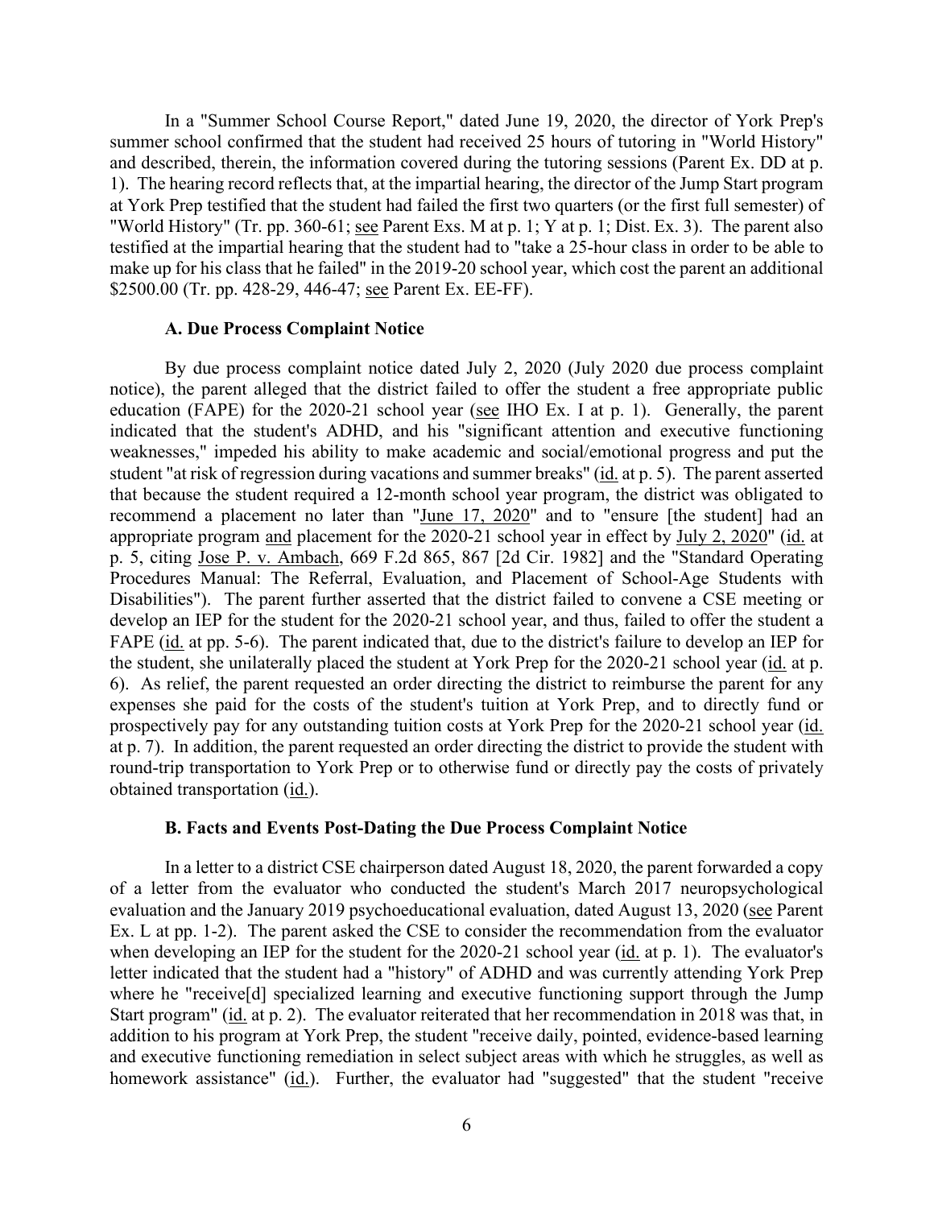In a "Summer School Course Report," dated June 19, 2020, the director of York Prep's summer school confirmed that the student had received 25 hours of tutoring in "World History" and described, therein, the information covered during the tutoring sessions (Parent Ex. DD at p. 1). The hearing record reflects that, at the impartial hearing, the director of the Jump Start program at York Prep testified that the student had failed the first two quarters (or the first full semester) of "World History" (Tr. pp. 360-61; see Parent Exs. M at p. 1; Y at p. 1; Dist. Ex. 3). The parent also testified at the impartial hearing that the student had to "take a 25-hour class in order to be able to make up for his class that he failed" in the 2019-20 school year, which cost the parent an additional $2500.00 (Tr. pp. 428-29, 446-47; see Parent Ex. EE-FF).

### A. Due Process Complaint Notice

By due process complaint notice dated July 2, 2020 (July 2020 due process complaint notice), the parent alleged that the district failed to offer the student a free appropriate public education (FAPE) for the 2020-21 school year (see IHO Ex. I at p. 1). Generally, the parent indicated that the student's ADHD, and his "significant attention and executive functioning weaknesses," impeded his ability to make academic and social/emotional progress and put the student "at risk of regression during vacations and summer breaks" (id. at p. 5). The parent asserted that because the student required a 12-month school year program, the district was obligated to recommend a placement no later than "June 17, 2020" and to "ensure [the student] had an appropriate program and placement for the 2020-21 school year in effect by July 2, 2020" (id. at p. 5, citing Jose P. v. Ambach, 669 F.2d 865, 867 [2d Cir. 1982] and the "Standard Operating Procedures Manual: The Referral, Evaluation, and Placement of School-Age Students with Disabilities"). The parent further asserted that the district failed to convene a CSE meeting or develop an IEP for the student for the 2020-21 school year, and thus, failed to offer the student a FAPE (id. at pp. 5-6). The parent indicated that, due to the district's failure to develop an IEP for the student, she unilaterally placed the student at York Prep for the 2020-21 school year (id. at p. 6). As relief, the parent requested an order directing the district to reimburse the parent for any expenses she paid for the costs of the student's tuition at York Prep, and to directly fund or prospectively pay for any outstanding tuition costs at York Prep for the 2020-21 school year (id. at p. 7). In addition, the parent requested an order directing the district to provide the student with round-trip transportation to York Prep or to otherwise fund or directly pay the costs of privately obtained transportation (id.).

### B. Facts and Events Post-Dating the Due Process Complaint Notice

In a letter to a district CSE chairperson dated August 18, 2020, the parent forwarded a copy of a letter from the evaluator who conducted the student's March 2017 neuropsychological evaluation and the January 2019 psychoeducational evaluation, dated August 13, 2020 (see Parent Ex. L at pp. 1-2). The parent asked the CSE to consider the recommendation from the evaluator when developing an IEP for the student for the 2020-21 school year (id. at p. 1). The evaluator's letter indicated that the student had a "history" of ADHD and was currently attending York Prep where he "receive[d] specialized learning and executive functioning support through the Jump Start program" (id. at p. 2). The evaluator reiterated that her recommendation in 2018 was that, in addition to his program at York Prep, the student "receive daily, pointed, evidence-based learning and executive functioning remediation in select subject areas with which he struggles, as well as homework assistance" (id.). Further, the evaluator had "suggested" that the student "receive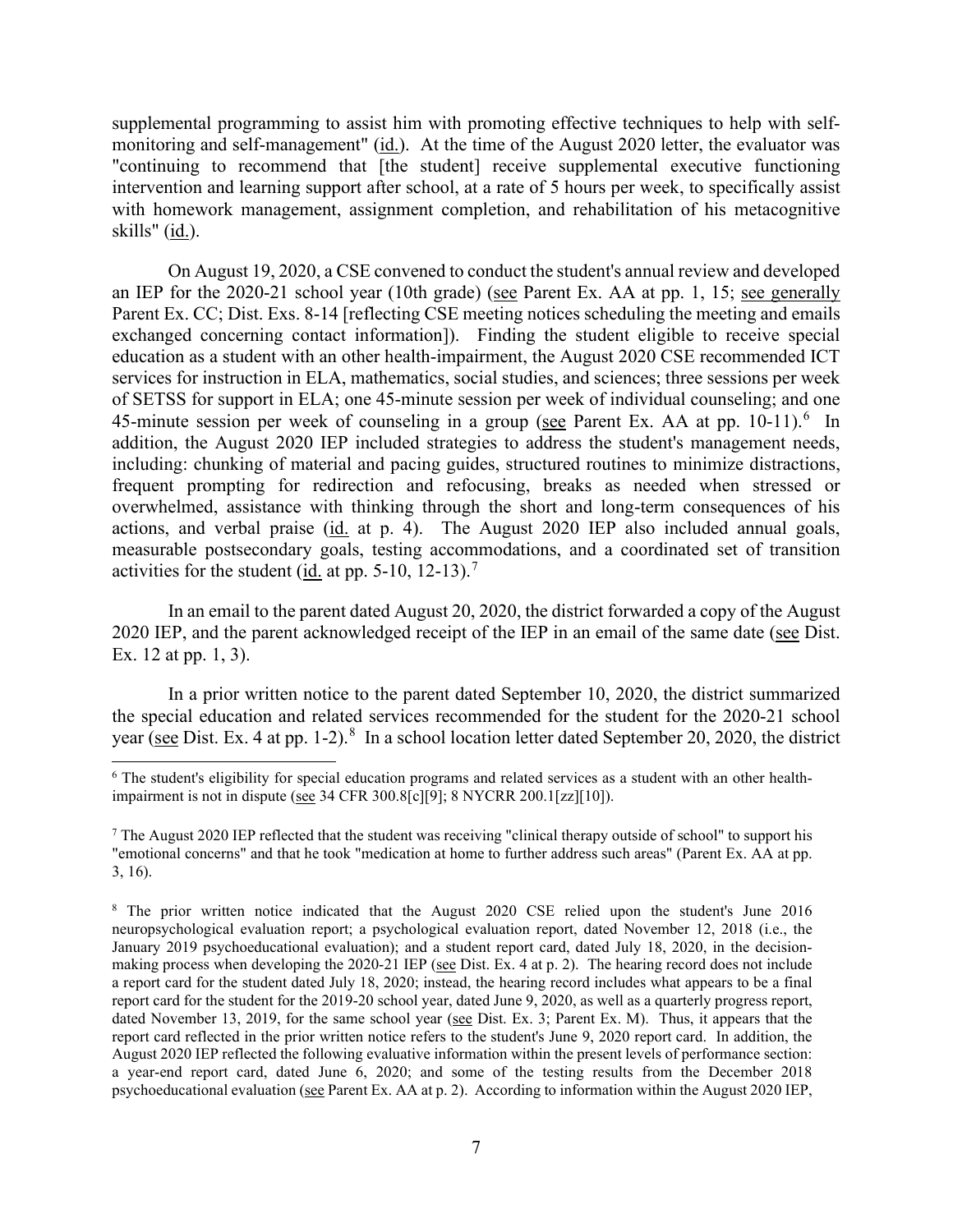supplemental programming to assist him with promoting effective techniques to help with self-monitoring and self-management" (id.). At the time of the August 2020 letter, the evaluator was "continuing to recommend that [the student] receive supplemental executive functioning intervention and learning support after school, at a rate of 5 hours per week, to specifically assist with homework management, assignment completion, and rehabilitation of his metacognitive skills" (id.).

On August 19, 2020, a CSE convened to conduct the student's annual review and developed an IEP for the 2020-21 school year (10th grade) (see Parent Ex. AA at pp. 1, 15; see generally Parent Ex. CC; Dist. Exs. 8-14 [reflecting CSE meeting notices scheduling the meeting and emails exchanged concerning contact information]). Finding the student eligible to receive special education as a student with an other health-impairment, the August 2020 CSE recommended ICT services for instruction in ELA, mathematics, social studies, and sciences; three sessions per week of SETSS for support in ELA; one 45-minute session per week of individual counseling; and one 45-minute session per week of counseling in a group (see Parent Ex. AA at pp. 10-11).[6] In addition, the August 2020 IEP included strategies to address the student's management needs, including: chunking of material and pacing guides, structured routines to minimize distractions, frequent prompting for redirection and refocusing, breaks as needed when stressed or overwhelmed, assistance with thinking through the short and long-term consequences of his actions, and verbal praise (id. at p. 4). The August 2020 IEP also included annual goals, measurable postsecondary goals, testing accommodations, and a coordinated set of transition activities for the student (id. at pp. 5-10, 12-13).[7]

In an email to the parent dated August 20, 2020, the district forwarded a copy of the August 2020 IEP, and the parent acknowledged receipt of the IEP in an email of the same date (see Dist. Ex. 12 at pp. 1, 3).

In a prior written notice to the parent dated September 10, 2020, the district summarized the special education and related services recommended for the student for the 2020-21 school year (see Dist. Ex. 4 at pp. 1-2).[8] In a school location letter dated September 20, 2020, the district

---

[6] The student's eligibility for special education programs and related services as a student with an other health-impairment is not in dispute (see 34 CFR 300.8[c][9]; 8 NYCRR 200.1[zz][10]).

[7] The August 2020 IEP reflected that the student was receiving "clinical therapy outside of school" to support his "emotional concerns" and that he took "medication at home to further address such areas" (Parent Ex. AA at pp. 3, 16).

[8] The prior written notice indicated that the August 2020 CSE relied upon the student's June 2016 neuropsychological evaluation report; a psychological evaluation report, dated November 12, 2018 (i.e., the January 2019 psychoeducational evaluation); and a student report card, dated July 18, 2020, in the decision-making process when developing the 2020-21 IEP (see Dist. Ex. 4 at p. 2). The hearing record does not include a report card for the student dated July 18, 2020; instead, the hearing record includes what appears to be a final report card for the student for the 2019-20 school year, dated June 9, 2020, as well as a quarterly progress report, dated November 13, 2019, for the same school year (see Dist. Ex. 3; Parent Ex. M). Thus, it appears that the report card reflected in the prior written notice refers to the student's June 9, 2020 report card. In addition, the August 2020 IEP reflected the following evaluative information within the present levels of performance section: a year-end report card, dated June 6, 2020; and some of the testing results from the December 2018 psychoeducational evaluation (see Parent Ex. AA at p. 2). According to information within the August 2020 IEP,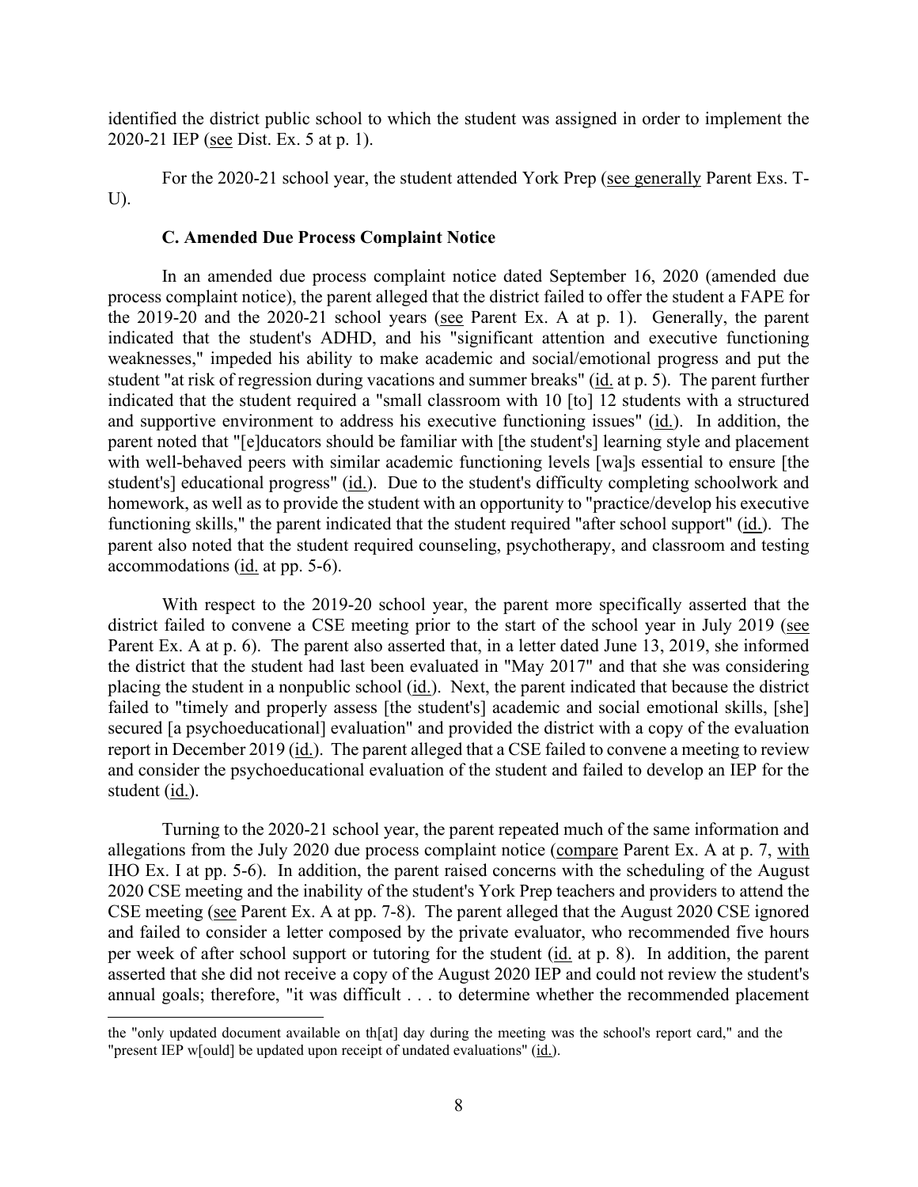identified the district public school to which the student was assigned in order to implement the 2020-21 IEP (see Dist. Ex. 5 at p. 1).

For the 2020-21 school year, the student attended York Prep (see generally Parent Exs. T-U).

### C. Amended Due Process Complaint Notice

In an amended due process complaint notice dated September 16, 2020 (amended due process complaint notice), the parent alleged that the district failed to offer the student a FAPE for the 2019-20 and the 2020-21 school years (see Parent Ex. A at p. 1). Generally, the parent indicated that the student's ADHD, and his "significant attention and executive functioning weaknesses," impeded his ability to make academic and social/emotional progress and put the student "at risk of regression during vacations and summer breaks" (id. at p. 5). The parent further indicated that the student required a "small classroom with 10 [to] 12 students with a structured and supportive environment to address his executive functioning issues" (id.). In addition, the parent noted that "[e]ducators should be familiar with [the student's] learning style and placement with well-behaved peers with similar academic functioning levels [wa]s essential to ensure [the student's] educational progress" (id.). Due to the student's difficulty completing schoolwork and homework, as well as to provide the student with an opportunity to "practice/develop his executive functioning skills," the parent indicated that the student required "after school support" (id.). The parent also noted that the student required counseling, psychotherapy, and classroom and testing accommodations (id. at pp. 5-6).

With respect to the 2019-20 school year, the parent more specifically asserted that the district failed to convene a CSE meeting prior to the start of the school year in July 2019 (see Parent Ex. A at p. 6). The parent also asserted that, in a letter dated June 13, 2019, she informed the district that the student had last been evaluated in "May 2017" and that she was considering placing the student in a nonpublic school (id.). Next, the parent indicated that because the district failed to "timely and properly assess [the student's] academic and social emotional skills, [she] secured [a psychoeducational] evaluation" and provided the district with a copy of the evaluation report in December 2019 (id.). The parent alleged that a CSE failed to convene a meeting to review and consider the psychoeducational evaluation of the student and failed to develop an IEP for the student (id.).

Turning to the 2020-21 school year, the parent repeated much of the same information and allegations from the July 2020 due process complaint notice (compare Parent Ex. A at p. 7, with IHO Ex. I at pp. 5-6). In addition, the parent raised concerns with the scheduling of the August 2020 CSE meeting and the inability of the student's York Prep teachers and providers to attend the CSE meeting (see Parent Ex. A at pp. 7-8). The parent alleged that the August 2020 CSE ignored and failed to consider a letter composed by the private evaluator, who recommended five hours per week of after school support or tutoring for the student (id. at p. 8). In addition, the parent asserted that she did not receive a copy of the August 2020 IEP and could not review the student's annual goals; therefore, "it was difficult . . . to determine whether the recommended placement

---

the "only updated document available on th[at] day during the meeting was the school's report card," and the "present IEP w[ould] be updated upon receipt of undated evaluations" (id.).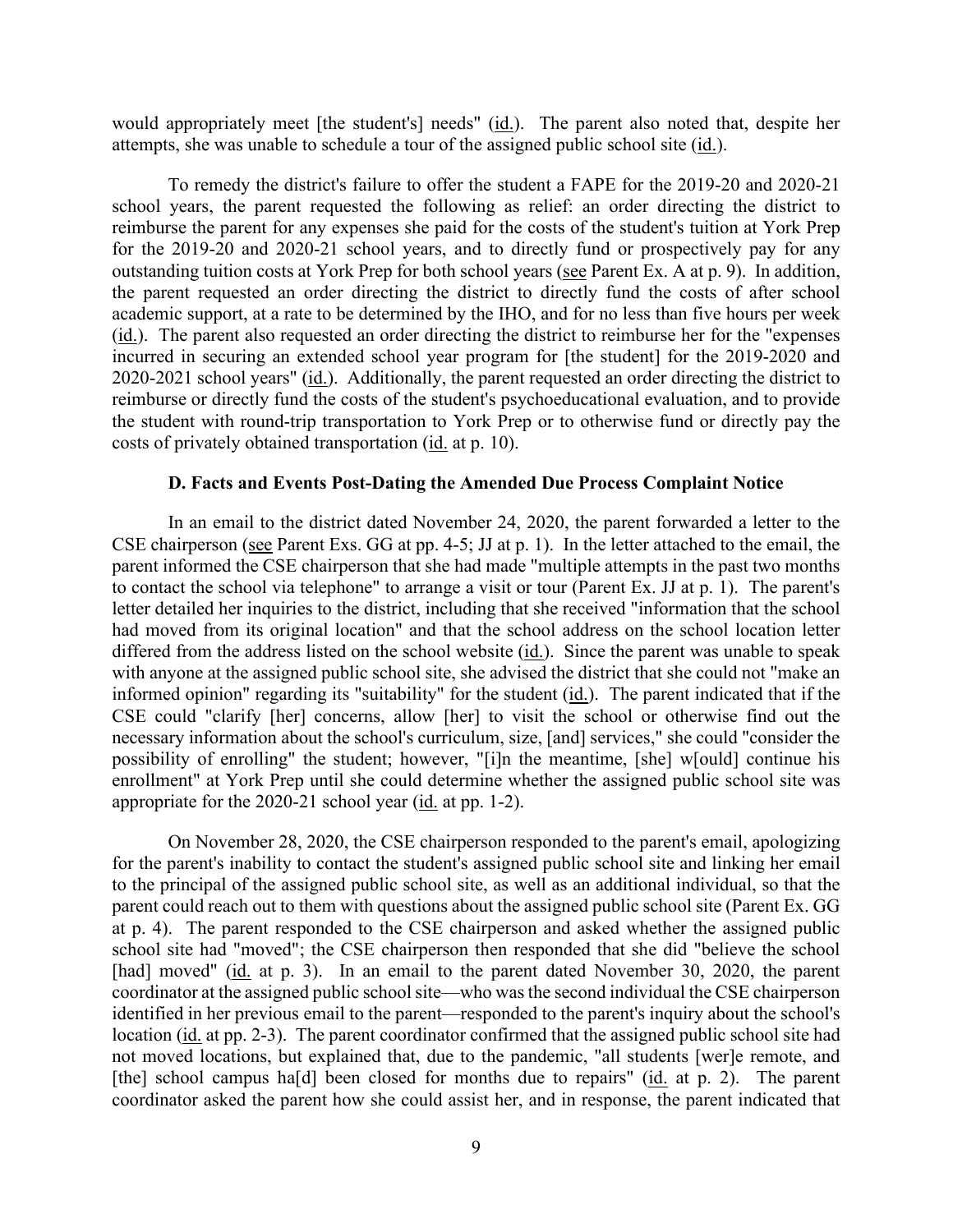would appropriately meet [the student's] needs" (id.). The parent also noted that, despite her attempts, she was unable to schedule a tour of the assigned public school site (id.).

To remedy the district's failure to offer the student a FAPE for the 2019-20 and 2020-21 school years, the parent requested the following as relief: an order directing the district to reimburse the parent for any expenses she paid for the costs of the student's tuition at York Prep for the 2019-20 and 2020-21 school years, and to directly fund or prospectively pay for any outstanding tuition costs at York Prep for both school years (see Parent Ex. A at p. 9). In addition, the parent requested an order directing the district to directly fund the costs of after school academic support, at a rate to be determined by the IHO, and for no less than five hours per week (id.). The parent also requested an order directing the district to reimburse her for the "expenses incurred in securing an extended school year program for [the student] for the 2019-2020 and 2020-2021 school years" (id.). Additionally, the parent requested an order directing the district to reimburse or directly fund the costs of the student's psychoeducational evaluation, and to provide the student with round-trip transportation to York Prep or to otherwise fund or directly pay the costs of privately obtained transportation (id. at p. 10).

### D. Facts and Events Post-Dating the Amended Due Process Complaint Notice

In an email to the district dated November 24, 2020, the parent forwarded a letter to the CSE chairperson (see Parent Exs. GG at pp. 4-5; JJ at p. 1). In the letter attached to the email, the parent informed the CSE chairperson that she had made "multiple attempts in the past two months to contact the school via telephone" to arrange a visit or tour (Parent Ex. JJ at p. 1). The parent's letter detailed her inquiries to the district, including that she received "information that the school had moved from its original location" and that the school address on the school location letter differed from the address listed on the school website (id.). Since the parent was unable to speak with anyone at the assigned public school site, she advised the district that she could not "make an informed opinion" regarding its "suitability" for the student (id.). The parent indicated that if the CSE could "clarify [her] concerns, allow [her] to visit the school or otherwise find out the necessary information about the school's curriculum, size, [and] services," she could "consider the possibility of enrolling" the student; however, "[i]n the meantime, [she] w[ould] continue his enrollment" at York Prep until she could determine whether the assigned public school site was appropriate for the 2020-21 school year (id. at pp. 1-2).

On November 28, 2020, the CSE chairperson responded to the parent's email, apologizing for the parent's inability to contact the student's assigned public school site and linking her email to the principal of the assigned public school site, as well as an additional individual, so that the parent could reach out to them with questions about the assigned public school site (Parent Ex. GG at p. 4). The parent responded to the CSE chairperson and asked whether the assigned public school site had "moved"; the CSE chairperson then responded that she did "believe the school [had] moved" (id. at p. 3). In an email to the parent dated November 30, 2020, the parent coordinator at the assigned public school site—who was the second individual the CSE chairperson identified in her previous email to the parent—responded to the parent's inquiry about the school's location (id. at pp. 2-3). The parent coordinator confirmed that the assigned public school site had not moved locations, but explained that, due to the pandemic, "all students [wer]e remote, and [the] school campus ha[d] been closed for months due to repairs" (id. at p. 2). The parent coordinator asked the parent how she could assist her, and in response, the parent indicated that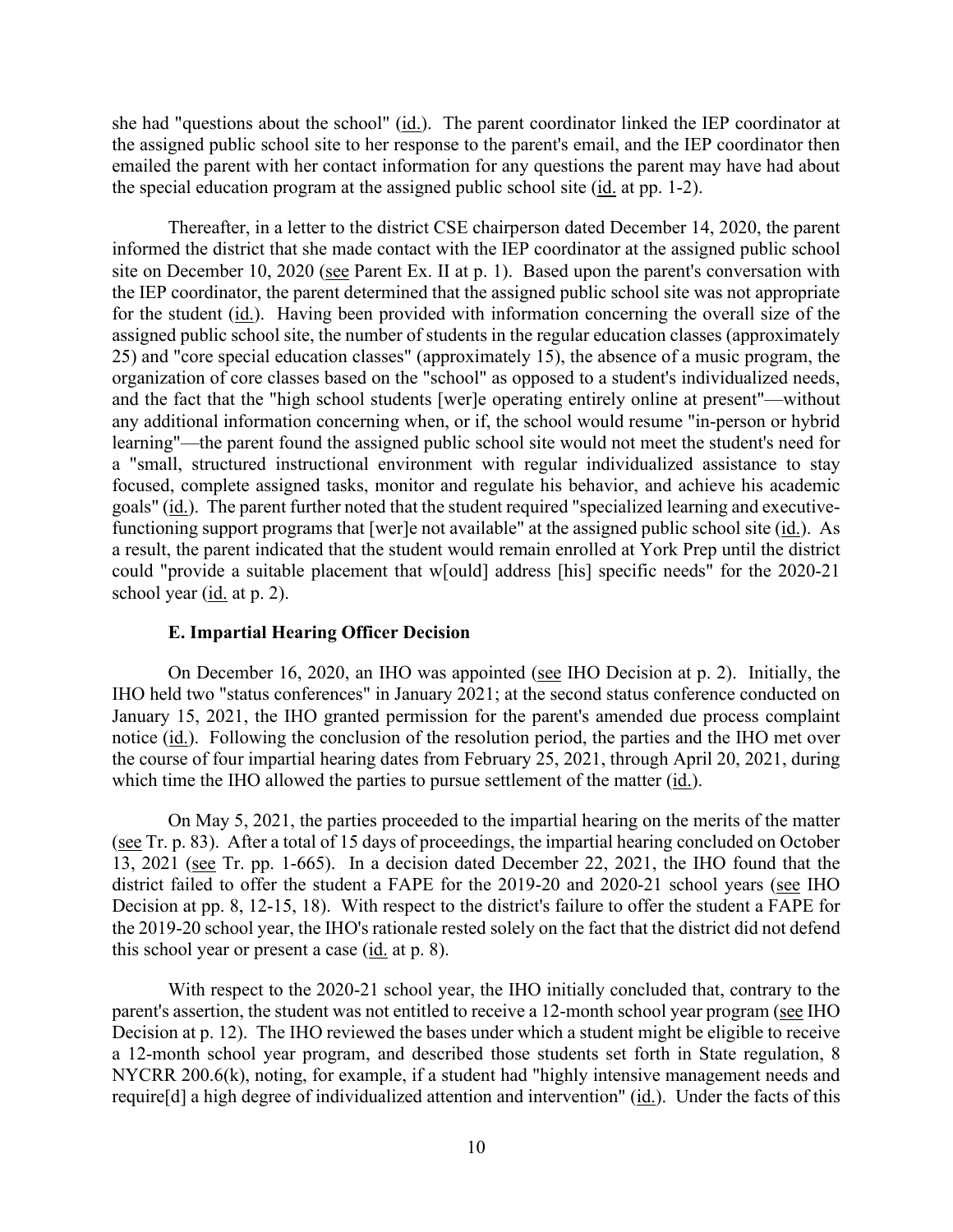she had "questions about the school" (id.). The parent coordinator linked the IEP coordinator at the assigned public school site to her response to the parent's email, and the IEP coordinator then emailed the parent with her contact information for any questions the parent may have had about the special education program at the assigned public school site (id. at pp. 1-2).

Thereafter, in a letter to the district CSE chairperson dated December 14, 2020, the parent informed the district that she made contact with the IEP coordinator at the assigned public school site on December 10, 2020 (see Parent Ex. II at p. 1). Based upon the parent's conversation with the IEP coordinator, the parent determined that the assigned public school site was not appropriate for the student (id.). Having been provided with information concerning the overall size of the assigned public school site, the number of students in the regular education classes (approximately 25) and "core special education classes" (approximately 15), the absence of a music program, the organization of core classes based on the "school" as opposed to a student's individualized needs, and the fact that the "high school students [wer]e operating entirely online at present"—without any additional information concerning when, or if, the school would resume "in-person or hybrid learning"—the parent found the assigned public school site would not meet the student's need for a "small, structured instructional environment with regular individualized assistance to stay focused, complete assigned tasks, monitor and regulate his behavior, and achieve his academic goals" (id.). The parent further noted that the student required "specialized learning and executive-functioning support programs that [wer]e not available" at the assigned public school site (id.). As a result, the parent indicated that the student would remain enrolled at York Prep until the district could "provide a suitable placement that w[ould] address [his] specific needs" for the 2020-21 school year (id. at p. 2).

### E. Impartial Hearing Officer Decision

On December 16, 2020, an IHO was appointed (see IHO Decision at p. 2). Initially, the IHO held two "status conferences" in January 2021; at the second status conference conducted on January 15, 2021, the IHO granted permission for the parent's amended due process complaint notice (id.). Following the conclusion of the resolution period, the parties and the IHO met over the course of four impartial hearing dates from February 25, 2021, through April 20, 2021, during which time the IHO allowed the parties to pursue settlement of the matter (id.).

On May 5, 2021, the parties proceeded to the impartial hearing on the merits of the matter (see Tr. p. 83). After a total of 15 days of proceedings, the impartial hearing concluded on October 13, 2021 (see Tr. pp. 1-665). In a decision dated December 22, 2021, the IHO found that the district failed to offer the student a FAPE for the 2019-20 and 2020-21 school years (see IHO Decision at pp. 8, 12-15, 18). With respect to the district's failure to offer the student a FAPE for the 2019-20 school year, the IHO's rationale rested solely on the fact that the district did not defend this school year or present a case (id. at p. 8).

With respect to the 2020-21 school year, the IHO initially concluded that, contrary to the parent's assertion, the student was not entitled to receive a 12-month school year program (see IHO Decision at p. 12). The IHO reviewed the bases under which a student might be eligible to receive a 12-month school year program, and described those students set forth in State regulation, 8 NYCRR 200.6(k), noting, for example, if a student had "highly intensive management needs and require[d] a high degree of individualized attention and intervention" (id.). Under the facts of this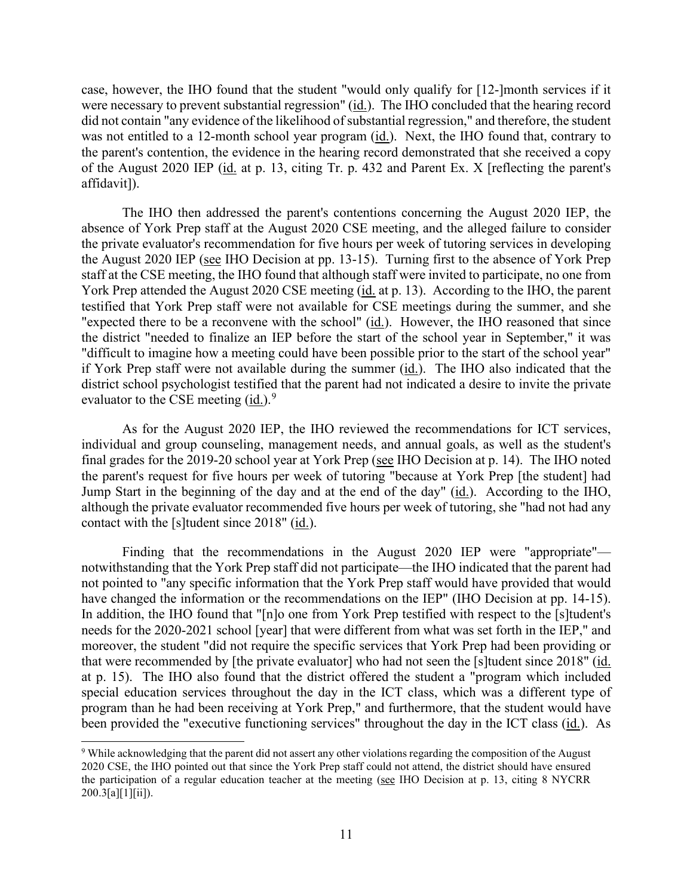case, however, the IHO found that the student "would only qualify for [12-]month services if it were necessary to prevent substantial regression" (id.). The IHO concluded that the hearing record did not contain "any evidence of the likelihood of substantial regression," and therefore, the student was not entitled to a 12-month school year program (id.). Next, the IHO found that, contrary to the parent's contention, the evidence in the hearing record demonstrated that she received a copy of the August 2020 IEP (id. at p. 13, citing Tr. p. 432 and Parent Ex. X [reflecting the parent's affidavit]).

The IHO then addressed the parent's contentions concerning the August 2020 IEP, the absence of York Prep staff at the August 2020 CSE meeting, and the alleged failure to consider the private evaluator's recommendation for five hours per week of tutoring services in developing the August 2020 IEP (see IHO Decision at pp. 13-15). Turning first to the absence of York Prep staff at the CSE meeting, the IHO found that although staff were invited to participate, no one from York Prep attended the August 2020 CSE meeting (id. at p. 13). According to the IHO, the parent testified that York Prep staff were not available for CSE meetings during the summer, and she "expected there to be a reconvene with the school" (id.). However, the IHO reasoned that since the district "needed to finalize an IEP before the start of the school year in September," it was "difficult to imagine how a meeting could have been possible prior to the start of the school year" if York Prep staff were not available during the summer (id.). The IHO also indicated that the district school psychologist testified that the parent had not indicated a desire to invite the private evaluator to the CSE meeting (id.).[9]

As for the August 2020 IEP, the IHO reviewed the recommendations for ICT services, individual and group counseling, management needs, and annual goals, as well as the student's final grades for the 2019-20 school year at York Prep (see IHO Decision at p. 14). The IHO noted the parent's request for five hours per week of tutoring "because at York Prep [the student] had Jump Start in the beginning of the day and at the end of the day" (id.). According to the IHO, although the private evaluator recommended five hours per week of tutoring, she "had not had any contact with the [s]tudent since 2018" (id.).

Finding that the recommendations in the August 2020 IEP were "appropriate"—notwithstanding that the York Prep staff did not participate—the IHO indicated that the parent had not pointed to "any specific information that the York Prep staff would have provided that would have changed the information or the recommendations on the IEP" (IHO Decision at pp. 14-15). In addition, the IHO found that "[n]o one from York Prep testified with respect to the [s]tudent's needs for the 2020-2021 school [year] that were different from what was set forth in the IEP," and moreover, the student "did not require the specific services that York Prep had been providing or that were recommended by [the private evaluator] who had not seen the [s]tudent since 2018" (id. at p. 15). The IHO also found that the district offered the student a "program which included special education services throughout the day in the ICT class, which was a different type of program than he had been receiving at York Prep," and furthermore, that the student would have been provided the "executive functioning services" throughout the day in the ICT class (id.). As

[9] While acknowledging that the parent did not assert any other violations regarding the composition of the August 2020 CSE, the IHO pointed out that since the York Prep staff could not attend, the district should have ensured the participation of a regular education teacher at the meeting (see IHO Decision at p. 13, citing 8 NYCRR 200.3[a][1][ii]).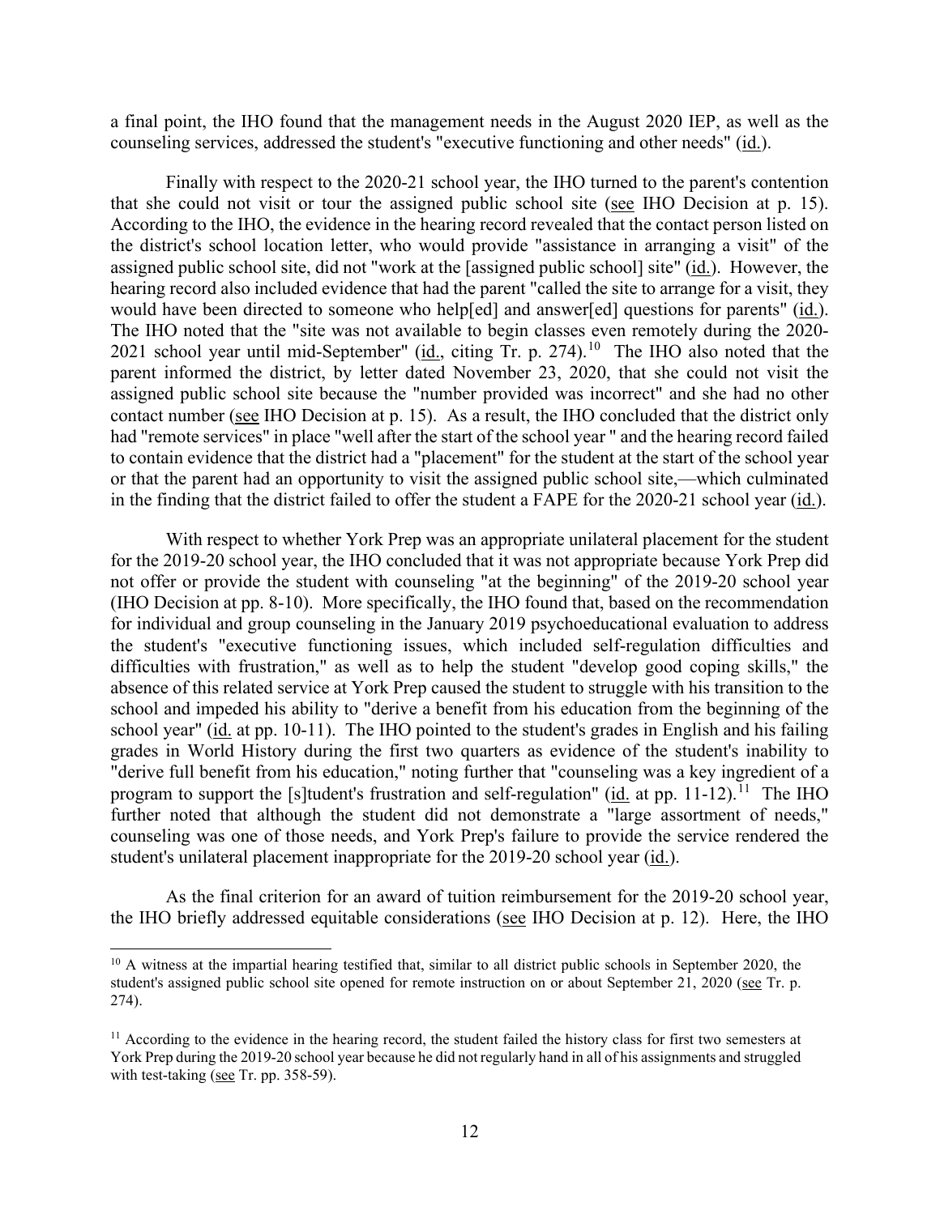a final point, the IHO found that the management needs in the August 2020 IEP, as well as the counseling services, addressed the student's "executive functioning and other needs" (id.).

Finally with respect to the 2020-21 school year, the IHO turned to the parent's contention that she could not visit or tour the assigned public school site (see IHO Decision at p. 15). According to the IHO, the evidence in the hearing record revealed that the contact person listed on the district's school location letter, who would provide "assistance in arranging a visit" of the assigned public school site, did not "work at the [assigned public school] site" (id.). However, the hearing record also included evidence that had the parent "called the site to arrange for a visit, they would have been directed to someone who help[ed] and answer[ed] questions for parents" (id.). The IHO noted that the "site was not available to begin classes even remotely during the 2020-2021 school year until mid-September" (id., citing Tr. p. 274).[10] The IHO also noted that the parent informed the district, by letter dated November 23, 2020, that she could not visit the assigned public school site because the "number provided was incorrect" and she had no other contact number (see IHO Decision at p. 15). As a result, the IHO concluded that the district only had "remote services" in place "well after the start of the school year " and the hearing record failed to contain evidence that the district had a "placement" for the student at the start of the school year or that the parent had an opportunity to visit the assigned public school site,—which culminated in the finding that the district failed to offer the student a FAPE for the 2020-21 school year (id.).

With respect to whether York Prep was an appropriate unilateral placement for the student for the 2019-20 school year, the IHO concluded that it was not appropriate because York Prep did not offer or provide the student with counseling "at the beginning" of the 2019-20 school year (IHO Decision at pp. 8-10). More specifically, the IHO found that, based on the recommendation for individual and group counseling in the January 2019 psychoeducational evaluation to address the student's "executive functioning issues, which included self-regulation difficulties and difficulties with frustration," as well as to help the student "develop good coping skills," the absence of this related service at York Prep caused the student to struggle with his transition to the school and impeded his ability to "derive a benefit from his education from the beginning of the school year" (id. at pp. 10-11). The IHO pointed to the student's grades in English and his failing grades in World History during the first two quarters as evidence of the student's inability to "derive full benefit from his education," noting further that "counseling was a key ingredient of a program to support the [s]tudent's frustration and self-regulation" (id. at pp. 11-12).[11] The IHO further noted that although the student did not demonstrate a "large assortment of needs," counseling was one of those needs, and York Prep's failure to provide the service rendered the student's unilateral placement inappropriate for the 2019-20 school year (id.).

As the final criterion for an award of tuition reimbursement for the 2019-20 school year, the IHO briefly addressed equitable considerations (see IHO Decision at p. 12). Here, the IHO

---

[10] A witness at the impartial hearing testified that, similar to all district public schools in September 2020, the student's assigned public school site opened for remote instruction on or about September 21, 2020 (see Tr. p. 274).

[11] According to the evidence in the hearing record, the student failed the history class for first two semesters at York Prep during the 2019-20 school year because he did not regularly hand in all of his assignments and struggled with test-taking (see Tr. pp. 358-59).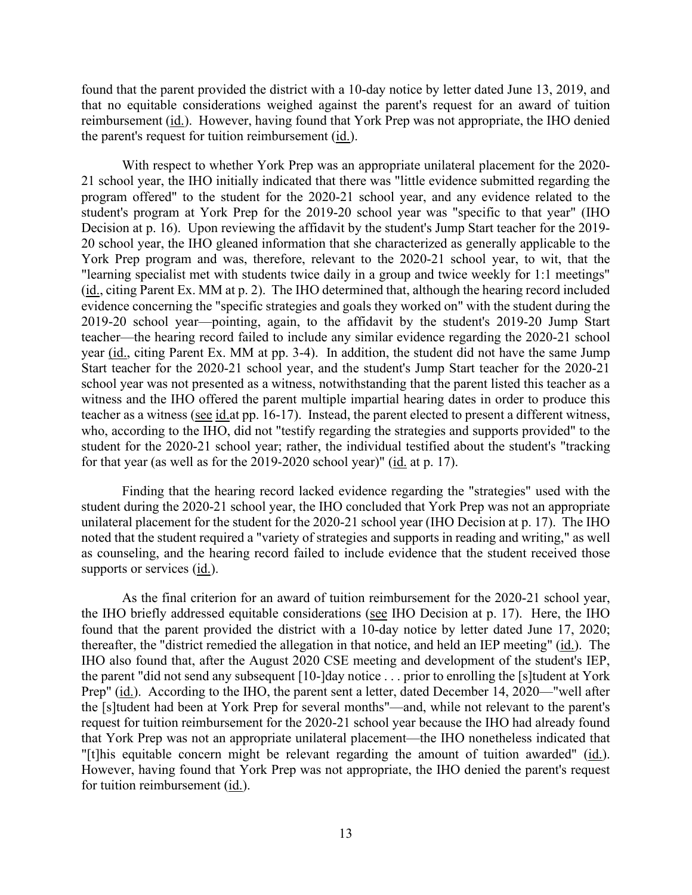found that the parent provided the district with a 10-day notice by letter dated June 13, 2019, and that no equitable considerations weighed against the parent's request for an award of tuition reimbursement (id.). However, having found that York Prep was not appropriate, the IHO denied the parent's request for tuition reimbursement (id.).

With respect to whether York Prep was an appropriate unilateral placement for the 2020-21 school year, the IHO initially indicated that there was "little evidence submitted regarding the program offered" to the student for the 2020-21 school year, and any evidence related to the student's program at York Prep for the 2019-20 school year was "specific to that year" (IHO Decision at p. 16). Upon reviewing the affidavit by the student's Jump Start teacher for the 2019-20 school year, the IHO gleaned information that she characterized as generally applicable to the York Prep program and was, therefore, relevant to the 2020-21 school year, to wit, that the "learning specialist met with students twice daily in a group and twice weekly for 1:1 meetings" (id., citing Parent Ex. MM at p. 2). The IHO determined that, although the hearing record included evidence concerning the "specific strategies and goals they worked on" with the student during the 2019-20 school year—pointing, again, to the affidavit by the student's 2019-20 Jump Start teacher—the hearing record failed to include any similar evidence regarding the 2020-21 school year (id., citing Parent Ex. MM at pp. 3-4). In addition, the student did not have the same Jump Start teacher for the 2020-21 school year, and the student's Jump Start teacher for the 2020-21 school year was not presented as a witness, notwithstanding that the parent listed this teacher as a witness and the IHO offered the parent multiple impartial hearing dates in order to produce this teacher as a witness (see id.at pp. 16-17). Instead, the parent elected to present a different witness, who, according to the IHO, did not "testify regarding the strategies and supports provided" to the student for the 2020-21 school year; rather, the individual testified about the student's "tracking for that year (as well as for the 2019-2020 school year)" (id. at p. 17).

Finding that the hearing record lacked evidence regarding the "strategies" used with the student during the 2020-21 school year, the IHO concluded that York Prep was not an appropriate unilateral placement for the student for the 2020-21 school year (IHO Decision at p. 17). The IHO noted that the student required a "variety of strategies and supports in reading and writing," as well as counseling, and the hearing record failed to include evidence that the student received those supports or services (id.).

As the final criterion for an award of tuition reimbursement for the 2020-21 school year, the IHO briefly addressed equitable considerations (see IHO Decision at p. 17). Here, the IHO found that the parent provided the district with a 10-day notice by letter dated June 17, 2020; thereafter, the "district remedied the allegation in that notice, and held an IEP meeting" (id.). The IHO also found that, after the August 2020 CSE meeting and development of the student's IEP, the parent "did not send any subsequent [10-]day notice . . . prior to enrolling the [s]tudent at York Prep" (id.). According to the IHO, the parent sent a letter, dated December 14, 2020—"well after the [s]tudent had been at York Prep for several months"—and, while not relevant to the parent's request for tuition reimbursement for the 2020-21 school year because the IHO had already found that York Prep was not an appropriate unilateral placement—the IHO nonetheless indicated that "[t]his equitable concern might be relevant regarding the amount of tuition awarded" (id.). However, having found that York Prep was not appropriate, the IHO denied the parent's request for tuition reimbursement (id.).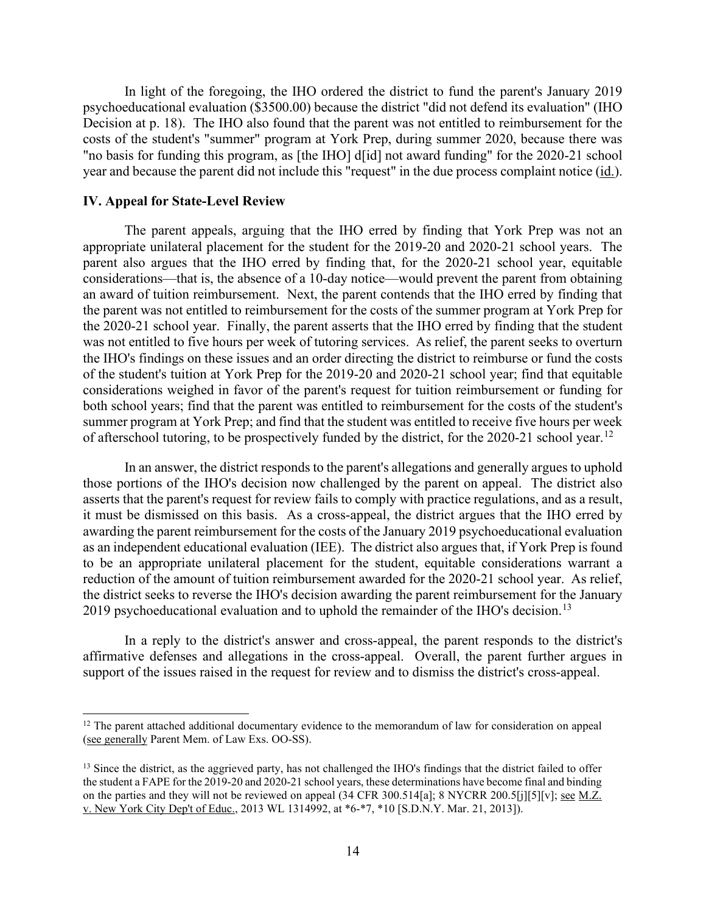In light of the foregoing, the IHO ordered the district to fund the parent's January 2019 psychoeducational evaluation ($3500.00) because the district "did not defend its evaluation" (IHO Decision at p. 18). The IHO also found that the parent was not entitled to reimbursement for the costs of the student's "summer" program at York Prep, during summer 2020, because there was "no basis for funding this program, as [the IHO] d[id] not award funding" for the 2020-21 school year and because the parent did not include this "request" in the due process complaint notice (id.).

### IV. Appeal for State-Level Review

The parent appeals, arguing that the IHO erred by finding that York Prep was not an appropriate unilateral placement for the student for the 2019-20 and 2020-21 school years. The parent also argues that the IHO erred by finding that, for the 2020-21 school year, equitable considerations—that is, the absence of a 10-day notice—would prevent the parent from obtaining an award of tuition reimbursement. Next, the parent contends that the IHO erred by finding that the parent was not entitled to reimbursement for the costs of the summer program at York Prep for the 2020-21 school year. Finally, the parent asserts that the IHO erred by finding that the student was not entitled to five hours per week of tutoring services. As relief, the parent seeks to overturn the IHO's findings on these issues and an order directing the district to reimburse or fund the costs of the student's tuition at York Prep for the 2019-20 and 2020-21 school year; find that equitable considerations weighed in favor of the parent's request for tuition reimbursement or funding for both school years; find that the parent was entitled to reimbursement for the costs of the student's summer program at York Prep; and find that the student was entitled to receive five hours per week of afterschool tutoring, to be prospectively funded by the district, for the 2020-21 school year.[12]

In an answer, the district responds to the parent's allegations and generally argues to uphold those portions of the IHO's decision now challenged by the parent on appeal. The district also asserts that the parent's request for review fails to comply with practice regulations, and as a result, it must be dismissed on this basis. As a cross-appeal, the district argues that the IHO erred by awarding the parent reimbursement for the costs of the January 2019 psychoeducational evaluation as an independent educational evaluation (IEE). The district also argues that, if York Prep is found to be an appropriate unilateral placement for the student, equitable considerations warrant a reduction of the amount of tuition reimbursement awarded for the 2020-21 school year. As relief, the district seeks to reverse the IHO's decision awarding the parent reimbursement for the January 2019 psychoeducational evaluation and to uphold the remainder of the IHO's decision.[13]

In a reply to the district's answer and cross-appeal, the parent responds to the district's affirmative defenses and allegations in the cross-appeal. Overall, the parent further argues in support of the issues raised in the request for review and to dismiss the district's cross-appeal.

---

[12] The parent attached additional documentary evidence to the memorandum of law for consideration on appeal (see generally Parent Mem. of Law Exs. OO-SS).

[13] Since the district, as the aggrieved party, has not challenged the IHO's findings that the district failed to offer the student a FAPE for the 2019-20 and 2020-21 school years, these determinations have become final and binding on the parties and they will not be reviewed on appeal (34 CFR 300.514[a]; 8 NYCRR 200.5[j][5][v]; see M.Z. v. New York City Dep't of Educ., 2013 WL 1314992, at *6-*7, *10 [S.D.N.Y. Mar. 21, 2013]).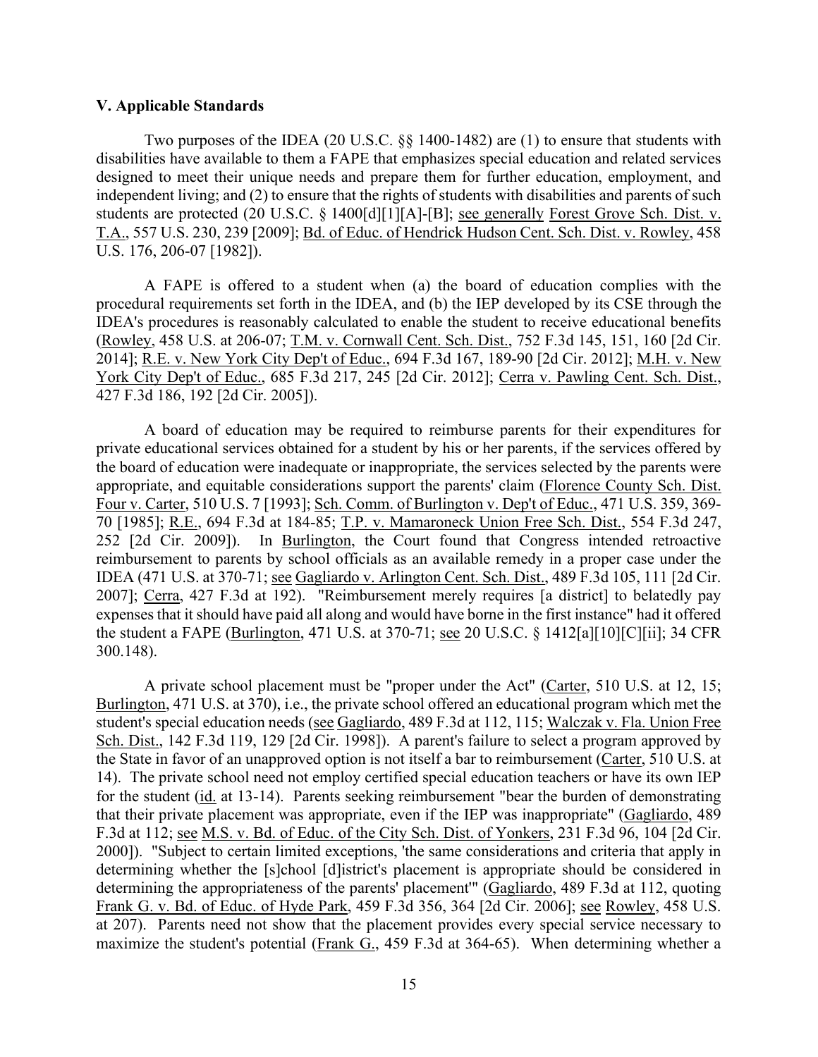### V. Applicable Standards

Two purposes of the IDEA (20 U.S.C. §§ 1400-1482) are (1) to ensure that students with disabilities have available to them a FAPE that emphasizes special education and related services designed to meet their unique needs and prepare them for further education, employment, and independent living; and (2) to ensure that the rights of students with disabilities and parents of such students are protected (20 U.S.C. § 1400[d][1][A]-[B]; see generally Forest Grove Sch. Dist. v. T.A., 557 U.S. 230, 239 [2009]; Bd. of Educ. of Hendrick Hudson Cent. Sch. Dist. v. Rowley, 458 U.S. 176, 206-07 [1982]).

A FAPE is offered to a student when (a) the board of education complies with the procedural requirements set forth in the IDEA, and (b) the IEP developed by its CSE through the IDEA's procedures is reasonably calculated to enable the student to receive educational benefits (Rowley, 458 U.S. at 206-07; T.M. v. Cornwall Cent. Sch. Dist., 752 F.3d 145, 151, 160 [2d Cir. 2014]; R.E. v. New York City Dep't of Educ., 694 F.3d 167, 189-90 [2d Cir. 2012]; M.H. v. New York City Dep't of Educ., 685 F.3d 217, 245 [2d Cir. 2012]; Cerra v. Pawling Cent. Sch. Dist., 427 F.3d 186, 192 [2d Cir. 2005]).

A board of education may be required to reimburse parents for their expenditures for private educational services obtained for a student by his or her parents, if the services offered by the board of education were inadequate or inappropriate, the services selected by the parents were appropriate, and equitable considerations support the parents' claim (Florence County Sch. Dist. Four v. Carter, 510 U.S. 7 [1993]; Sch. Comm. of Burlington v. Dep't of Educ., 471 U.S. 359, 369-70 [1985]; R.E., 694 F.3d at 184-85; T.P. v. Mamaroneck Union Free Sch. Dist., 554 F.3d 247, 252 [2d Cir. 2009]). In Burlington, the Court found that Congress intended retroactive reimbursement to parents by school officials as an available remedy in a proper case under the IDEA (471 U.S. at 370-71; see Gagliardo v. Arlington Cent. Sch. Dist., 489 F.3d 105, 111 [2d Cir. 2007]; Cerra, 427 F.3d at 192). "Reimbursement merely requires [a district] to belatedly pay expenses that it should have paid all along and would have borne in the first instance" had it offered the student a FAPE (Burlington, 471 U.S. at 370-71; see 20 U.S.C. § 1412[a][10][C][ii]; 34 CFR 300.148).

A private school placement must be "proper under the Act" (Carter, 510 U.S. at 12, 15; Burlington, 471 U.S. at 370), i.e., the private school offered an educational program which met the student's special education needs (see Gagliardo, 489 F.3d at 112, 115; Walczak v. Fla. Union Free Sch. Dist., 142 F.3d 119, 129 [2d Cir. 1998]). A parent's failure to select a program approved by the State in favor of an unapproved option is not itself a bar to reimbursement (Carter, 510 U.S. at 14). The private school need not employ certified special education teachers or have its own IEP for the student (id. at 13-14). Parents seeking reimbursement "bear the burden of demonstrating that their private placement was appropriate, even if the IEP was inappropriate" (Gagliardo, 489 F.3d at 112; see M.S. v. Bd. of Educ. of the City Sch. Dist. of Yonkers, 231 F.3d 96, 104 [2d Cir. 2000]). "Subject to certain limited exceptions, 'the same considerations and criteria that apply in determining whether the [s]chool [d]istrict's placement is appropriate should be considered in determining the appropriateness of the parents' placement'" (Gagliardo, 489 F.3d at 112, quoting Frank G. v. Bd. of Educ. of Hyde Park, 459 F.3d 356, 364 [2d Cir. 2006]; see Rowley, 458 U.S. at 207). Parents need not show that the placement provides every special service necessary to maximize the student's potential (Frank G., 459 F.3d at 364-65). When determining whether a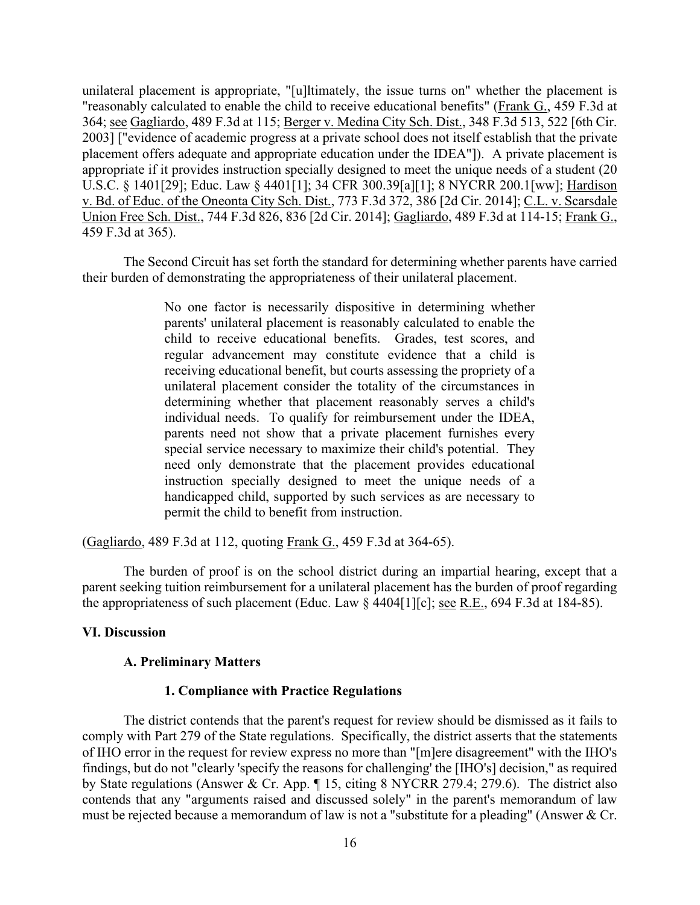unilateral placement is appropriate, "[u]ltimately, the issue turns on" whether the placement is "reasonably calculated to enable the child to receive educational benefits" (Frank G., 459 F.3d at 364; see Gagliardo, 489 F.3d at 115; Berger v. Medina City Sch. Dist., 348 F.3d 513, 522 [6th Cir. 2003] ["evidence of academic progress at a private school does not itself establish that the private placement offers adequate and appropriate education under the IDEA"]). A private placement is appropriate if it provides instruction specially designed to meet the unique needs of a student (20 U.S.C. § 1401[29]; Educ. Law § 4401[1]; 34 CFR 300.39[a][1]; 8 NYCRR 200.1[ww]; Hardison v. Bd. of Educ. of the Oneonta City Sch. Dist., 773 F.3d 372, 386 [2d Cir. 2014]; C.L. v. Scarsdale Union Free Sch. Dist., 744 F.3d 826, 836 [2d Cir. 2014]; Gagliardo, 489 F.3d at 114-15; Frank G., 459 F.3d at 365).

The Second Circuit has set forth the standard for determining whether parents have carried their burden of demonstrating the appropriateness of their unilateral placement.

> No one factor is necessarily dispositive in determining whether parents' unilateral placement is reasonably calculated to enable the child to receive educational benefits. Grades, test scores, and regular advancement may constitute evidence that a child is receiving educational benefit, but courts assessing the propriety of a unilateral placement consider the totality of the circumstances in determining whether that placement reasonably serves a child's individual needs. To qualify for reimbursement under the IDEA, parents need not show that a private placement furnishes every special service necessary to maximize their child's potential. They need only demonstrate that the placement provides educational instruction specially designed to meet the unique needs of a handicapped child, supported by such services as are necessary to permit the child to benefit from instruction.

(Gagliardo, 489 F.3d at 112, quoting Frank G., 459 F.3d at 364-65).

The burden of proof is on the school district during an impartial hearing, except that a parent seeking tuition reimbursement for a unilateral placement has the burden of proof regarding the appropriateness of such placement (Educ. Law § 4404[1][c]; see R.E., 694 F.3d at 184-85).

## VI. Discussion

### A. Preliminary Matters

#### 1. Compliance with Practice Regulations

The district contends that the parent's request for review should be dismissed as it fails to comply with Part 279 of the State regulations. Specifically, the district asserts that the statements of IHO error in the request for review express no more than "[m]ere disagreement" with the IHO's findings, but do not "clearly 'specify the reasons for challenging' the [IHO's] decision," as required by State regulations (Answer & Cr. App. ¶ 15, citing 8 NYCRR 279.4; 279.6). The district also contends that any "arguments raised and discussed solely" in the parent's memorandum of law must be rejected because a memorandum of law is not a "substitute for a pleading" (Answer & Cr.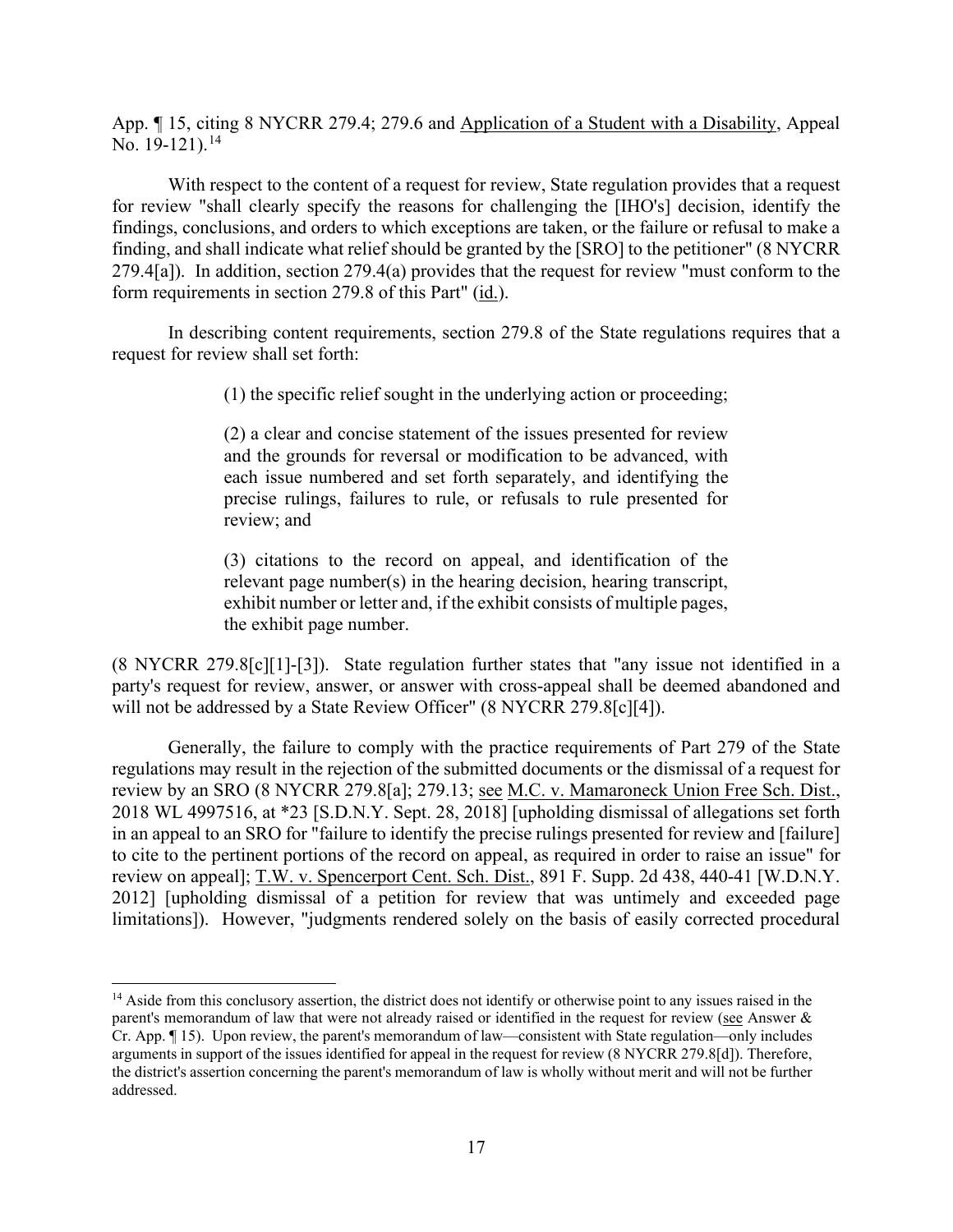App. ¶ 15, citing 8 NYCRR 279.4; 279.6 and Application of a Student with a Disability, Appeal No. 19-121).[14]

With respect to the content of a request for review, State regulation provides that a request for review "shall clearly specify the reasons for challenging the [IHO's] decision, identify the findings, conclusions, and orders to which exceptions are taken, or the failure or refusal to make a finding, and shall indicate what relief should be granted by the [SRO] to the petitioner" (8 NYCRR 279.4[a]). In addition, section 279.4(a) provides that the request for review "must conform to the form requirements in section 279.8 of this Part" (id.).

In describing content requirements, section 279.8 of the State regulations requires that a request for review shall set forth:

> (1) the specific relief sought in the underlying action or proceeding;
>
> (2) a clear and concise statement of the issues presented for review and the grounds for reversal or modification to be advanced, with each issue numbered and set forth separately, and identifying the precise rulings, failures to rule, or refusals to rule presented for review; and
>
> (3) citations to the record on appeal, and identification of the relevant page number(s) in the hearing decision, hearing transcript, exhibit number or letter and, if the exhibit consists of multiple pages, the exhibit page number.

(8 NYCRR 279.8[c][1]-[3]). State regulation further states that "any issue not identified in a party's request for review, answer, or answer with cross-appeal shall be deemed abandoned and will not be addressed by a State Review Officer" (8 NYCRR 279.8[c][4]).

Generally, the failure to comply with the practice requirements of Part 279 of the State regulations may result in the rejection of the submitted documents or the dismissal of a request for review by an SRO (8 NYCRR 279.8[a]; 279.13; see M.C. v. Mamaroneck Union Free Sch. Dist., 2018 WL 4997516, at *23 [S.D.N.Y. Sept. 28, 2018] [upholding dismissal of allegations set forth in an appeal to an SRO for "failure to identify the precise rulings presented for review and [failure] to cite to the pertinent portions of the record on appeal, as required in order to raise an issue" for review on appeal]; T.W. v. Spencerport Cent. Sch. Dist., 891 F. Supp. 2d 438, 440-41 [W.D.N.Y. 2012] [upholding dismissal of a petition for review that was untimely and exceeded page limitations]). However, "judgments rendered solely on the basis of easily corrected procedural

---

[14] Aside from this conclusory assertion, the district does not identify or otherwise point to any issues raised in the parent's memorandum of law that were not already raised or identified in the request for review (see Answer & Cr. App. ¶ 15). Upon review, the parent's memorandum of law—consistent with State regulation—only includes arguments in support of the issues identified for appeal in the request for review (8 NYCRR 279.8[d]). Therefore, the district's assertion concerning the parent's memorandum of law is wholly without merit and will not be further addressed.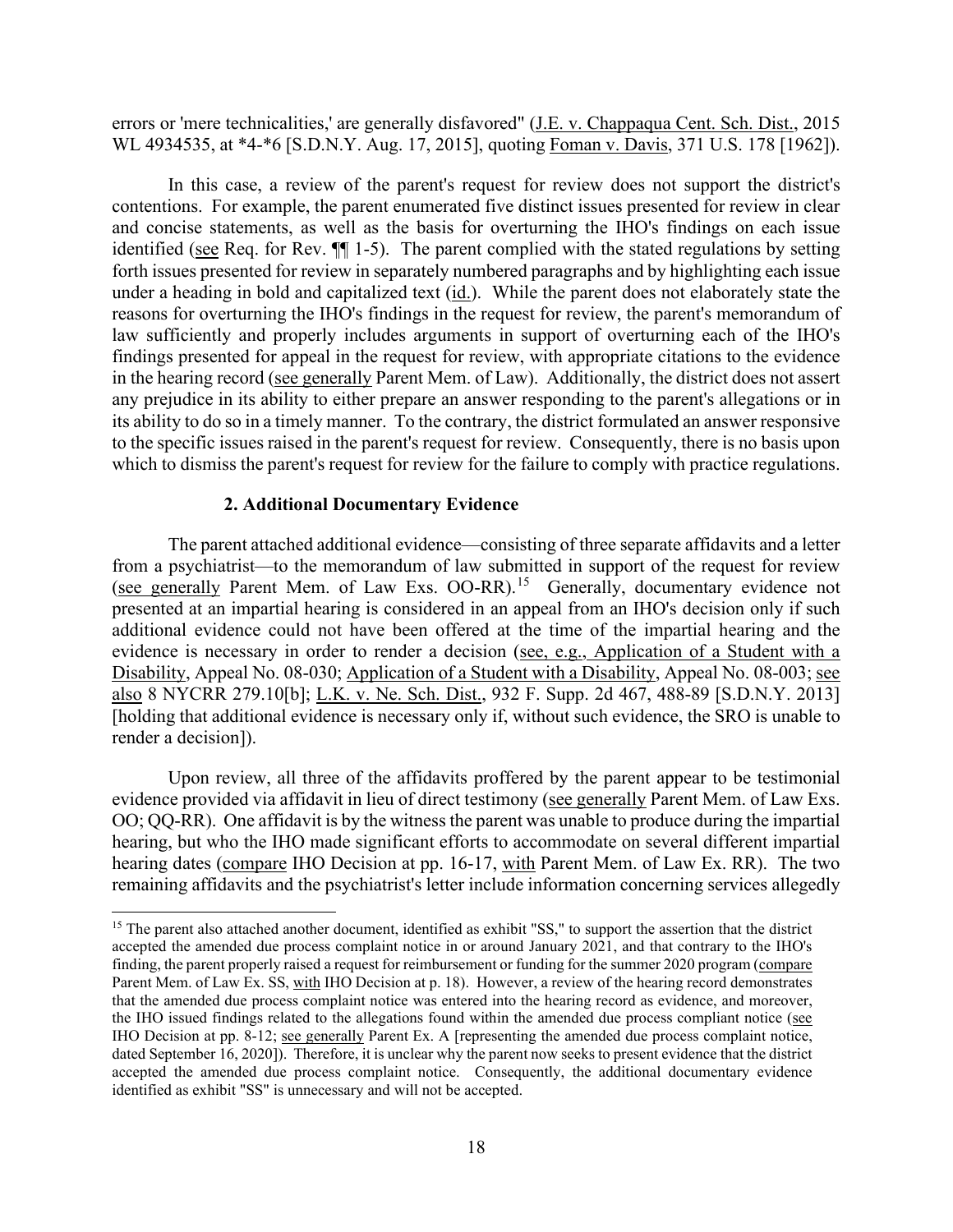errors or 'mere technicalities,' are generally disfavored" (J.E. v. Chappaqua Cent. Sch. Dist., 2015 WL 4934535, at *4-*6 [S.D.N.Y. Aug. 17, 2015], quoting Foman v. Davis, 371 U.S. 178 [1962]).

In this case, a review of the parent's request for review does not support the district's contentions. For example, the parent enumerated five distinct issues presented for review in clear and concise statements, as well as the basis for overturning the IHO's findings on each issue identified (see Req. for Rev. ¶¶ 1-5). The parent complied with the stated regulations by setting forth issues presented for review in separately numbered paragraphs and by highlighting each issue under a heading in bold and capitalized text (id.). While the parent does not elaborately state the reasons for overturning the IHO's findings in the request for review, the parent's memorandum of law sufficiently and properly includes arguments in support of overturning each of the IHO's findings presented for appeal in the request for review, with appropriate citations to the evidence in the hearing record (see generally Parent Mem. of Law). Additionally, the district does not assert any prejudice in its ability to either prepare an answer responding to the parent's allegations or in its ability to do so in a timely manner. To the contrary, the district formulated an answer responsive to the specific issues raised in the parent's request for review. Consequently, there is no basis upon which to dismiss the parent's request for review for the failure to comply with practice regulations.

#### 2. Additional Documentary Evidence

The parent attached additional evidence—consisting of three separate affidavits and a letter from a psychiatrist—to the memorandum of law submitted in support of the request for review (see generally Parent Mem. of Law Exs. OO-RR).[15] Generally, documentary evidence not presented at an impartial hearing is considered in an appeal from an IHO's decision only if such additional evidence could not have been offered at the time of the impartial hearing and the evidence is necessary in order to render a decision (see, e.g., Application of a Student with a Disability, Appeal No. 08-030; Application of a Student with a Disability, Appeal No. 08-003; see also 8 NYCRR 279.10[b]; L.K. v. Ne. Sch. Dist., 932 F. Supp. 2d 467, 488-89 [S.D.N.Y. 2013] [holding that additional evidence is necessary only if, without such evidence, the SRO is unable to render a decision]).

Upon review, all three of the affidavits proffered by the parent appear to be testimonial evidence provided via affidavit in lieu of direct testimony (see generally Parent Mem. of Law Exs. OO; QQ-RR). One affidavit is by the witness the parent was unable to produce during the impartial hearing, but who the IHO made significant efforts to accommodate on several different impartial hearing dates (compare IHO Decision at pp. 16-17, with Parent Mem. of Law Ex. RR). The two remaining affidavits and the psychiatrist's letter include information concerning services allegedly

[15] The parent also attached another document, identified as exhibit "SS," to support the assertion that the district accepted the amended due process complaint notice in or around January 2021, and that contrary to the IHO's finding, the parent properly raised a request for reimbursement or funding for the summer 2020 program (compare Parent Mem. of Law Ex. SS, with IHO Decision at p. 18). However, a review of the hearing record demonstrates that the amended due process complaint notice was entered into the hearing record as evidence, and moreover, the IHO issued findings related to the allegations found within the amended due process compliant notice (see IHO Decision at pp. 8-12; see generally Parent Ex. A [representing the amended due process complaint notice, dated September 16, 2020]). Therefore, it is unclear why the parent now seeks to present evidence that the district accepted the amended due process complaint notice. Consequently, the additional documentary evidence identified as exhibit "SS" is unnecessary and will not be accepted.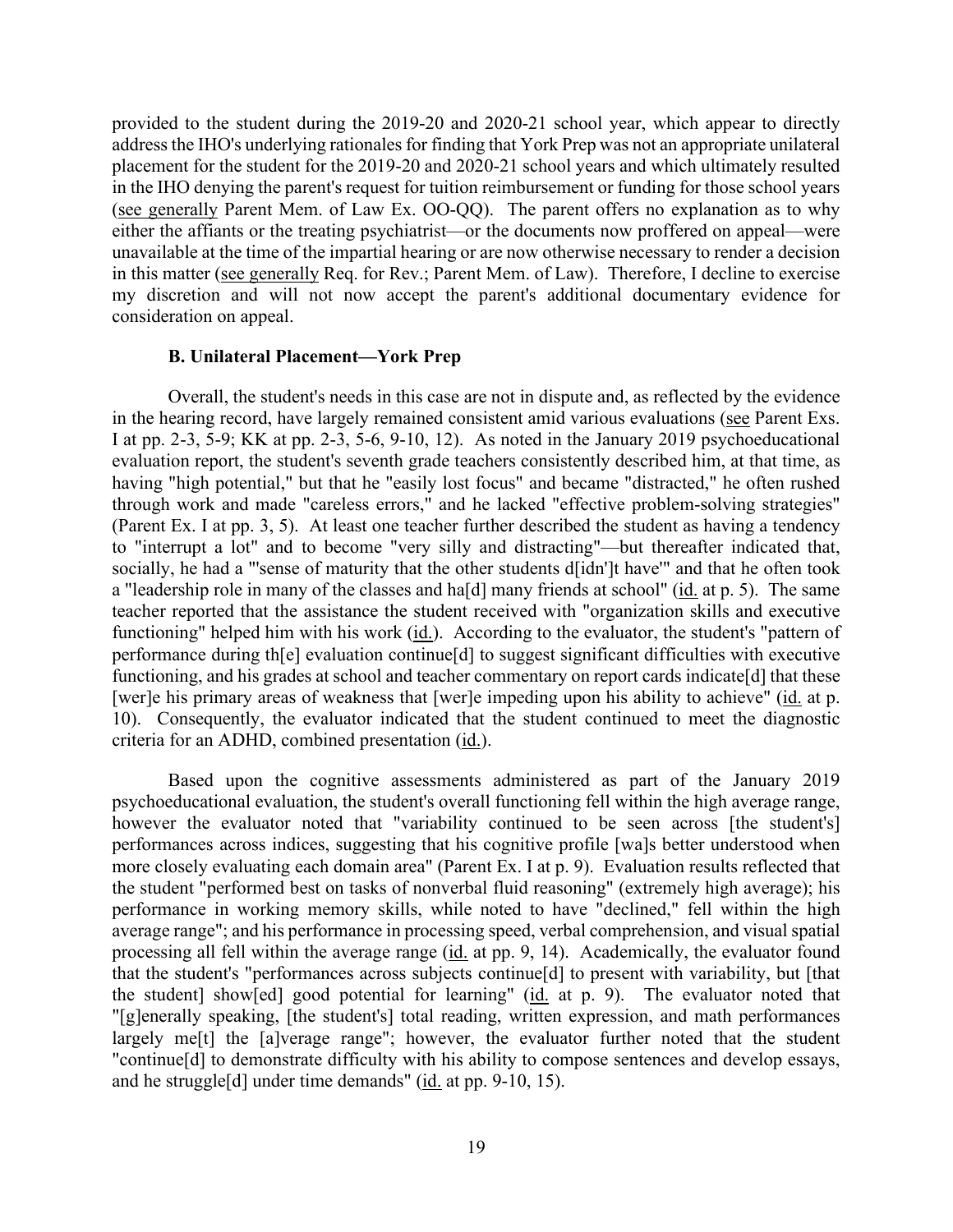provided to the student during the 2019-20 and 2020-21 school year, which appear to directly address the IHO's underlying rationales for finding that York Prep was not an appropriate unilateral placement for the student for the 2019-20 and 2020-21 school years and which ultimately resulted in the IHO denying the parent's request for tuition reimbursement or funding for those school years (see generally Parent Mem. of Law Ex. OO-QQ). The parent offers no explanation as to why either the affiants or the treating psychiatrist—or the documents now proffered on appeal—were unavailable at the time of the impartial hearing or are now otherwise necessary to render a decision in this matter (see generally Req. for Rev.; Parent Mem. of Law). Therefore, I decline to exercise my discretion and will not now accept the parent's additional documentary evidence for consideration on appeal.

### B. Unilateral Placement—York Prep

Overall, the student's needs in this case are not in dispute and, as reflected by the evidence in the hearing record, have largely remained consistent amid various evaluations (see Parent Exs. I at pp. 2-3, 5-9; KK at pp. 2-3, 5-6, 9-10, 12). As noted in the January 2019 psychoeducational evaluation report, the student's seventh grade teachers consistently described him, at that time, as having "high potential," but that he "easily lost focus" and became "distracted," he often rushed through work and made "careless errors," and he lacked "effective problem-solving strategies" (Parent Ex. I at pp. 3, 5). At least one teacher further described the student as having a tendency to "interrupt a lot" and to become "very silly and distracting"—but thereafter indicated that, socially, he had a "'sense of maturity that the other students d[idn']t have'" and that he often took a "leadership role in many of the classes and ha[d] many friends at school" (id. at p. 5). The same teacher reported that the assistance the student received with "organization skills and executive functioning" helped him with his work (id.). According to the evaluator, the student's "pattern of performance during th[e] evaluation continue[d] to suggest significant difficulties with executive functioning, and his grades at school and teacher commentary on report cards indicate[d] that these [wer]e his primary areas of weakness that [wer]e impeding upon his ability to achieve" (id. at p. 10). Consequently, the evaluator indicated that the student continued to meet the diagnostic criteria for an ADHD, combined presentation (id.).

Based upon the cognitive assessments administered as part of the January 2019 psychoeducational evaluation, the student's overall functioning fell within the high average range, however the evaluator noted that "variability continued to be seen across [the student's] performances across indices, suggesting that his cognitive profile [wa]s better understood when more closely evaluating each domain area" (Parent Ex. I at p. 9). Evaluation results reflected that the student "performed best on tasks of nonverbal fluid reasoning" (extremely high average); his performance in working memory skills, while noted to have "declined," fell within the high average range"; and his performance in processing speed, verbal comprehension, and visual spatial processing all fell within the average range (id. at pp. 9, 14). Academically, the evaluator found that the student's "performances across subjects continue[d] to present with variability, but [that the student] show[ed] good potential for learning" (id. at p. 9). The evaluator noted that "[g]enerally speaking, [the student's] total reading, written expression, and math performances largely me[t] the [a]verage range"; however, the evaluator further noted that the student "continue[d] to demonstrate difficulty with his ability to compose sentences and develop essays, and he struggle[d] under time demands" (id. at pp. 9-10, 15).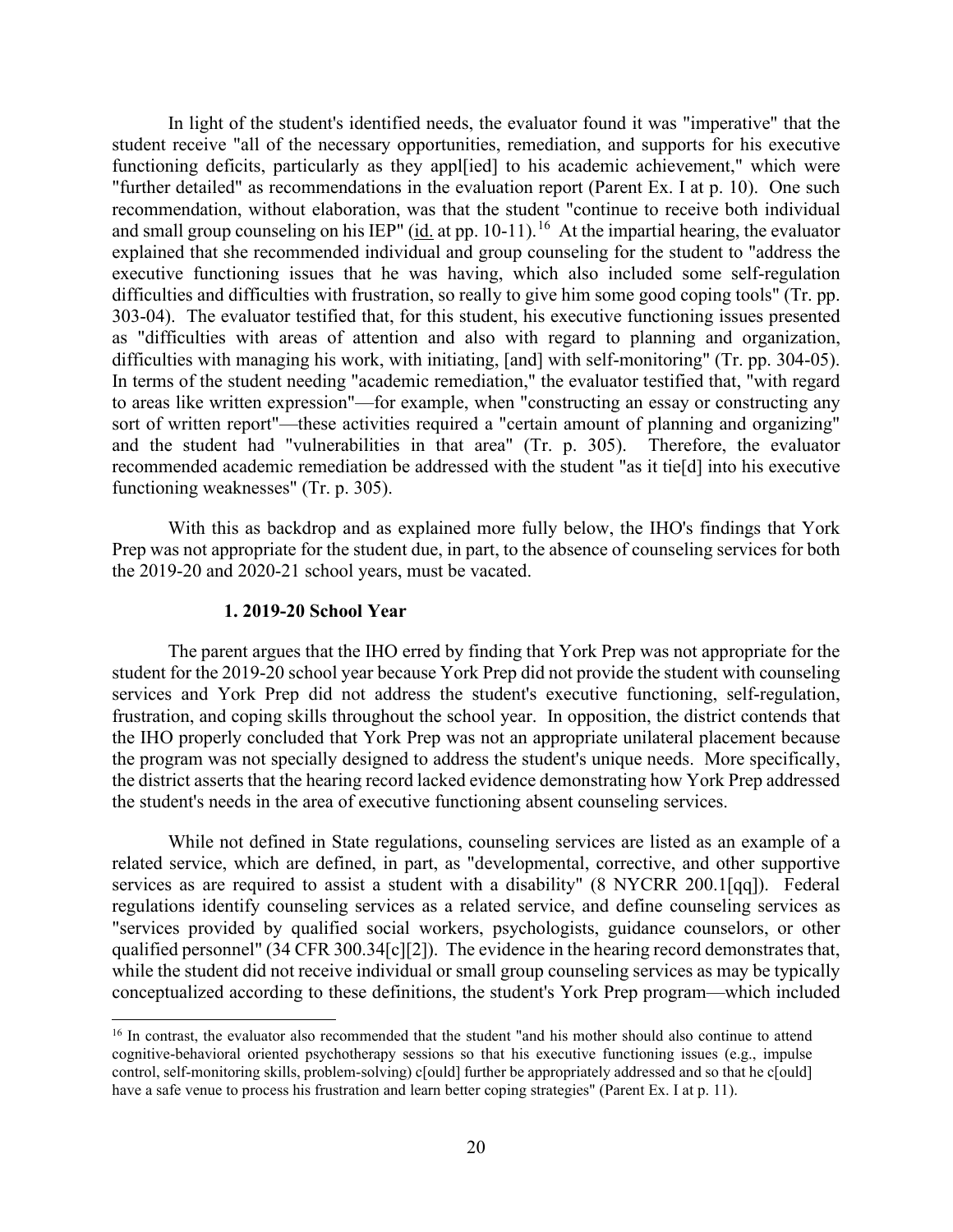In light of the student's identified needs, the evaluator found it was "imperative" that the student receive "all of the necessary opportunities, remediation, and supports for his executive functioning deficits, particularly as they appl[ied] to his academic achievement," which were "further detailed" as recommendations in the evaluation report (Parent Ex. I at p. 10). One such recommendation, without elaboration, was that the student "continue to receive both individual and small group counseling on his IEP" (id. at pp. 10-11).[16] At the impartial hearing, the evaluator explained that she recommended individual and group counseling for the student to "address the executive functioning issues that he was having, which also included some self-regulation difficulties and difficulties with frustration, so really to give him some good coping tools" (Tr. pp. 303-04). The evaluator testified that, for this student, his executive functioning issues presented as "difficulties with areas of attention and also with regard to planning and organization, difficulties with managing his work, with initiating, [and] with self-monitoring" (Tr. pp. 304-05). In terms of the student needing "academic remediation," the evaluator testified that, "with regard to areas like written expression"—for example, when "constructing an essay or constructing any sort of written report"—these activities required a "certain amount of planning and organizing" and the student had "vulnerabilities in that area" (Tr. p. 305). Therefore, the evaluator recommended academic remediation be addressed with the student "as it tie[d] into his executive functioning weaknesses" (Tr. p. 305).

With this as backdrop and as explained more fully below, the IHO's findings that York Prep was not appropriate for the student due, in part, to the absence of counseling services for both the 2019-20 and 2020-21 school years, must be vacated.

### 1. 2019-20 School Year

The parent argues that the IHO erred by finding that York Prep was not appropriate for the student for the 2019-20 school year because York Prep did not provide the student with counseling services and York Prep did not address the student's executive functioning, self-regulation, frustration, and coping skills throughout the school year. In opposition, the district contends that the IHO properly concluded that York Prep was not an appropriate unilateral placement because the program was not specially designed to address the student's unique needs. More specifically, the district asserts that the hearing record lacked evidence demonstrating how York Prep addressed the student's needs in the area of executive functioning absent counseling services.

While not defined in State regulations, counseling services are listed as an example of a related service, which are defined, in part, as "developmental, corrective, and other supportive services as are required to assist a student with a disability" (8 NYCRR 200.1[qq]). Federal regulations identify counseling services as a related service, and define counseling services as "services provided by qualified social workers, psychologists, guidance counselors, or other qualified personnel" (34 CFR 300.34[c][2]). The evidence in the hearing record demonstrates that, while the student did not receive individual or small group counseling services as may be typically conceptualized according to these definitions, the student's York Prep program—which included

[16] In contrast, the evaluator also recommended that the student "and his mother should also continue to attend cognitive-behavioral oriented psychotherapy sessions so that his executive functioning issues (e.g., impulse control, self-monitoring skills, problem-solving) c[ould] further be appropriately addressed and so that he c[ould] have a safe venue to process his frustration and learn better coping strategies" (Parent Ex. I at p. 11).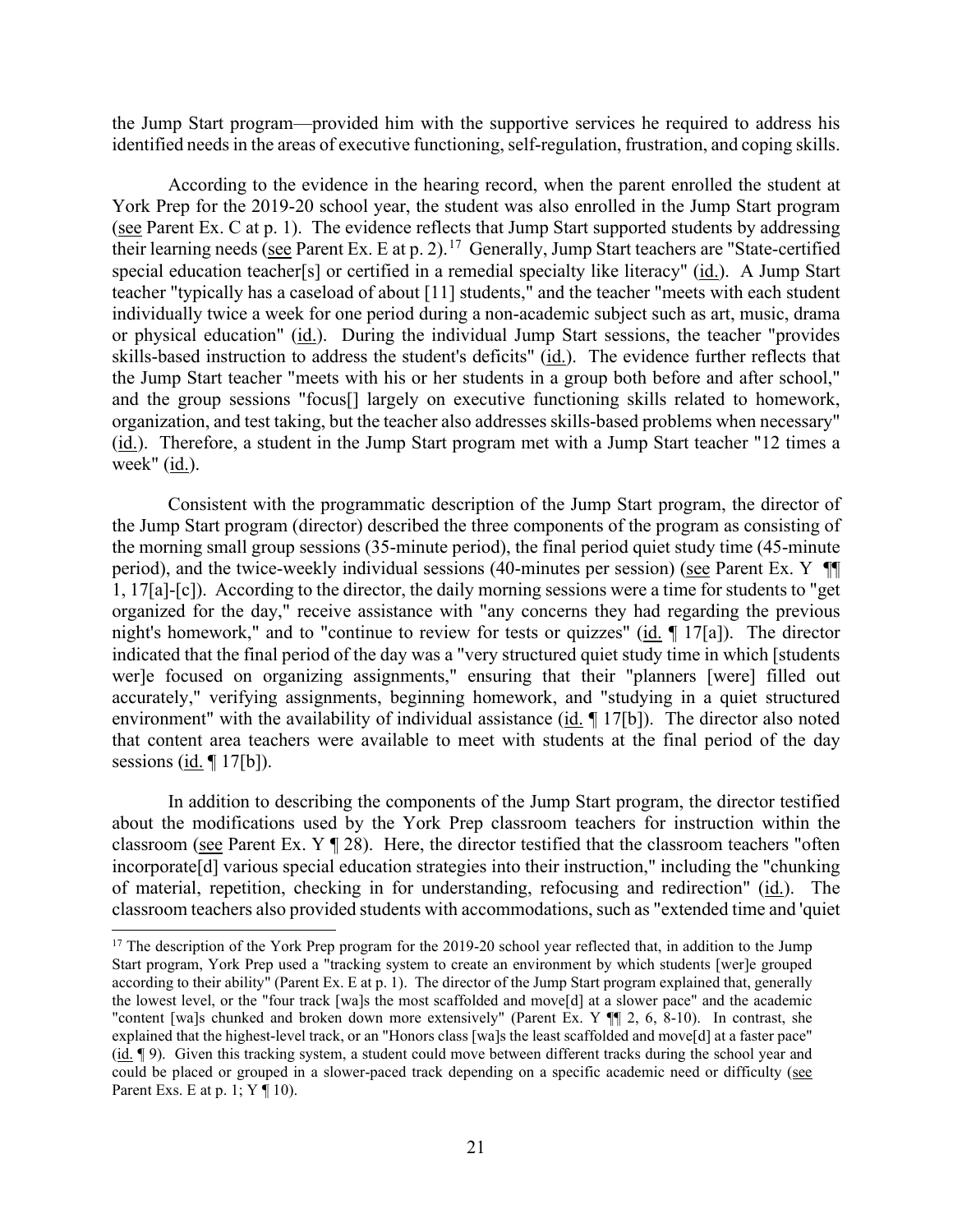the Jump Start program—provided him with the supportive services he required to address his identified needs in the areas of executive functioning, self-regulation, frustration, and coping skills.

According to the evidence in the hearing record, when the parent enrolled the student at York Prep for the 2019-20 school year, the student was also enrolled in the Jump Start program (see Parent Ex. C at p. 1). The evidence reflects that Jump Start supported students by addressing their learning needs (see Parent Ex. E at p. 2).[17] Generally, Jump Start teachers are "State-certified special education teacher[s] or certified in a remedial specialty like literacy" (id.). A Jump Start teacher "typically has a caseload of about [11] students," and the teacher "meets with each student individually twice a week for one period during a non-academic subject such as art, music, drama or physical education" (id.). During the individual Jump Start sessions, the teacher "provides skills-based instruction to address the student's deficits" (id.). The evidence further reflects that the Jump Start teacher "meets with his or her students in a group both before and after school," and the group sessions "focus[] largely on executive functioning skills related to homework, organization, and test taking, but the teacher also addresses skills-based problems when necessary" (id.). Therefore, a student in the Jump Start program met with a Jump Start teacher "12 times a week" (id.).

Consistent with the programmatic description of the Jump Start program, the director of the Jump Start program (director) described the three components of the program as consisting of the morning small group sessions (35-minute period), the final period quiet study time (45-minute period), and the twice-weekly individual sessions (40-minutes per session) (see Parent Ex. Y ¶¶ 1, 17[a]-[c]). According to the director, the daily morning sessions were a time for students to "get organized for the day," receive assistance with "any concerns they had regarding the previous night's homework," and to "continue to review for tests or quizzes" (id. ¶ 17[a]). The director indicated that the final period of the day was a "very structured quiet study time in which [students wer]e focused on organizing assignments," ensuring that their "planners [were] filled out accurately," verifying assignments, beginning homework, and "studying in a quiet structured environment" with the availability of individual assistance (id. ¶ 17[b]). The director also noted that content area teachers were available to meet with students at the final period of the day sessions (id. ¶ 17[b]).

In addition to describing the components of the Jump Start program, the director testified about the modifications used by the York Prep classroom teachers for instruction within the classroom (see Parent Ex. Y ¶ 28). Here, the director testified that the classroom teachers "often incorporate[d] various special education strategies into their instruction," including the "chunking of material, repetition, checking in for understanding, refocusing and redirection" (id.). The classroom teachers also provided students with accommodations, such as "extended time and 'quiet

---

[17] The description of the York Prep program for the 2019-20 school year reflected that, in addition to the Jump Start program, York Prep used a "tracking system to create an environment by which students [wer]e grouped according to their ability" (Parent Ex. E at p. 1). The director of the Jump Start program explained that, generally the lowest level, or the "four track [wa]s the most scaffolded and move[d] at a slower pace" and the academic "content [wa]s chunked and broken down more extensively" (Parent Ex. Y ¶¶ 2, 6, 8-10). In contrast, she explained that the highest-level track, or an "Honors class [wa]s the least scaffolded and move[d] at a faster pace" (id. ¶ 9). Given this tracking system, a student could move between different tracks during the school year and could be placed or grouped in a slower-paced track depending on a specific academic need or difficulty (see Parent Exs. E at p. 1; Y ¶ 10).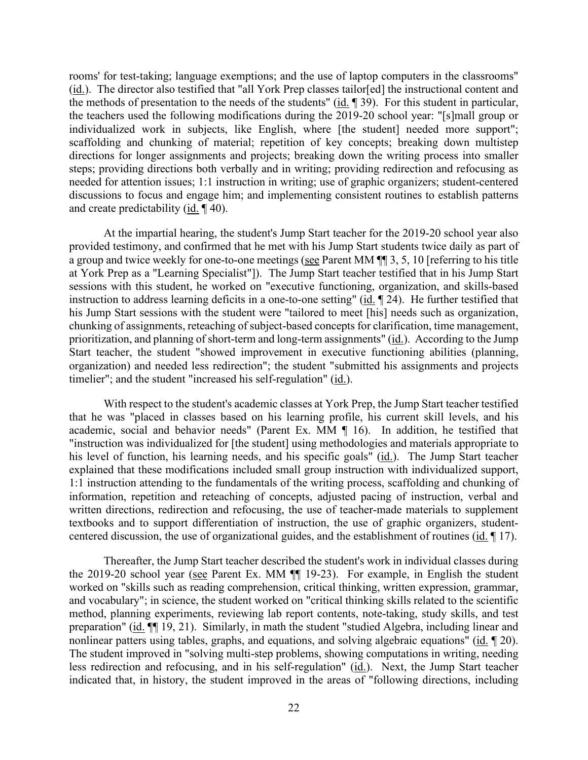rooms' for test-taking; language exemptions; and the use of laptop computers in the classrooms" (id.). The director also testified that "all York Prep classes tailor[ed] the instructional content and the methods of presentation to the needs of the students" (id. ¶ 39). For this student in particular, the teachers used the following modifications during the 2019-20 school year: "[s]mall group or individualized work in subjects, like English, where [the student] needed more support"; scaffolding and chunking of material; repetition of key concepts; breaking down multistep directions for longer assignments and projects; breaking down the writing process into smaller steps; providing directions both verbally and in writing; providing redirection and refocusing as needed for attention issues; 1:1 instruction in writing; use of graphic organizers; student-centered discussions to focus and engage him; and implementing consistent routines to establish patterns and create predictability (id. ¶ 40).

At the impartial hearing, the student's Jump Start teacher for the 2019-20 school year also provided testimony, and confirmed that he met with his Jump Start students twice daily as part of a group and twice weekly for one-to-one meetings (see Parent MM ¶¶ 3, 5, 10 [referring to his title at York Prep as a "Learning Specialist"]). The Jump Start teacher testified that in his Jump Start sessions with this student, he worked on "executive functioning, organization, and skills-based instruction to address learning deficits in a one-to-one setting" (id. ¶ 24). He further testified that his Jump Start sessions with the student were "tailored to meet [his] needs such as organization, chunking of assignments, reteaching of subject-based concepts for clarification, time management, prioritization, and planning of short-term and long-term assignments" (id.). According to the Jump Start teacher, the student "showed improvement in executive functioning abilities (planning, organization) and needed less redirection"; the student "submitted his assignments and projects timelier"; and the student "increased his self-regulation" (id.).

With respect to the student's academic classes at York Prep, the Jump Start teacher testified that he was "placed in classes based on his learning profile, his current skill levels, and his academic, social and behavior needs" (Parent Ex. MM ¶ 16). In addition, he testified that "instruction was individualized for [the student] using methodologies and materials appropriate to his level of function, his learning needs, and his specific goals" (id.). The Jump Start teacher explained that these modifications included small group instruction with individualized support, 1:1 instruction attending to the fundamentals of the writing process, scaffolding and chunking of information, repetition and reteaching of concepts, adjusted pacing of instruction, verbal and written directions, redirection and refocusing, the use of teacher-made materials to supplement textbooks and to support differentiation of instruction, the use of graphic organizers, student-centered discussion, the use of organizational guides, and the establishment of routines (id. ¶ 17).

Thereafter, the Jump Start teacher described the student's work in individual classes during the 2019-20 school year (see Parent Ex. MM ¶¶ 19-23). For example, in English the student worked on "skills such as reading comprehension, critical thinking, written expression, grammar, and vocabulary"; in science, the student worked on "critical thinking skills related to the scientific method, planning experiments, reviewing lab report contents, note-taking, study skills, and test preparation" (id. ¶¶ 19, 21). Similarly, in math the student "studied Algebra, including linear and nonlinear patters using tables, graphs, and equations, and solving algebraic equations" (id. ¶ 20). The student improved in "solving multi-step problems, showing computations in writing, needing less redirection and refocusing, and in his self-regulation" (id.). Next, the Jump Start teacher indicated that, in history, the student improved in the areas of "following directions, including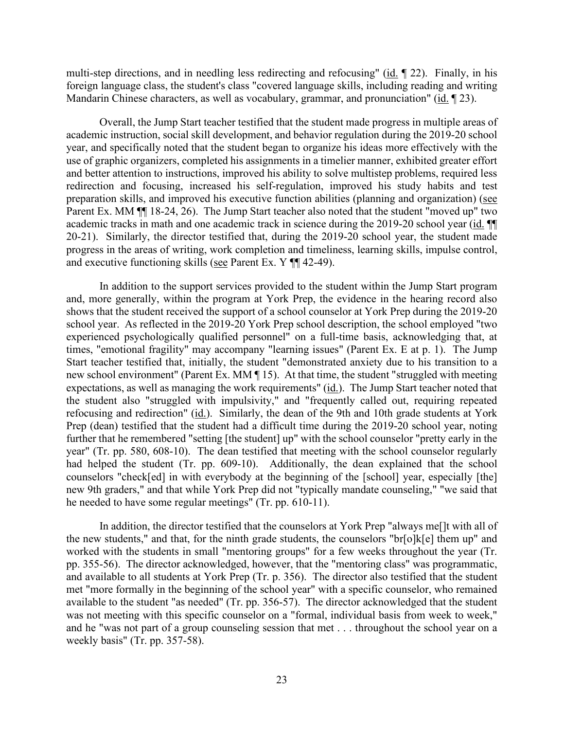multi-step directions, and in needling less redirecting and refocusing" (id. ¶ 22). Finally, in his foreign language class, the student's class "covered language skills, including reading and writing Mandarin Chinese characters, as well as vocabulary, grammar, and pronunciation" (id. ¶ 23).

Overall, the Jump Start teacher testified that the student made progress in multiple areas of academic instruction, social skill development, and behavior regulation during the 2019-20 school year, and specifically noted that the student began to organize his ideas more effectively with the use of graphic organizers, completed his assignments in a timelier manner, exhibited greater effort and better attention to instructions, improved his ability to solve multistep problems, required less redirection and focusing, increased his self-regulation, improved his study habits and test preparation skills, and improved his executive function abilities (planning and organization) (see Parent Ex. MM ¶¶ 18-24, 26). The Jump Start teacher also noted that the student "moved up" two academic tracks in math and one academic track in science during the 2019-20 school year (id. ¶¶ 20-21). Similarly, the director testified that, during the 2019-20 school year, the student made progress in the areas of writing, work completion and timeliness, learning skills, impulse control, and executive functioning skills (see Parent Ex. Y ¶¶ 42-49).

In addition to the support services provided to the student within the Jump Start program and, more generally, within the program at York Prep, the evidence in the hearing record also shows that the student received the support of a school counselor at York Prep during the 2019-20 school year. As reflected in the 2019-20 York Prep school description, the school employed "two experienced psychologically qualified personnel" on a full-time basis, acknowledging that, at times, "emotional fragility" may accompany "learning issues" (Parent Ex. E at p. 1). The Jump Start teacher testified that, initially, the student "demonstrated anxiety due to his transition to a new school environment" (Parent Ex. MM ¶ 15). At that time, the student "struggled with meeting expectations, as well as managing the work requirements" (id.). The Jump Start teacher noted that the student also "struggled with impulsivity," and "frequently called out, requiring repeated refocusing and redirection" (id.). Similarly, the dean of the 9th and 10th grade students at York Prep (dean) testified that the student had a difficult time during the 2019-20 school year, noting further that he remembered "setting [the student] up" with the school counselor "pretty early in the year" (Tr. pp. 580, 608-10). The dean testified that meeting with the school counselor regularly had helped the student (Tr. pp. 609-10). Additionally, the dean explained that the school counselors "check[ed] in with everybody at the beginning of the [school] year, especially [the] new 9th graders," and that while York Prep did not "typically mandate counseling," "we said that he needed to have some regular meetings" (Tr. pp. 610-11).

In addition, the director testified that the counselors at York Prep "always me[]t with all of the new students," and that, for the ninth grade students, the counselors "br[o]k[e] them up" and worked with the students in small "mentoring groups" for a few weeks throughout the year (Tr. pp. 355-56). The director acknowledged, however, that the "mentoring class" was programmatic, and available to all students at York Prep (Tr. p. 356). The director also testified that the student met "more formally in the beginning of the school year" with a specific counselor, who remained available to the student "as needed" (Tr. pp. 356-57). The director acknowledged that the student was not meeting with this specific counselor on a "formal, individual basis from week to week," and he "was not part of a group counseling session that met . . . throughout the school year on a weekly basis" (Tr. pp. 357-58).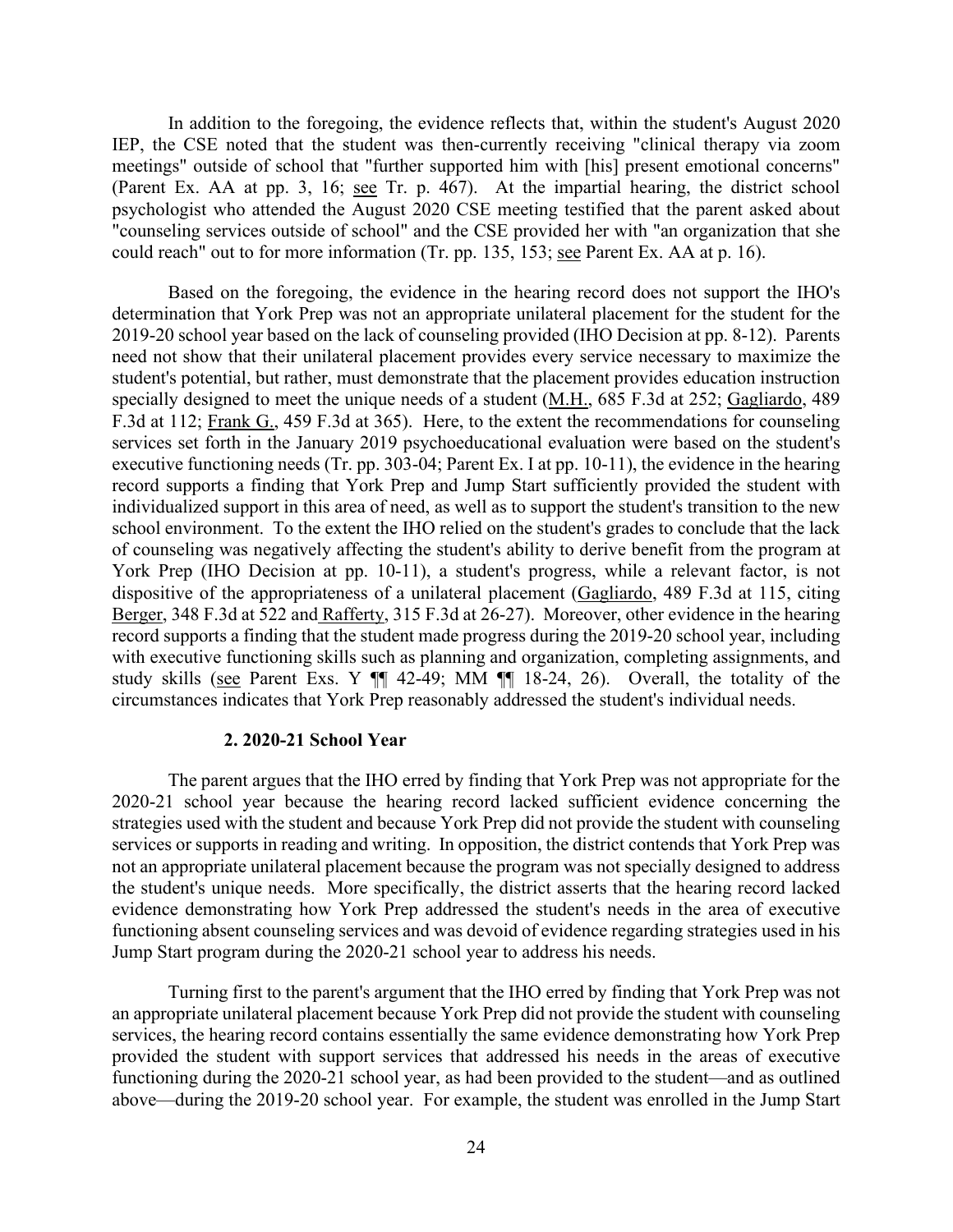In addition to the foregoing, the evidence reflects that, within the student's August 2020 IEP, the CSE noted that the student was then-currently receiving "clinical therapy via zoom meetings" outside of school that "further supported him with [his] present emotional concerns" (Parent Ex. AA at pp. 3, 16; see Tr. p. 467). At the impartial hearing, the district school psychologist who attended the August 2020 CSE meeting testified that the parent asked about "counseling services outside of school" and the CSE provided her with "an organization that she could reach" out to for more information (Tr. pp. 135, 153; see Parent Ex. AA at p. 16).

Based on the foregoing, the evidence in the hearing record does not support the IHO's determination that York Prep was not an appropriate unilateral placement for the student for the 2019-20 school year based on the lack of counseling provided (IHO Decision at pp. 8-12). Parents need not show that their unilateral placement provides every service necessary to maximize the student's potential, but rather, must demonstrate that the placement provides education instruction specially designed to meet the unique needs of a student (M.H., 685 F.3d at 252; Gagliardo, 489 F.3d at 112; Frank G., 459 F.3d at 365). Here, to the extent the recommendations for counseling services set forth in the January 2019 psychoeducational evaluation were based on the student's executive functioning needs (Tr. pp. 303-04; Parent Ex. I at pp. 10-11), the evidence in the hearing record supports a finding that York Prep and Jump Start sufficiently provided the student with individualized support in this area of need, as well as to support the student's transition to the new school environment. To the extent the IHO relied on the student's grades to conclude that the lack of counseling was negatively affecting the student's ability to derive benefit from the program at York Prep (IHO Decision at pp. 10-11), a student's progress, while a relevant factor, is not dispositive of the appropriateness of a unilateral placement (Gagliardo, 489 F.3d at 115, citing Berger, 348 F.3d at 522 and Rafferty, 315 F.3d at 26-27). Moreover, other evidence in the hearing record supports a finding that the student made progress during the 2019-20 school year, including with executive functioning skills such as planning and organization, completing assignments, and study skills (see Parent Exs. Y ¶¶ 42-49; MM ¶¶ 18-24, 26). Overall, the totality of the circumstances indicates that York Prep reasonably addressed the student's individual needs.

#### 2. 2020-21 School Year

The parent argues that the IHO erred by finding that York Prep was not appropriate for the 2020-21 school year because the hearing record lacked sufficient evidence concerning the strategies used with the student and because York Prep did not provide the student with counseling services or supports in reading and writing. In opposition, the district contends that York Prep was not an appropriate unilateral placement because the program was not specially designed to address the student's unique needs. More specifically, the district asserts that the hearing record lacked evidence demonstrating how York Prep addressed the student's needs in the area of executive functioning absent counseling services and was devoid of evidence regarding strategies used in his Jump Start program during the 2020-21 school year to address his needs.

Turning first to the parent's argument that the IHO erred by finding that York Prep was not an appropriate unilateral placement because York Prep did not provide the student with counseling services, the hearing record contains essentially the same evidence demonstrating how York Prep provided the student with support services that addressed his needs in the areas of executive functioning during the 2020-21 school year, as had been provided to the student—and as outlined above—during the 2019-20 school year. For example, the student was enrolled in the Jump Start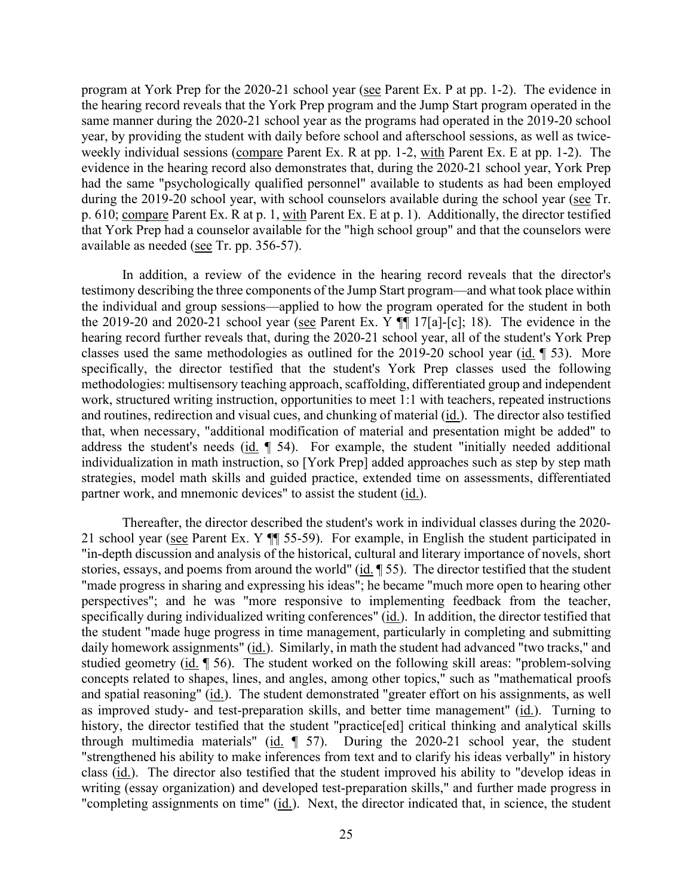program at York Prep for the 2020-21 school year (see Parent Ex. P at pp. 1-2). The evidence in the hearing record reveals that the York Prep program and the Jump Start program operated in the same manner during the 2020-21 school year as the programs had operated in the 2019-20 school year, by providing the student with daily before school and afterschool sessions, as well as twice-weekly individual sessions (compare Parent Ex. R at pp. 1-2, with Parent Ex. E at pp. 1-2). The evidence in the hearing record also demonstrates that, during the 2020-21 school year, York Prep had the same "psychologically qualified personnel" available to students as had been employed during the 2019-20 school year, with school counselors available during the school year (see Tr. p. 610; compare Parent Ex. R at p. 1, with Parent Ex. E at p. 1). Additionally, the director testified that York Prep had a counselor available for the "high school group" and that the counselors were available as needed (see Tr. pp. 356-57).

In addition, a review of the evidence in the hearing record reveals that the director's testimony describing the three components of the Jump Start program—and what took place within the individual and group sessions—applied to how the program operated for the student in both the 2019-20 and 2020-21 school year (see Parent Ex. Y ¶¶ 17[a]-[c]; 18). The evidence in the hearing record further reveals that, during the 2020-21 school year, all of the student's York Prep classes used the same methodologies as outlined for the 2019-20 school year (id. ¶ 53). More specifically, the director testified that the student's York Prep classes used the following methodologies: multisensory teaching approach, scaffolding, differentiated group and independent work, structured writing instruction, opportunities to meet 1:1 with teachers, repeated instructions and routines, redirection and visual cues, and chunking of material (id.). The director also testified that, when necessary, "additional modification of material and presentation might be added" to address the student's needs (id. ¶ 54). For example, the student "initially needed additional individualization in math instruction, so [York Prep] added approaches such as step by step math strategies, model math skills and guided practice, extended time on assessments, differentiated partner work, and mnemonic devices" to assist the student (id.).

Thereafter, the director described the student's work in individual classes during the 2020-21 school year (see Parent Ex. Y ¶¶ 55-59). For example, in English the student participated in "in-depth discussion and analysis of the historical, cultural and literary importance of novels, short stories, essays, and poems from around the world" (id. ¶ 55). The director testified that the student "made progress in sharing and expressing his ideas"; he became "much more open to hearing other perspectives"; and he was "more responsive to implementing feedback from the teacher, specifically during individualized writing conferences" (id.). In addition, the director testified that the student "made huge progress in time management, particularly in completing and submitting daily homework assignments" (id.). Similarly, in math the student had advanced "two tracks," and studied geometry (id. ¶ 56). The student worked on the following skill areas: "problem-solving concepts related to shapes, lines, and angles, among other topics," such as "mathematical proofs and spatial reasoning" (id.). The student demonstrated "greater effort on his assignments, as well as improved study- and test-preparation skills, and better time management" (id.). Turning to history, the director testified that the student "practice[ed] critical thinking and analytical skills through multimedia materials" (id. ¶ 57). During the 2020-21 school year, the student "strengthened his ability to make inferences from text and to clarify his ideas verbally" in history class (id.). The director also testified that the student improved his ability to "develop ideas in writing (essay organization) and developed test-preparation skills," and further made progress in "completing assignments on time" (id.). Next, the director indicated that, in science, the student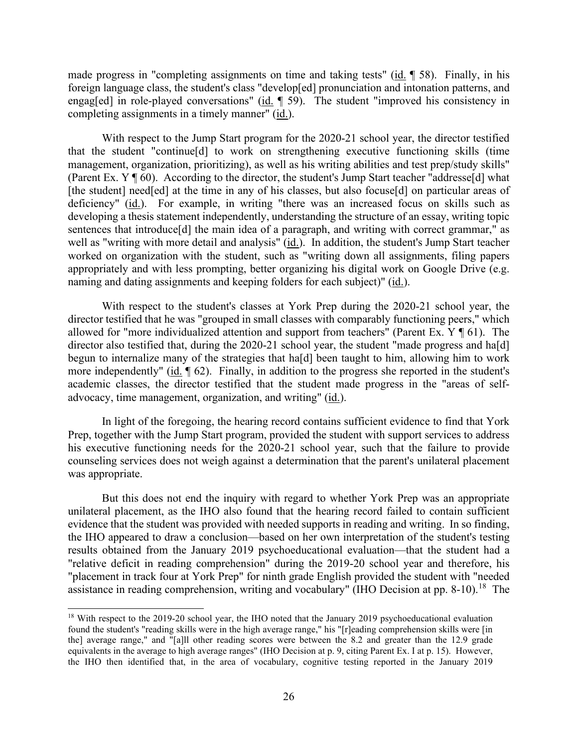made progress in "completing assignments on time and taking tests" (id. ¶ 58). Finally, in his foreign language class, the student's class "develop[ed] pronunciation and intonation patterns, and engag[ed] in role-played conversations" (id. ¶ 59). The student "improved his consistency in completing assignments in a timely manner" (id.).

With respect to the Jump Start program for the 2020-21 school year, the director testified that the student "continue[d] to work on strengthening executive functioning skills (time management, organization, prioritizing), as well as his writing abilities and test prep/study skills" (Parent Ex. Y ¶ 60). According to the director, the student's Jump Start teacher "addresse[d] what [the student] need[ed] at the time in any of his classes, but also focuse[d] on particular areas of deficiency" (id.). For example, in writing "there was an increased focus on skills such as developing a thesis statement independently, understanding the structure of an essay, writing topic sentences that introduce[d] the main idea of a paragraph, and writing with correct grammar," as well as "writing with more detail and analysis" (id.). In addition, the student's Jump Start teacher worked on organization with the student, such as "writing down all assignments, filing papers appropriately and with less prompting, better organizing his digital work on Google Drive (e.g. naming and dating assignments and keeping folders for each subject)" (id.).

With respect to the student's classes at York Prep during the 2020-21 school year, the director testified that he was "grouped in small classes with comparably functioning peers," which allowed for "more individualized attention and support from teachers" (Parent Ex. Y ¶ 61). The director also testified that, during the 2020-21 school year, the student "made progress and ha[d] begun to internalize many of the strategies that ha[d] been taught to him, allowing him to work more independently" (id. ¶ 62). Finally, in addition to the progress she reported in the student's academic classes, the director testified that the student made progress in the "areas of self-advocacy, time management, organization, and writing" (id.).

In light of the foregoing, the hearing record contains sufficient evidence to find that York Prep, together with the Jump Start program, provided the student with support services to address his executive functioning needs for the 2020-21 school year, such that the failure to provide counseling services does not weigh against a determination that the parent's unilateral placement was appropriate.

But this does not end the inquiry with regard to whether York Prep was an appropriate unilateral placement, as the IHO also found that the hearing record failed to contain sufficient evidence that the student was provided with needed supports in reading and writing. In so finding, the IHO appeared to draw a conclusion—based on her own interpretation of the student's testing results obtained from the January 2019 psychoeducational evaluation—that the student had a "relative deficit in reading comprehension" during the 2019-20 school year and therefore, his "placement in track four at York Prep" for ninth grade English provided the student with "needed assistance in reading comprehension, writing and vocabulary" (IHO Decision at pp. 8-10).[18] The

[18] With respect to the 2019-20 school year, the IHO noted that the January 2019 psychoeducational evaluation found the student's "reading skills were in the high average range," his "[r]eading comprehension skills were [in the] average range," and "[a]ll other reading scores were between the 8.2 and greater than the 12.9 grade equivalents in the average to high average ranges" (IHO Decision at p. 9, citing Parent Ex. I at p. 15). However, the IHO then identified that, in the area of vocabulary, cognitive testing reported in the January 2019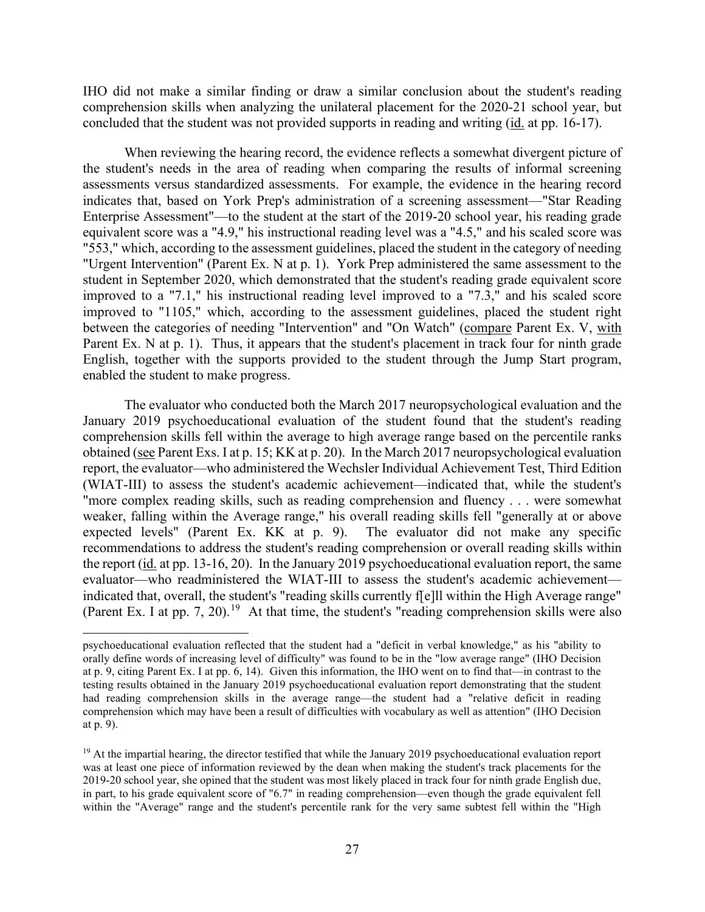IHO did not make a similar finding or draw a similar conclusion about the student's reading comprehension skills when analyzing the unilateral placement for the 2020-21 school year, but concluded that the student was not provided supports in reading and writing (id. at pp. 16-17).

When reviewing the hearing record, the evidence reflects a somewhat divergent picture of the student's needs in the area of reading when comparing the results of informal screening assessments versus standardized assessments. For example, the evidence in the hearing record indicates that, based on York Prep's administration of a screening assessment—"Star Reading Enterprise Assessment"—to the student at the start of the 2019-20 school year, his reading grade equivalent score was a "4.9," his instructional reading level was a "4.5," and his scaled score was "553," which, according to the assessment guidelines, placed the student in the category of needing "Urgent Intervention" (Parent Ex. N at p. 1). York Prep administered the same assessment to the student in September 2020, which demonstrated that the student's reading grade equivalent score improved to a "7.1," his instructional reading level improved to a "7.3," and his scaled score improved to "1105," which, according to the assessment guidelines, placed the student right between the categories of needing "Intervention" and "On Watch" (compare Parent Ex. V, with Parent Ex. N at p. 1). Thus, it appears that the student's placement in track four for ninth grade English, together with the supports provided to the student through the Jump Start program, enabled the student to make progress.

The evaluator who conducted both the March 2017 neuropsychological evaluation and the January 2019 psychoeducational evaluation of the student found that the student's reading comprehension skills fell within the average to high average range based on the percentile ranks obtained (see Parent Exs. I at p. 15; KK at p. 20). In the March 2017 neuropsychological evaluation report, the evaluator—who administered the Wechsler Individual Achievement Test, Third Edition (WIAT-III) to assess the student's academic achievement—indicated that, while the student's "more complex reading skills, such as reading comprehension and fluency . . . were somewhat weaker, falling within the Average range," his overall reading skills fell "generally at or above expected levels" (Parent Ex. KK at p. 9). The evaluator did not make any specific recommendations to address the student's reading comprehension or overall reading skills within the report (id. at pp. 13-16, 20). In the January 2019 psychoeducational evaluation report, the same evaluator—who readministered the WIAT-III to assess the student's academic achievement—indicated that, overall, the student's "reading skills currently f[e]ll within the High Average range" (Parent Ex. I at pp. 7, 20).[19] At that time, the student's "reading comprehension skills were also

---

psychoeducational evaluation reflected that the student had a "deficit in verbal knowledge," as his "ability to orally define words of increasing level of difficulty" was found to be in the "low average range" (IHO Decision at p. 9, citing Parent Ex. I at pp. 6, 14). Given this information, the IHO went on to find that—in contrast to the testing results obtained in the January 2019 psychoeducational evaluation report demonstrating that the student had reading comprehension skills in the average range—the student had a "relative deficit in reading comprehension which may have been a result of difficulties with vocabulary as well as attention" (IHO Decision at p. 9).

[19] At the impartial hearing, the director testified that while the January 2019 psychoeducational evaluation report was at least one piece of information reviewed by the dean when making the student's track placements for the 2019-20 school year, she opined that the student was most likely placed in track four for ninth grade English due, in part, to his grade equivalent score of "6.7" in reading comprehension—even though the grade equivalent fell within the "Average" range and the student's percentile rank for the very same subtest fell within the "High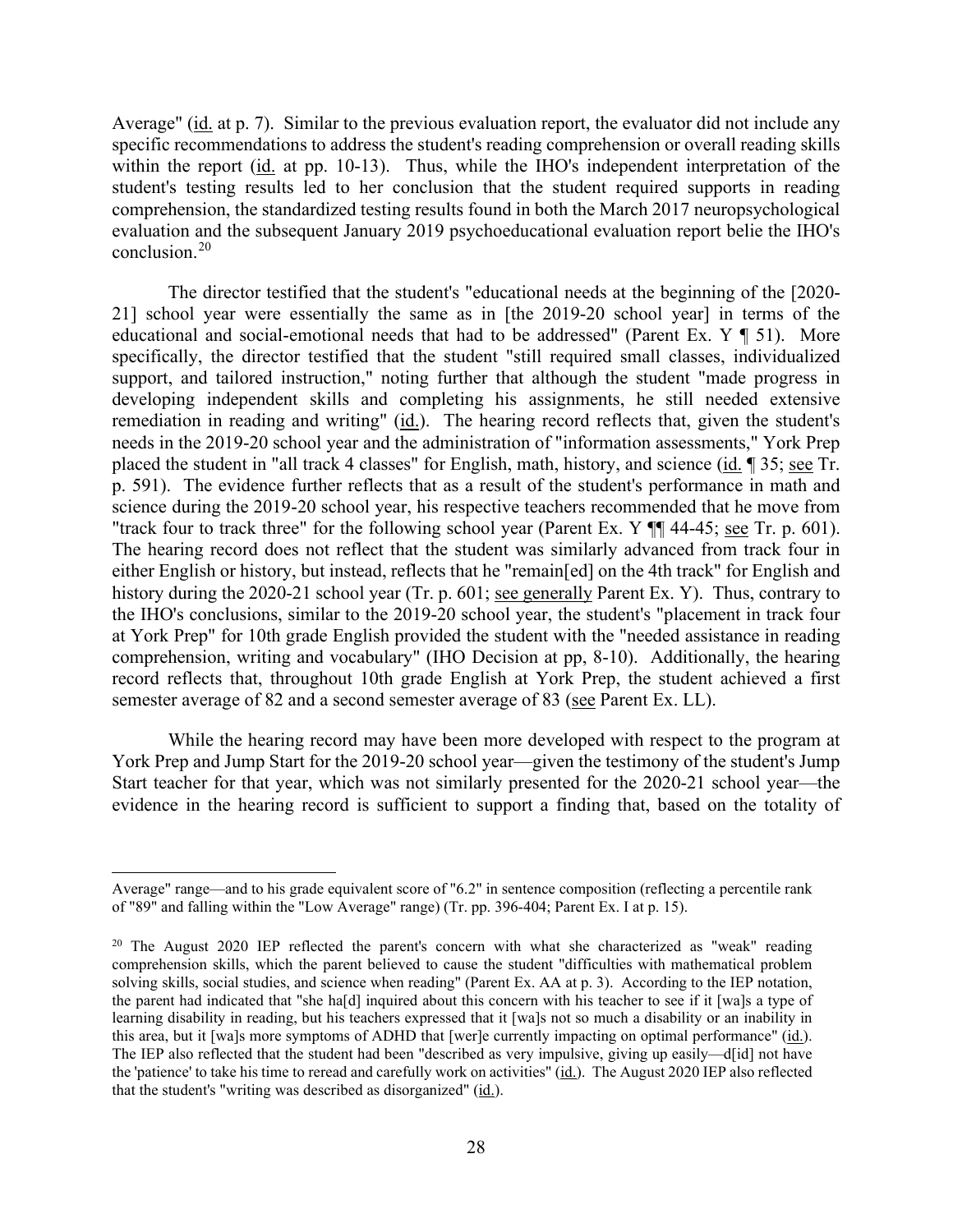Average" (id. at p. 7). Similar to the previous evaluation report, the evaluator did not include any specific recommendations to address the student's reading comprehension or overall reading skills within the report (id. at pp. 10-13). Thus, while the IHO's independent interpretation of the student's testing results led to her conclusion that the student required supports in reading comprehension, the standardized testing results found in both the March 2017 neuropsychological evaluation and the subsequent January 2019 psychoeducational evaluation report belie the IHO's conclusion.[20]

The director testified that the student's "educational needs at the beginning of the [2020-21] school year were essentially the same as in [the 2019-20 school year] in terms of the educational and social-emotional needs that had to be addressed" (Parent Ex. Y ¶ 51). More specifically, the director testified that the student "still required small classes, individualized support, and tailored instruction," noting further that although the student "made progress in developing independent skills and completing his assignments, he still needed extensive remediation in reading and writing" (id.). The hearing record reflects that, given the student's needs in the 2019-20 school year and the administration of "information assessments," York Prep placed the student in "all track 4 classes" for English, math, history, and science (id. ¶ 35; see Tr. p. 591). The evidence further reflects that as a result of the student's performance in math and science during the 2019-20 school year, his respective teachers recommended that he move from "track four to track three" for the following school year (Parent Ex. Y ¶¶ 44-45; see Tr. p. 601). The hearing record does not reflect that the student was similarly advanced from track four in either English or history, but instead, reflects that he "remain[ed] on the 4th track" for English and history during the 2020-21 school year (Tr. p. 601; see generally Parent Ex. Y). Thus, contrary to the IHO's conclusions, similar to the 2019-20 school year, the student's "placement in track four at York Prep" for 10th grade English provided the student with the "needed assistance in reading comprehension, writing and vocabulary" (IHO Decision at pp, 8-10). Additionally, the hearing record reflects that, throughout 10th grade English at York Prep, the student achieved a first semester average of 82 and a second semester average of 83 (see Parent Ex. LL).

While the hearing record may have been more developed with respect to the program at York Prep and Jump Start for the 2019-20 school year—given the testimony of the student's Jump Start teacher for that year, which was not similarly presented for the 2020-21 school year—the evidence in the hearing record is sufficient to support a finding that, based on the totality of

---

Average" range—and to his grade equivalent score of "6.2" in sentence composition (reflecting a percentile rank of "89" and falling within the "Low Average" range) (Tr. pp. 396-404; Parent Ex. I at p. 15).

[20] The August 2020 IEP reflected the parent's concern with what she characterized as "weak" reading comprehension skills, which the parent believed to cause the student "difficulties with mathematical problem solving skills, social studies, and science when reading" (Parent Ex. AA at p. 3). According to the IEP notation, the parent had indicated that "she ha[d] inquired about this concern with his teacher to see if it [wa]s a type of learning disability in reading, but his teachers expressed that it [wa]s not so much a disability or an inability in this area, but it [wa]s more symptoms of ADHD that [wer]e currently impacting on optimal performance" (id.). The IEP also reflected that the student had been "described as very impulsive, giving up easily—d[id] not have the 'patience' to take his time to reread and carefully work on activities" (id.). The August 2020 IEP also reflected that the student's "writing was described as disorganized" (id.).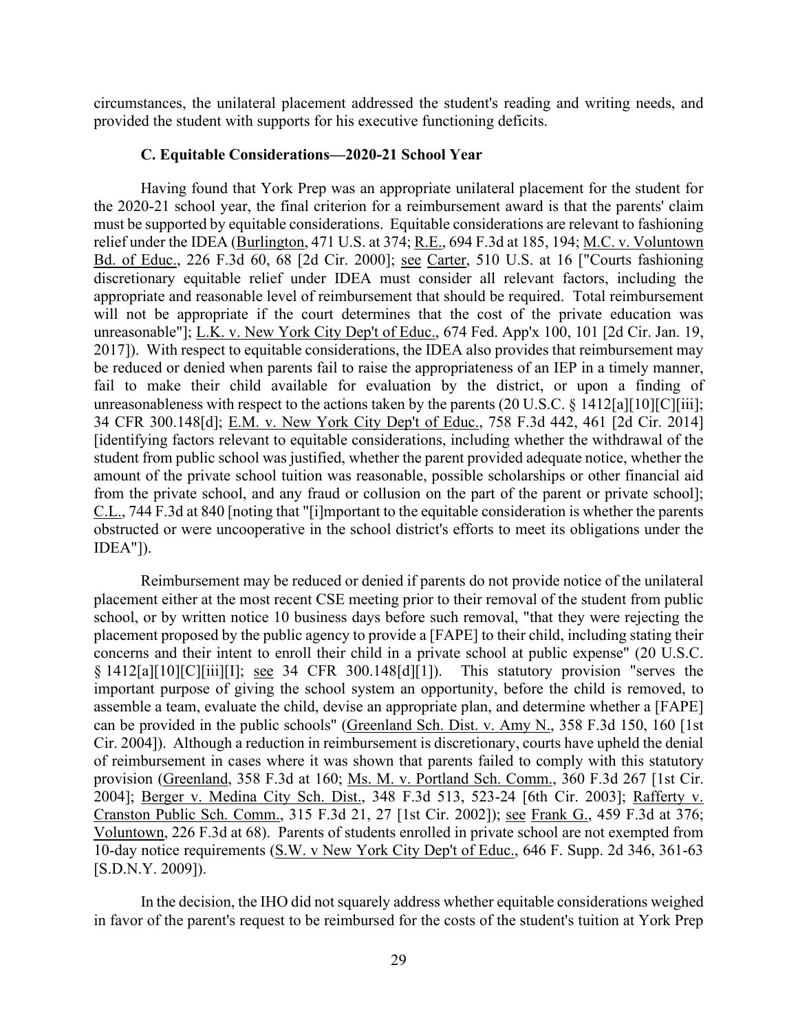circumstances, the unilateral placement addressed the student's reading and writing needs, and provided the student with supports for his executive functioning deficits.

### C. Equitable Considerations—2020-21 School Year

Having found that York Prep was an appropriate unilateral placement for the student for the 2020-21 school year, the final criterion for a reimbursement award is that the parents' claim must be supported by equitable considerations. Equitable considerations are relevant to fashioning relief under the IDEA (Burlington, 471 U.S. at 374; R.E., 694 F.3d at 185, 194; M.C. v. Voluntown Bd. of Educ., 226 F.3d 60, 68 [2d Cir. 2000]; see Carter, 510 U.S. at 16 ["Courts fashioning discretionary equitable relief under IDEA must consider all relevant factors, including the appropriate and reasonable level of reimbursement that should be required. Total reimbursement will not be appropriate if the court determines that the cost of the private education was unreasonable"]; L.K. v. New York City Dep't of Educ., 674 Fed. App'x 100, 101 [2d Cir. Jan. 19, 2017]). With respect to equitable considerations, the IDEA also provides that reimbursement may be reduced or denied when parents fail to raise the appropriateness of an IEP in a timely manner, fail to make their child available for evaluation by the district, or upon a finding of unreasonableness with respect to the actions taken by the parents (20 U.S.C. § 1412[a][10][C][iii]; 34 CFR 300.148[d]; E.M. v. New York City Dep't of Educ., 758 F.3d 442, 461 [2d Cir. 2014] [identifying factors relevant to equitable considerations, including whether the withdrawal of the student from public school was justified, whether the parent provided adequate notice, whether the amount of the private school tuition was reasonable, possible scholarships or other financial aid from the private school, and any fraud or collusion on the part of the parent or private school]; C.L., 744 F.3d at 840 [noting that "[i]mportant to the equitable consideration is whether the parents obstructed or were uncooperative in the school district's efforts to meet its obligations under the IDEA"]).

Reimbursement may be reduced or denied if parents do not provide notice of the unilateral placement either at the most recent CSE meeting prior to their removal of the student from public school, or by written notice 10 business days before such removal, "that they were rejecting the placement proposed by the public agency to provide a [FAPE] to their child, including stating their concerns and their intent to enroll their child in a private school at public expense" (20 U.S.C. § 1412[a][10][C][iii][I]; see 34 CFR 300.148[d][1]). This statutory provision "serves the important purpose of giving the school system an opportunity, before the child is removed, to assemble a team, evaluate the child, devise an appropriate plan, and determine whether a [FAPE] can be provided in the public schools" (Greenland Sch. Dist. v. Amy N., 358 F.3d 150, 160 [1st Cir. 2004]). Although a reduction in reimbursement is discretionary, courts have upheld the denial of reimbursement in cases where it was shown that parents failed to comply with this statutory provision (Greenland, 358 F.3d at 160; Ms. M. v. Portland Sch. Comm., 360 F.3d 267 [1st Cir. 2004]; Berger v. Medina City Sch. Dist., 348 F.3d 513, 523-24 [6th Cir. 2003]; Rafferty v. Cranston Public Sch. Comm., 315 F.3d 21, 27 [1st Cir. 2002]); see Frank G., 459 F.3d at 376; Voluntown, 226 F.3d at 68). Parents of students enrolled in private school are not exempted from 10-day notice requirements (S.W. v New York City Dep't of Educ., 646 F. Supp. 2d 346, 361-63 [S.D.N.Y. 2009]).

In the decision, the IHO did not squarely address whether equitable considerations weighed in favor of the parent's request to be reimbursed for the costs of the student's tuition at York Prep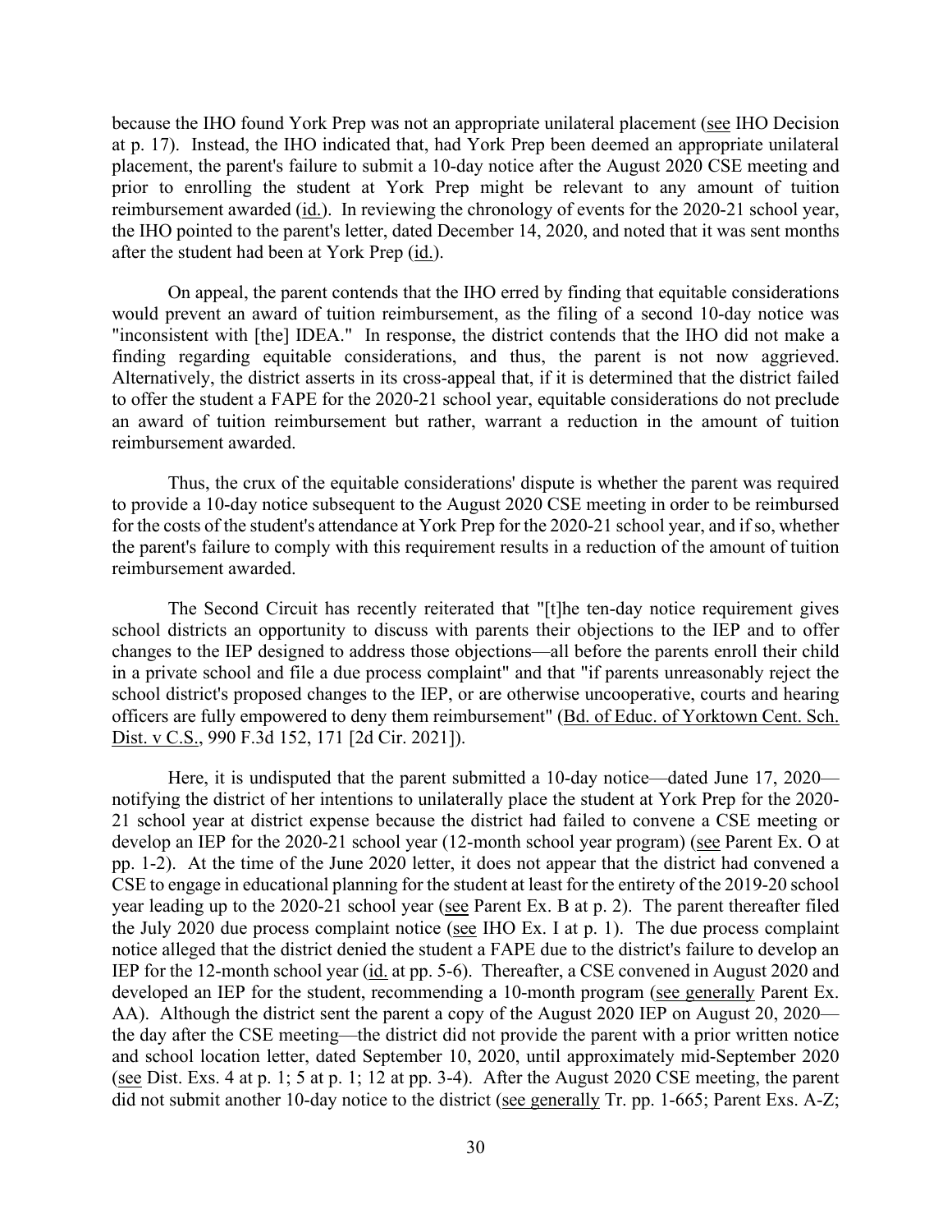because the IHO found York Prep was not an appropriate unilateral placement (see IHO Decision at p. 17). Instead, the IHO indicated that, had York Prep been deemed an appropriate unilateral placement, the parent's failure to submit a 10-day notice after the August 2020 CSE meeting and prior to enrolling the student at York Prep might be relevant to any amount of tuition reimbursement awarded (id.). In reviewing the chronology of events for the 2020-21 school year, the IHO pointed to the parent's letter, dated December 14, 2020, and noted that it was sent months after the student had been at York Prep (id.).

On appeal, the parent contends that the IHO erred by finding that equitable considerations would prevent an award of tuition reimbursement, as the filing of a second 10-day notice was "inconsistent with [the] IDEA." In response, the district contends that the IHO did not make a finding regarding equitable considerations, and thus, the parent is not now aggrieved. Alternatively, the district asserts in its cross-appeal that, if it is determined that the district failed to offer the student a FAPE for the 2020-21 school year, equitable considerations do not preclude an award of tuition reimbursement but rather, warrant a reduction in the amount of tuition reimbursement awarded.

Thus, the crux of the equitable considerations' dispute is whether the parent was required to provide a 10-day notice subsequent to the August 2020 CSE meeting in order to be reimbursed for the costs of the student's attendance at York Prep for the 2020-21 school year, and if so, whether the parent's failure to comply with this requirement results in a reduction of the amount of tuition reimbursement awarded.

The Second Circuit has recently reiterated that "[t]he ten-day notice requirement gives school districts an opportunity to discuss with parents their objections to the IEP and to offer changes to the IEP designed to address those objections—all before the parents enroll their child in a private school and file a due process complaint" and that "if parents unreasonably reject the school district's proposed changes to the IEP, or are otherwise uncooperative, courts and hearing officers are fully empowered to deny them reimbursement" (Bd. of Educ. of Yorktown Cent. Sch. Dist. v C.S., 990 F.3d 152, 171 [2d Cir. 2021]).

Here, it is undisputed that the parent submitted a 10-day notice—dated June 17, 2020—notifying the district of her intentions to unilaterally place the student at York Prep for the 2020-21 school year at district expense because the district had failed to convene a CSE meeting or develop an IEP for the 2020-21 school year (12-month school year program) (see Parent Ex. O at pp. 1-2). At the time of the June 2020 letter, it does not appear that the district had convened a CSE to engage in educational planning for the student at least for the entirety of the 2019-20 school year leading up to the 2020-21 school year (see Parent Ex. B at p. 2). The parent thereafter filed the July 2020 due process complaint notice (see IHO Ex. I at p. 1). The due process complaint notice alleged that the district denied the student a FAPE due to the district's failure to develop an IEP for the 12-month school year (id. at pp. 5-6). Thereafter, a CSE convened in August 2020 and developed an IEP for the student, recommending a 10-month program (see generally Parent Ex. AA). Although the district sent the parent a copy of the August 2020 IEP on August 20, 2020—the day after the CSE meeting—the district did not provide the parent with a prior written notice and school location letter, dated September 10, 2020, until approximately mid-September 2020 (see Dist. Exs. 4 at p. 1; 5 at p. 1; 12 at pp. 3-4). After the August 2020 CSE meeting, the parent did not submit another 10-day notice to the district (see generally Tr. pp. 1-665; Parent Exs. A-Z;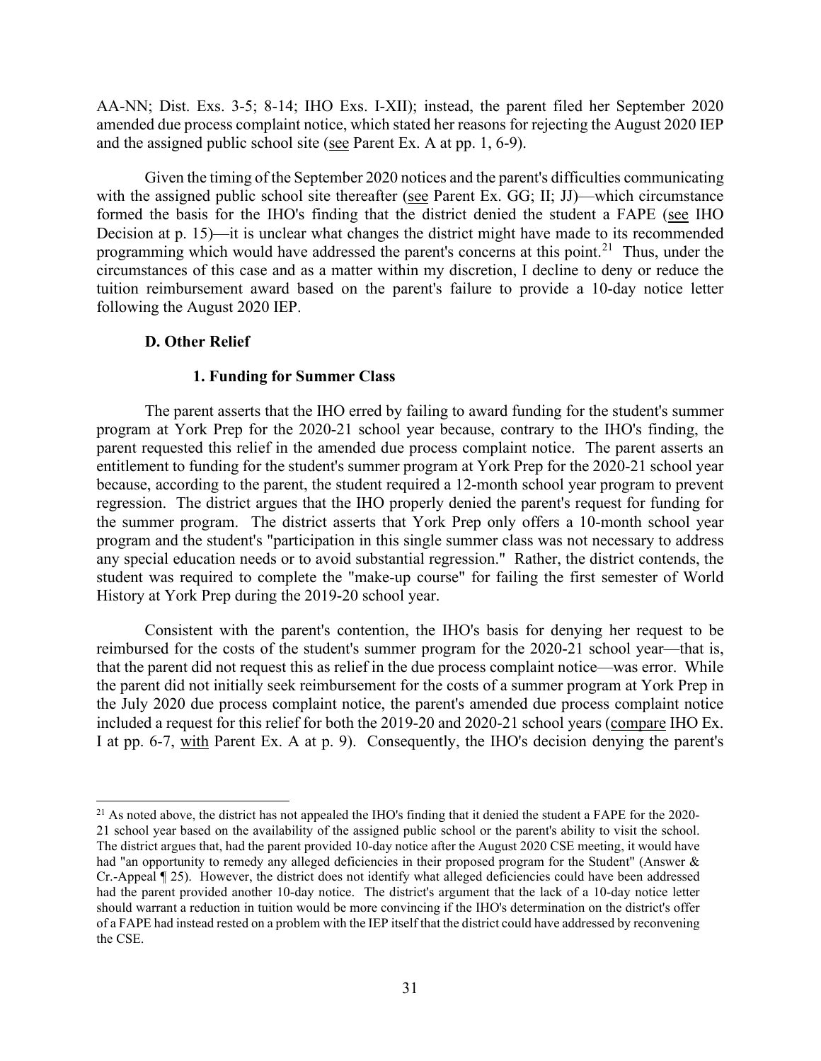AA-NN; Dist. Exs. 3-5; 8-14; IHO Exs. I-XII); instead, the parent filed her September 2020 amended due process complaint notice, which stated her reasons for rejecting the August 2020 IEP and the assigned public school site (see Parent Ex. A at pp. 1, 6-9).

Given the timing of the September 2020 notices and the parent's difficulties communicating with the assigned public school site thereafter (see Parent Ex. GG; II; JJ)—which circumstance formed the basis for the IHO's finding that the district denied the student a FAPE (see IHO Decision at p. 15)—it is unclear what changes the district might have made to its recommended programming which would have addressed the parent's concerns at this point.[21] Thus, under the circumstances of this case and as a matter within my discretion, I decline to deny or reduce the tuition reimbursement award based on the parent's failure to provide a 10-day notice letter following the August 2020 IEP.

### D. Other Relief

#### 1. Funding for Summer Class

The parent asserts that the IHO erred by failing to award funding for the student's summer program at York Prep for the 2020-21 school year because, contrary to the IHO's finding, the parent requested this relief in the amended due process complaint notice. The parent asserts an entitlement to funding for the student's summer program at York Prep for the 2020-21 school year because, according to the parent, the student required a 12-month school year program to prevent regression. The district argues that the IHO properly denied the parent's request for funding for the summer program. The district asserts that York Prep only offers a 10-month school year program and the student's "participation in this single summer class was not necessary to address any special education needs or to avoid substantial regression." Rather, the district contends, the student was required to complete the "make-up course" for failing the first semester of World History at York Prep during the 2019-20 school year.

Consistent with the parent's contention, the IHO's basis for denying her request to be reimbursed for the costs of the student's summer program for the 2020-21 school year—that is, that the parent did not request this as relief in the due process complaint notice—was error. While the parent did not initially seek reimbursement for the costs of a summer program at York Prep in the July 2020 due process complaint notice, the parent's amended due process complaint notice included a request for this relief for both the 2019-20 and 2020-21 school years (compare IHO Ex. I at pp. 6-7, with Parent Ex. A at p. 9). Consequently, the IHO's decision denying the parent's

[21] As noted above, the district has not appealed the IHO's finding that it denied the student a FAPE for the 2020-21 school year based on the availability of the assigned public school or the parent's ability to visit the school. The district argues that, had the parent provided 10-day notice after the August 2020 CSE meeting, it would have had "an opportunity to remedy any alleged deficiencies in their proposed program for the Student" (Answer & Cr.-Appeal ¶ 25). However, the district does not identify what alleged deficiencies could have been addressed had the parent provided another 10-day notice. The district's argument that the lack of a 10-day notice letter should warrant a reduction in tuition would be more convincing if the IHO's determination on the district's offer of a FAPE had instead rested on a problem with the IEP itself that the district could have addressed by reconvening the CSE.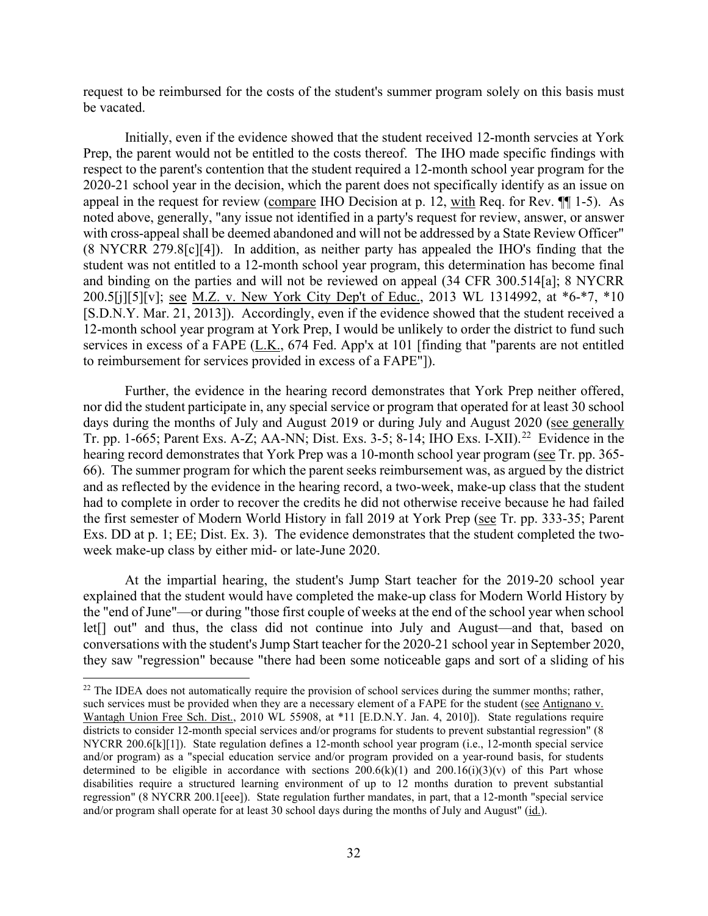request to be reimbursed for the costs of the student's summer program solely on this basis must be vacated.

Initially, even if the evidence showed that the student received 12-month servcies at York Prep, the parent would not be entitled to the costs thereof. The IHO made specific findings with respect to the parent's contention that the student required a 12-month school year program for the 2020-21 school year in the decision, which the parent does not specifically identify as an issue on appeal in the request for review (compare IHO Decision at p. 12, with Req. for Rev. ¶¶ 1-5). As noted above, generally, "any issue not identified in a party's request for review, answer, or answer with cross-appeal shall be deemed abandoned and will not be addressed by a State Review Officer" (8 NYCRR 279.8[c][4]). In addition, as neither party has appealed the IHO's finding that the student was not entitled to a 12-month school year program, this determination has become final and binding on the parties and will not be reviewed on appeal (34 CFR 300.514[a]; 8 NYCRR 200.5[j][5][v]; see M.Z. v. New York City Dep't of Educ., 2013 WL 1314992, at *6-*7, *10 [S.D.N.Y. Mar. 21, 2013]). Accordingly, even if the evidence showed that the student received a 12-month school year program at York Prep, I would be unlikely to order the district to fund such services in excess of a FAPE (L.K., 674 Fed. App'x at 101 [finding that "parents are not entitled to reimbursement for services provided in excess of a FAPE"]).

Further, the evidence in the hearing record demonstrates that York Prep neither offered, nor did the student participate in, any special service or program that operated for at least 30 school days during the months of July and August 2019 or during July and August 2020 (see generally Tr. pp. 1-665; Parent Exs. A-Z; AA-NN; Dist. Exs. 3-5; 8-14; IHO Exs. I-XII).[22] Evidence in the hearing record demonstrates that York Prep was a 10-month school year program (see Tr. pp. 365-66). The summer program for which the parent seeks reimbursement was, as argued by the district and as reflected by the evidence in the hearing record, a two-week, make-up class that the student had to complete in order to recover the credits he did not otherwise receive because he had failed the first semester of Modern World History in fall 2019 at York Prep (see Tr. pp. 333-35; Parent Exs. DD at p. 1; EE; Dist. Ex. 3). The evidence demonstrates that the student completed the two-week make-up class by either mid- or late-June 2020.

At the impartial hearing, the student's Jump Start teacher for the 2019-20 school year explained that the student would have completed the make-up class for Modern World History by the "end of June"—or during "those first couple of weeks at the end of the school year when school let[] out" and thus, the class did not continue into July and August—and that, based on conversations with the student's Jump Start teacher for the 2020-21 school year in September 2020, they saw "regression" because "there had been some noticeable gaps and sort of a sliding of his

---

[22] The IDEA does not automatically require the provision of school services during the summer months; rather, such services must be provided when they are a necessary element of a FAPE for the student (see Antignano v. Wantagh Union Free Sch. Dist., 2010 WL 55908, at *11 [E.D.N.Y. Jan. 4, 2010]). State regulations require districts to consider 12-month special services and/or programs for students to prevent substantial regression" (8 NYCRR 200.6[k][1]). State regulation defines a 12-month school year program (i.e., 12-month special service and/or program) as a "special education service and/or program provided on a year-round basis, for students determined to be eligible in accordance with sections 200.6(k)(1) and 200.16(i)(3)(v) of this Part whose disabilities require a structured learning environment of up to 12 months duration to prevent substantial regression" (8 NYCRR 200.1[eee]). State regulation further mandates, in part, that a 12-month "special service and/or program shall operate for at least 30 school days during the months of July and August" (id.).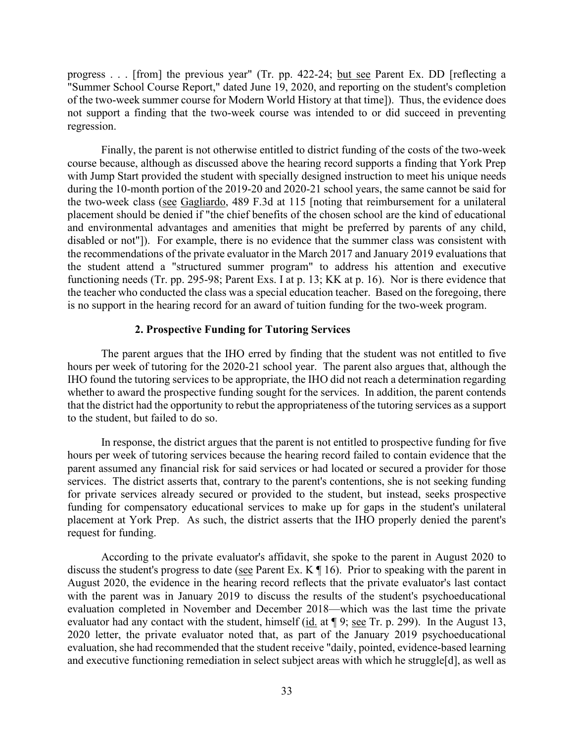progress . . . [from] the previous year" (Tr. pp. 422-24; but see Parent Ex. DD [reflecting a "Summer School Course Report," dated June 19, 2020, and reporting on the student's completion of the two-week summer course for Modern World History at that time]). Thus, the evidence does not support a finding that the two-week course was intended to or did succeed in preventing regression.

Finally, the parent is not otherwise entitled to district funding of the costs of the two-week course because, although as discussed above the hearing record supports a finding that York Prep with Jump Start provided the student with specially designed instruction to meet his unique needs during the 10-month portion of the 2019-20 and 2020-21 school years, the same cannot be said for the two-week class (see Gagliardo, 489 F.3d at 115 [noting that reimbursement for a unilateral placement should be denied if "the chief benefits of the chosen school are the kind of educational and environmental advantages and amenities that might be preferred by parents of any child, disabled or not"]). For example, there is no evidence that the summer class was consistent with the recommendations of the private evaluator in the March 2017 and January 2019 evaluations that the student attend a "structured summer program" to address his attention and executive functioning needs (Tr. pp. 295-98; Parent Exs. I at p. 13; KK at p. 16). Nor is there evidence that the teacher who conducted the class was a special education teacher. Based on the foregoing, there is no support in the hearing record for an award of tuition funding for the two-week program.

### 2. Prospective Funding for Tutoring Services

The parent argues that the IHO erred by finding that the student was not entitled to five hours per week of tutoring for the 2020-21 school year. The parent also argues that, although the IHO found the tutoring services to be appropriate, the IHO did not reach a determination regarding whether to award the prospective funding sought for the services. In addition, the parent contends that the district had the opportunity to rebut the appropriateness of the tutoring services as a support to the student, but failed to do so.

In response, the district argues that the parent is not entitled to prospective funding for five hours per week of tutoring services because the hearing record failed to contain evidence that the parent assumed any financial risk for said services or had located or secured a provider for those services. The district asserts that, contrary to the parent's contentions, she is not seeking funding for private services already secured or provided to the student, but instead, seeks prospective funding for compensatory educational services to make up for gaps in the student's unilateral placement at York Prep. As such, the district asserts that the IHO properly denied the parent's request for funding.

According to the private evaluator's affidavit, she spoke to the parent in August 2020 to discuss the student's progress to date (see Parent Ex. K ¶ 16). Prior to speaking with the parent in August 2020, the evidence in the hearing record reflects that the private evaluator's last contact with the parent was in January 2019 to discuss the results of the student's psychoeducational evaluation completed in November and December 2018—which was the last time the private evaluator had any contact with the student, himself (id. at ¶ 9; see Tr. p. 299). In the August 13, 2020 letter, the private evaluator noted that, as part of the January 2019 psychoeducational evaluation, she had recommended that the student receive "daily, pointed, evidence-based learning and executive functioning remediation in select subject areas with which he struggle[d], as well as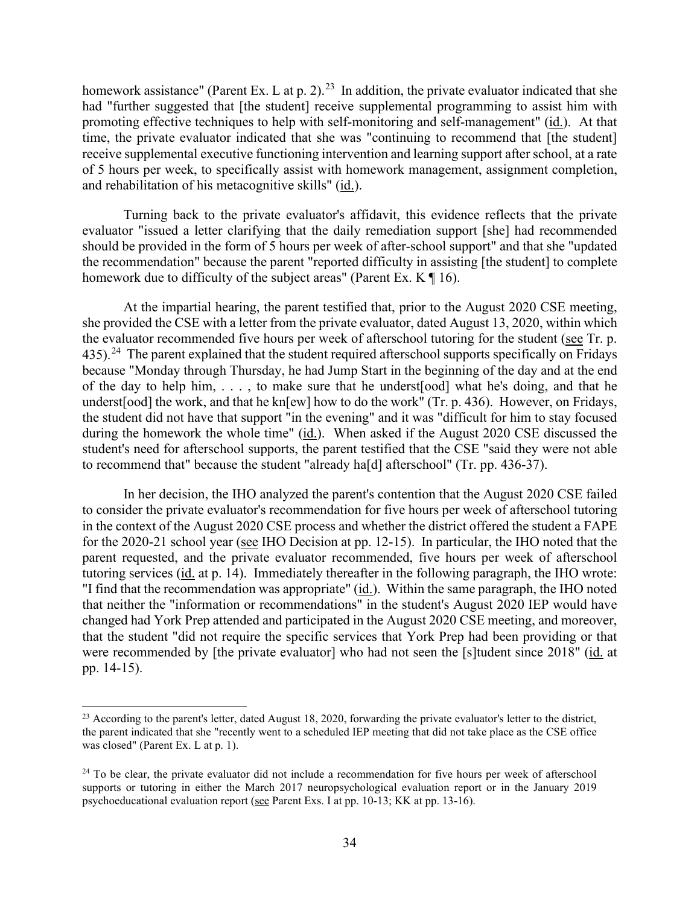homework assistance" (Parent Ex. L at p. 2).[23] In addition, the private evaluator indicated that she had "further suggested that [the student] receive supplemental programming to assist him with promoting effective techniques to help with self-monitoring and self-management" (id.). At that time, the private evaluator indicated that she was "continuing to recommend that [the student] receive supplemental executive functioning intervention and learning support after school, at a rate of 5 hours per week, to specifically assist with homework management, assignment completion, and rehabilitation of his metacognitive skills" (id.).

Turning back to the private evaluator's affidavit, this evidence reflects that the private evaluator "issued a letter clarifying that the daily remediation support [she] had recommended should be provided in the form of 5 hours per week of after-school support" and that she "updated the recommendation" because the parent "reported difficulty in assisting [the student] to complete homework due to difficulty of the subject areas" (Parent Ex. K ¶ 16).

At the impartial hearing, the parent testified that, prior to the August 2020 CSE meeting, she provided the CSE with a letter from the private evaluator, dated August 13, 2020, within which the evaluator recommended five hours per week of afterschool tutoring for the student (see Tr. p. 435).[24] The parent explained that the student required afterschool supports specifically on Fridays because "Monday through Thursday, he had Jump Start in the beginning of the day and at the end of the day to help him, . . . , to make sure that he underst[ood] what he's doing, and that he underst[ood] the work, and that he kn[ew] how to do the work" (Tr. p. 436). However, on Fridays, the student did not have that support "in the evening" and it was "difficult for him to stay focused during the homework the whole time" (id.). When asked if the August 2020 CSE discussed the student's need for afterschool supports, the parent testified that the CSE "said they were not able to recommend that" because the student "already ha[d] afterschool" (Tr. pp. 436-37).

In her decision, the IHO analyzed the parent's contention that the August 2020 CSE failed to consider the private evaluator's recommendation for five hours per week of afterschool tutoring in the context of the August 2020 CSE process and whether the district offered the student a FAPE for the 2020-21 school year (see IHO Decision at pp. 12-15). In particular, the IHO noted that the parent requested, and the private evaluator recommended, five hours per week of afterschool tutoring services (id. at p. 14). Immediately thereafter in the following paragraph, the IHO wrote: "I find that the recommendation was appropriate" (id.). Within the same paragraph, the IHO noted that neither the "information or recommendations" in the student's August 2020 IEP would have changed had York Prep attended and participated in the August 2020 CSE meeting, and moreover, that the student "did not require the specific services that York Prep had been providing or that were recommended by [the private evaluator] who had not seen the [s]tudent since 2018" (id. at pp. 14-15).

---

[23] According to the parent's letter, dated August 18, 2020, forwarding the private evaluator's letter to the district, the parent indicated that she "recently went to a scheduled IEP meeting that did not take place as the CSE office was closed" (Parent Ex. L at p. 1).

[24] To be clear, the private evaluator did not include a recommendation for five hours per week of afterschool supports or tutoring in either the March 2017 neuropsychological evaluation report or in the January 2019 psychoeducational evaluation report (see Parent Exs. I at pp. 10-13; KK at pp. 13-16).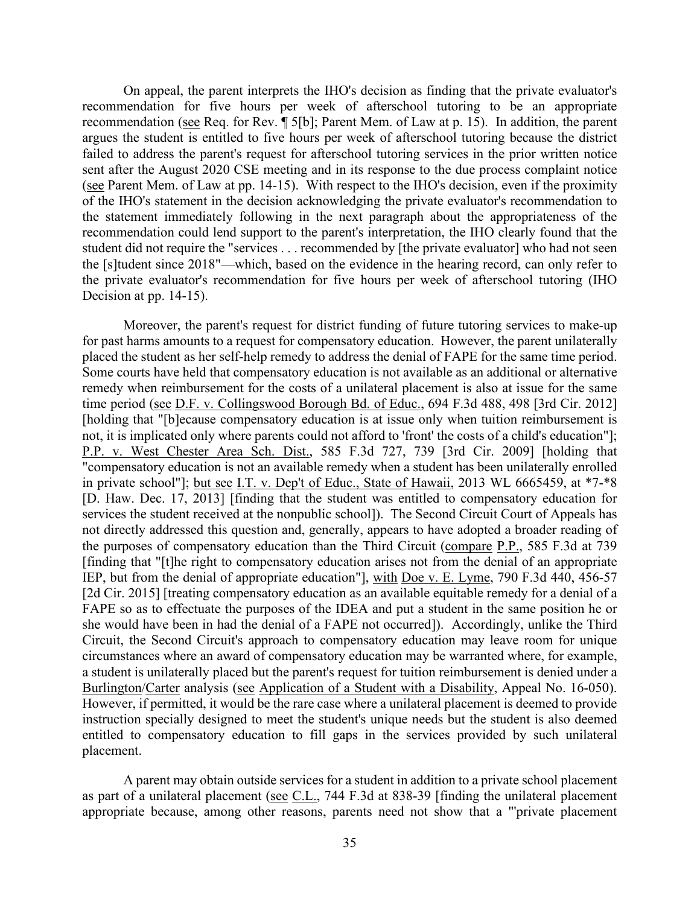On appeal, the parent interprets the IHO's decision as finding that the private evaluator's recommendation for five hours per week of afterschool tutoring to be an appropriate recommendation (see Req. for Rev. ¶ 5[b]; Parent Mem. of Law at p. 15). In addition, the parent argues the student is entitled to five hours per week of afterschool tutoring because the district failed to address the parent's request for afterschool tutoring services in the prior written notice sent after the August 2020 CSE meeting and in its response to the due process complaint notice (see Parent Mem. of Law at pp. 14-15). With respect to the IHO's decision, even if the proximity of the IHO's statement in the decision acknowledging the private evaluator's recommendation to the statement immediately following in the next paragraph about the appropriateness of the recommendation could lend support to the parent's interpretation, the IHO clearly found that the student did not require the "services . . . recommended by [the private evaluator] who had not seen the [s]tudent since 2018"—which, based on the evidence in the hearing record, can only refer to the private evaluator's recommendation for five hours per week of afterschool tutoring (IHO Decision at pp. 14-15).

Moreover, the parent's request for district funding of future tutoring services to make-up for past harms amounts to a request for compensatory education. However, the parent unilaterally placed the student as her self-help remedy to address the denial of FAPE for the same time period. Some courts have held that compensatory education is not available as an additional or alternative remedy when reimbursement for the costs of a unilateral placement is also at issue for the same time period (see D.F. v. Collingswood Borough Bd. of Educ., 694 F.3d 488, 498 [3rd Cir. 2012] [holding that "[b]ecause compensatory education is at issue only when tuition reimbursement is not, it is implicated only where parents could not afford to 'front' the costs of a child's education"]; P.P. v. West Chester Area Sch. Dist., 585 F.3d 727, 739 [3rd Cir. 2009] [holding that "compensatory education is not an available remedy when a student has been unilaterally enrolled in private school"]; but see I.T. v. Dep't of Educ., State of Hawaii, 2013 WL 6665459, at *7-*8 [D. Haw. Dec. 17, 2013] [finding that the student was entitled to compensatory education for services the student received at the nonpublic school]). The Second Circuit Court of Appeals has not directly addressed this question and, generally, appears to have adopted a broader reading of the purposes of compensatory education than the Third Circuit (compare P.P., 585 F.3d at 739 [finding that "[t]he right to compensatory education arises not from the denial of an appropriate IEP, but from the denial of appropriate education"], with Doe v. E. Lyme, 790 F.3d 440, 456-57 [2d Cir. 2015] [treating compensatory education as an available equitable remedy for a denial of a FAPE so as to effectuate the purposes of the IDEA and put a student in the same position he or she would have been in had the denial of a FAPE not occurred]). Accordingly, unlike the Third Circuit, the Second Circuit's approach to compensatory education may leave room for unique circumstances where an award of compensatory education may be warranted where, for example, a student is unilaterally placed but the parent's request for tuition reimbursement is denied under a Burlington/Carter analysis (see Application of a Student with a Disability, Appeal No. 16-050). However, if permitted, it would be the rare case where a unilateral placement is deemed to provide instruction specially designed to meet the student's unique needs but the student is also deemed entitled to compensatory education to fill gaps in the services provided by such unilateral placement.

A parent may obtain outside services for a student in addition to a private school placement as part of a unilateral placement (see C.L., 744 F.3d at 838-39 [finding the unilateral placement appropriate because, among other reasons, parents need not show that a "'private placement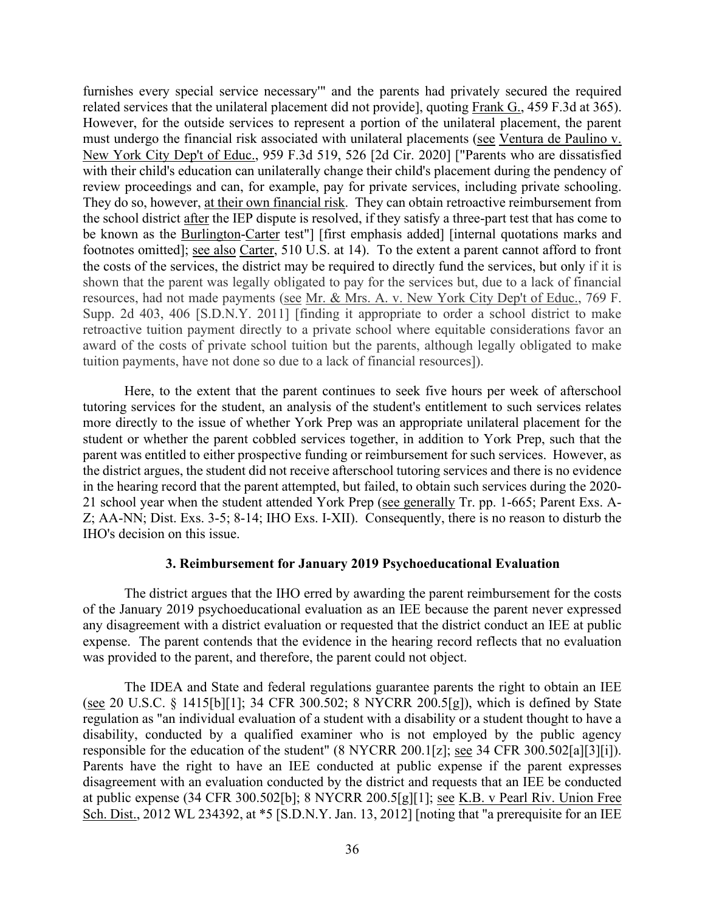furnishes every special service necessary'" and the parents had privately secured the required related services that the unilateral placement did not provide], quoting Frank G., 459 F.3d at 365). However, for the outside services to represent a portion of the unilateral placement, the parent must undergo the financial risk associated with unilateral placements (see Ventura de Paulino v. New York City Dep't of Educ., 959 F.3d 519, 526 [2d Cir. 2020] ["Parents who are dissatisfied with their child's education can unilaterally change their child's placement during the pendency of review proceedings and can, for example, pay for private services, including private schooling. They do so, however, at their own financial risk. They can obtain retroactive reimbursement from the school district after the IEP dispute is resolved, if they satisfy a three-part test that has come to be known as the Burlington-Carter test"] [first emphasis added] [internal quotations marks and footnotes omitted]; see also Carter, 510 U.S. at 14). To the extent a parent cannot afford to front the costs of the services, the district may be required to directly fund the services, but only if it is shown that the parent was legally obligated to pay for the services but, due to a lack of financial resources, had not made payments (see Mr. & Mrs. A. v. New York City Dep't of Educ., 769 F. Supp. 2d 403, 406 [S.D.N.Y. 2011] [finding it appropriate to order a school district to make retroactive tuition payment directly to a private school where equitable considerations favor an award of the costs of private school tuition but the parents, although legally obligated to make tuition payments, have not done so due to a lack of financial resources]).

Here, to the extent that the parent continues to seek five hours per week of afterschool tutoring services for the student, an analysis of the student's entitlement to such services relates more directly to the issue of whether York Prep was an appropriate unilateral placement for the student or whether the parent cobbled services together, in addition to York Prep, such that the parent was entitled to either prospective funding or reimbursement for such services. However, as the district argues, the student did not receive afterschool tutoring services and there is no evidence in the hearing record that the parent attempted, but failed, to obtain such services during the 2020-21 school year when the student attended York Prep (see generally Tr. pp. 1-665; Parent Exs. A-Z; AA-NN; Dist. Exs. 3-5; 8-14; IHO Exs. I-XII). Consequently, there is no reason to disturb the IHO's decision on this issue.

### 3. Reimbursement for January 2019 Psychoeducational Evaluation

The district argues that the IHO erred by awarding the parent reimbursement for the costs of the January 2019 psychoeducational evaluation as an IEE because the parent never expressed any disagreement with a district evaluation or requested that the district conduct an IEE at public expense. The parent contends that the evidence in the hearing record reflects that no evaluation was provided to the parent, and therefore, the parent could not object.

The IDEA and State and federal regulations guarantee parents the right to obtain an IEE (see 20 U.S.C. § 1415[b][1]; 34 CFR 300.502; 8 NYCRR 200.5[g]), which is defined by State regulation as "an individual evaluation of a student with a disability or a student thought to have a disability, conducted by a qualified examiner who is not employed by the public agency responsible for the education of the student" (8 NYCRR 200.1[z]; see 34 CFR 300.502[a][3][i]). Parents have the right to have an IEE conducted at public expense if the parent expresses disagreement with an evaluation conducted by the district and requests that an IEE be conducted at public expense (34 CFR 300.502[b]; 8 NYCRR 200.5[g][1]; see K.B. v Pearl Riv. Union Free Sch. Dist., 2012 WL 234392, at *5 [S.D.N.Y. Jan. 13, 2012] [noting that "a prerequisite for an IEE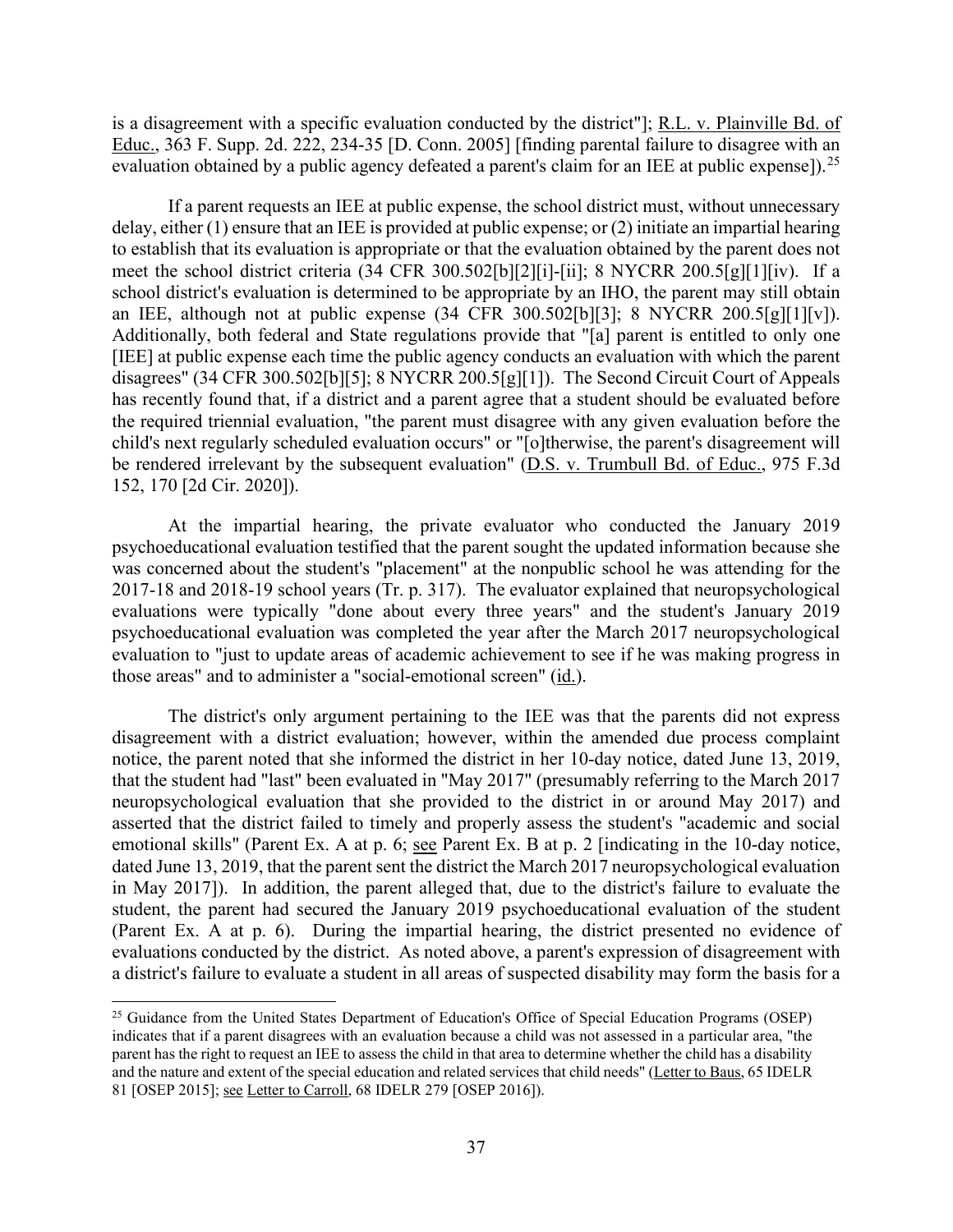is a disagreement with a specific evaluation conducted by the district"]; R.L. v. Plainville Bd. of Educ., 363 F. Supp. 2d. 222, 234-35 [D. Conn. 2005] [finding parental failure to disagree with an evaluation obtained by a public agency defeated a parent's claim for an IEE at public expense]).[25]

If a parent requests an IEE at public expense, the school district must, without unnecessary delay, either (1) ensure that an IEE is provided at public expense; or (2) initiate an impartial hearing to establish that its evaluation is appropriate or that the evaluation obtained by the parent does not meet the school district criteria (34 CFR 300.502[b][2][i]-[ii]; 8 NYCRR 200.5[g][1][iv). If a school district's evaluation is determined to be appropriate by an IHO, the parent may still obtain an IEE, although not at public expense (34 CFR 300.502[b][3]; 8 NYCRR 200.5[g][1][v]). Additionally, both federal and State regulations provide that "[a] parent is entitled to only one [IEE] at public expense each time the public agency conducts an evaluation with which the parent disagrees" (34 CFR 300.502[b][5]; 8 NYCRR 200.5[g][1]). The Second Circuit Court of Appeals has recently found that, if a district and a parent agree that a student should be evaluated before the required triennial evaluation, "the parent must disagree with any given evaluation before the child's next regularly scheduled evaluation occurs" or "[o]therwise, the parent's disagreement will be rendered irrelevant by the subsequent evaluation" (D.S. v. Trumbull Bd. of Educ., 975 F.3d 152, 170 [2d Cir. 2020]).

At the impartial hearing, the private evaluator who conducted the January 2019 psychoeducational evaluation testified that the parent sought the updated information because she was concerned about the student's "placement" at the nonpublic school he was attending for the 2017-18 and 2018-19 school years (Tr. p. 317). The evaluator explained that neuropsychological evaluations were typically "done about every three years" and the student's January 2019 psychoeducational evaluation was completed the year after the March 2017 neuropsychological evaluation to "just to update areas of academic achievement to see if he was making progress in those areas" and to administer a "social-emotional screen" (id.).

The district's only argument pertaining to the IEE was that the parents did not express disagreement with a district evaluation; however, within the amended due process complaint notice, the parent noted that she informed the district in her 10-day notice, dated June 13, 2019, that the student had "last" been evaluated in "May 2017" (presumably referring to the March 2017 neuropsychological evaluation that she provided to the district in or around May 2017) and asserted that the district failed to timely and properly assess the student's "academic and social emotional skills" (Parent Ex. A at p. 6; see Parent Ex. B at p. 2 [indicating in the 10-day notice, dated June 13, 2019, that the parent sent the district the March 2017 neuropsychological evaluation in May 2017]). In addition, the parent alleged that, due to the district's failure to evaluate the student, the parent had secured the January 2019 psychoeducational evaluation of the student (Parent Ex. A at p. 6). During the impartial hearing, the district presented no evidence of evaluations conducted by the district. As noted above, a parent's expression of disagreement with a district's failure to evaluate a student in all areas of suspected disability may form the basis for a

[25] Guidance from the United States Department of Education's Office of Special Education Programs (OSEP) indicates that if a parent disagrees with an evaluation because a child was not assessed in a particular area, "the parent has the right to request an IEE to assess the child in that area to determine whether the child has a disability and the nature and extent of the special education and related services that child needs" (Letter to Baus, 65 IDELR 81 [OSEP 2015]; see Letter to Carroll, 68 IDELR 279 [OSEP 2016]).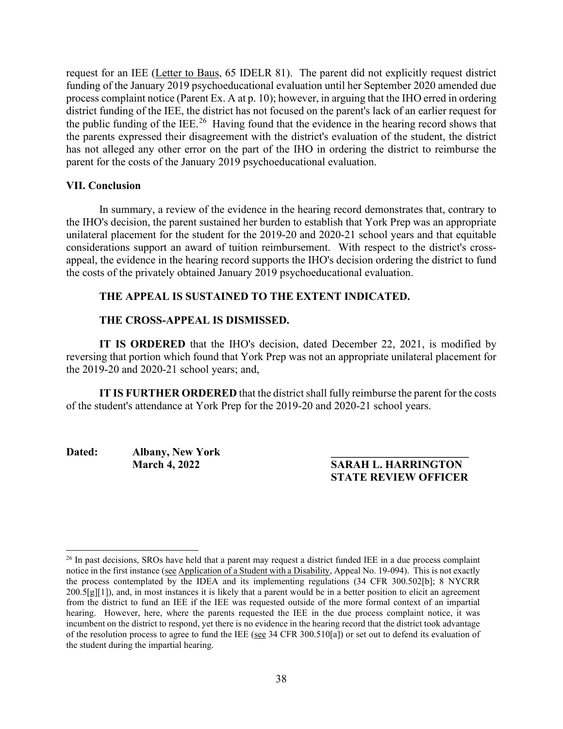request for an IEE (Letter to Baus, 65 IDELR 81). The parent did not explicitly request district funding of the January 2019 psychoeducational evaluation until her September 2020 amended due process complaint notice (Parent Ex. A at p. 10); however, in arguing that the IHO erred in ordering district funding of the IEE, the district has not focused on the parent's lack of an earlier request for the public funding of the IEE.[26] Having found that the evidence in the hearing record shows that the parents expressed their disagreement with the district's evaluation of the student, the district has not alleged any other error on the part of the IHO in ordering the district to reimburse the parent for the costs of the January 2019 psychoeducational evaluation.

**VII. Conclusion**

In summary, a review of the evidence in the hearing record demonstrates that, contrary to the IHO's decision, the parent sustained her burden to establish that York Prep was an appropriate unilateral placement for the student for the 2019-20 and 2020-21 school years and that equitable considerations support an award of tuition reimbursement. With respect to the district's cross-appeal, the evidence in the hearing record supports the IHO's decision ordering the district to fund the costs of the privately obtained January 2019 psychoeducational evaluation.

**THE APPEAL IS SUSTAINED TO THE EXTENT INDICATED.**

**THE CROSS-APPEAL IS DISMISSED.**

**IT IS ORDERED** that the IHO's decision, dated December 22, 2021, is modified by reversing that portion which found that York Prep was not an appropriate unilateral placement for the 2019-20 and 2020-21 school years; and,

**IT IS FURTHER ORDERED** that the district shall fully reimburse the parent for the costs of the student's attendance at York Prep for the 2019-20 and 2020-21 school years.

**Dated: Albany, New York**
**March 4, 2022**

**SARAH L. HARRINGTON**
**STATE REVIEW OFFICER**

[26] In past decisions, SROs have held that a parent may request a district funded IEE in a due process complaint notice in the first instance (see Application of a Student with a Disability, Appeal No. 19-094). This is not exactly the process contemplated by the IDEA and its implementing regulations (34 CFR 300.502[b]; 8 NYCRR 200.5[g][1]), and, in most instances it is likely that a parent would be in a better position to elicit an agreement from the district to fund an IEE if the IEE was requested outside of the more formal context of an impartial hearing. However, here, where the parents requested the IEE in the due process complaint notice, it was incumbent on the district to respond, yet there is no evidence in the hearing record that the district took advantage of the resolution process to agree to fund the IEE (see 34 CFR 300.510[a]) or set out to defend its evaluation of the student during the impartial hearing.